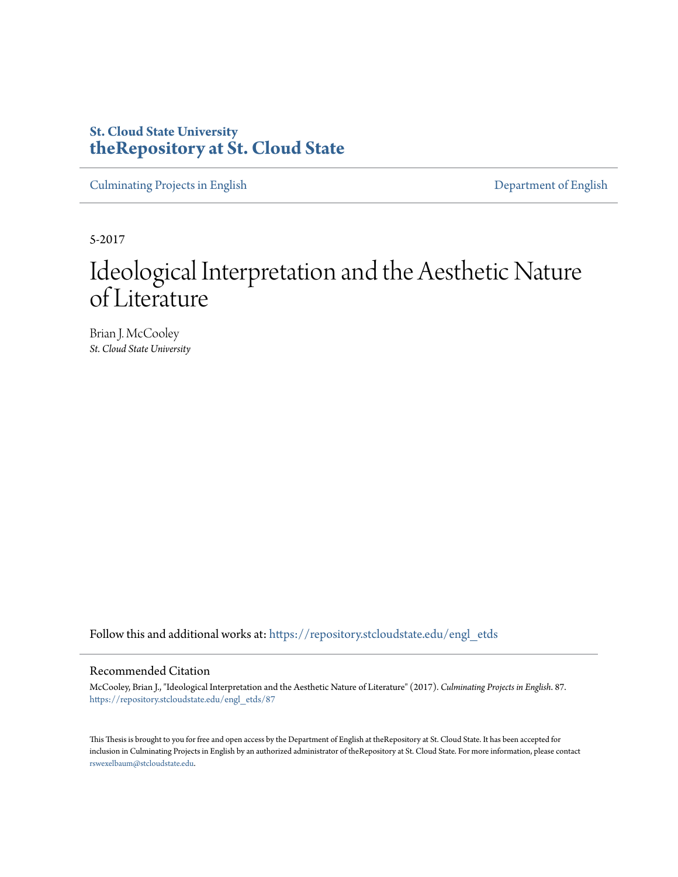**St. Cloud State University**
# theRepository at St. Cloud State

Culminating Projects in English | Department of English

5-2017

# Ideological Interpretation and the Aesthetic Nature of Literature

Brian J. McCooley
*St. Cloud State University*

Follow this and additional works at: https://repository.stcloudstate.edu/engl_etds

## Recommended Citation

McCooley, Brian J., "Ideological Interpretation and the Aesthetic Nature of Literature" (2017). *Culminating Projects in English*. 87.
https://repository.stcloudstate.edu/engl_etds/87

This Thesis is brought to you for free and open access by the Department of English at theRepository at St. Cloud State. It has been accepted for inclusion in Culminating Projects in English by an authorized administrator of theRepository at St. Cloud State. For more information, please contact rswexelbaum@stcloudstate.edu.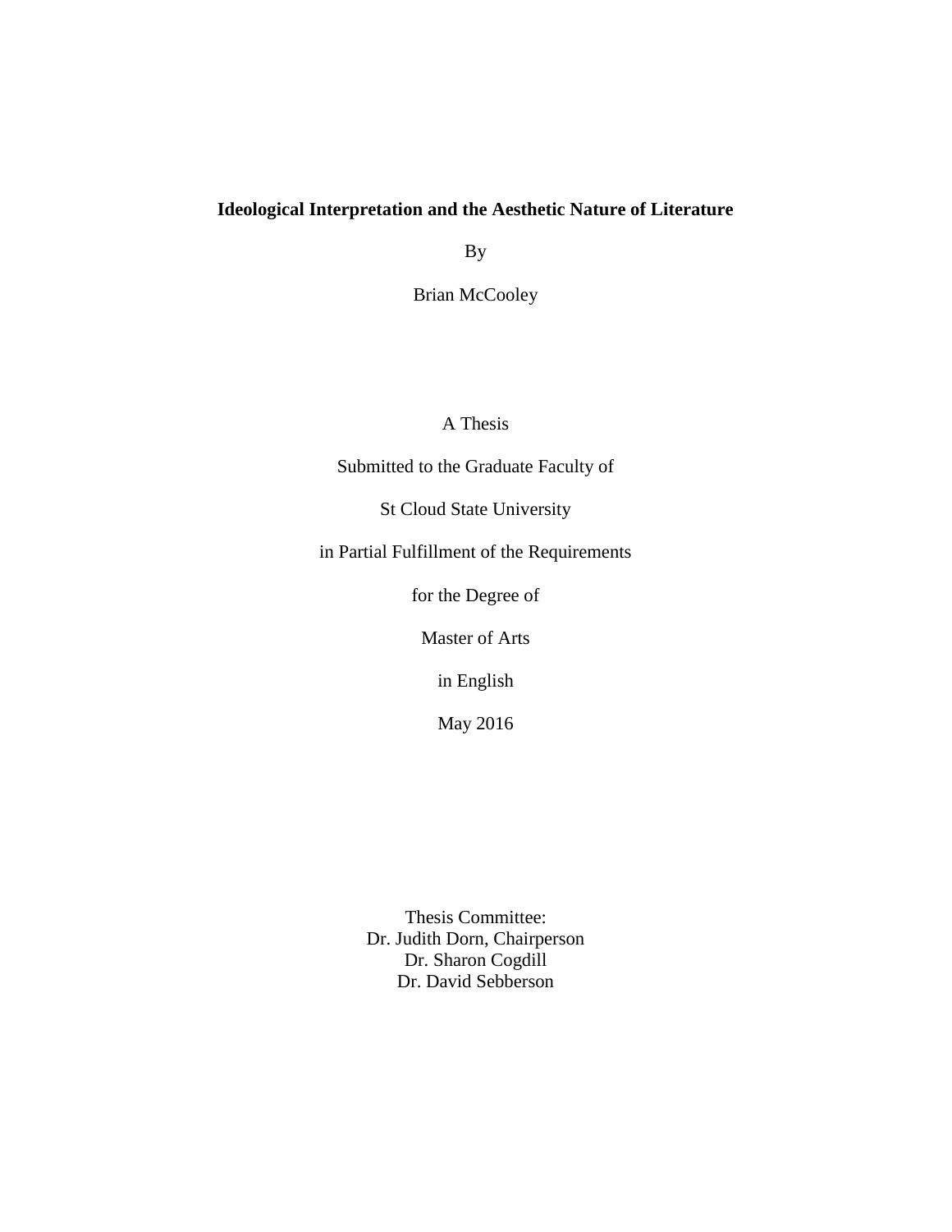**Ideological Interpretation and the Aesthetic Nature of Literature**

By

Brian McCooley

A Thesis

Submitted to the Graduate Faculty of

St Cloud State University

in Partial Fulfillment of the Requirements

for the Degree of

Master of Arts

in English

May 2016

Thesis Committee:
Dr. Judith Dorn, Chairperson
Dr. Sharon Cogdill
Dr. David Sebberson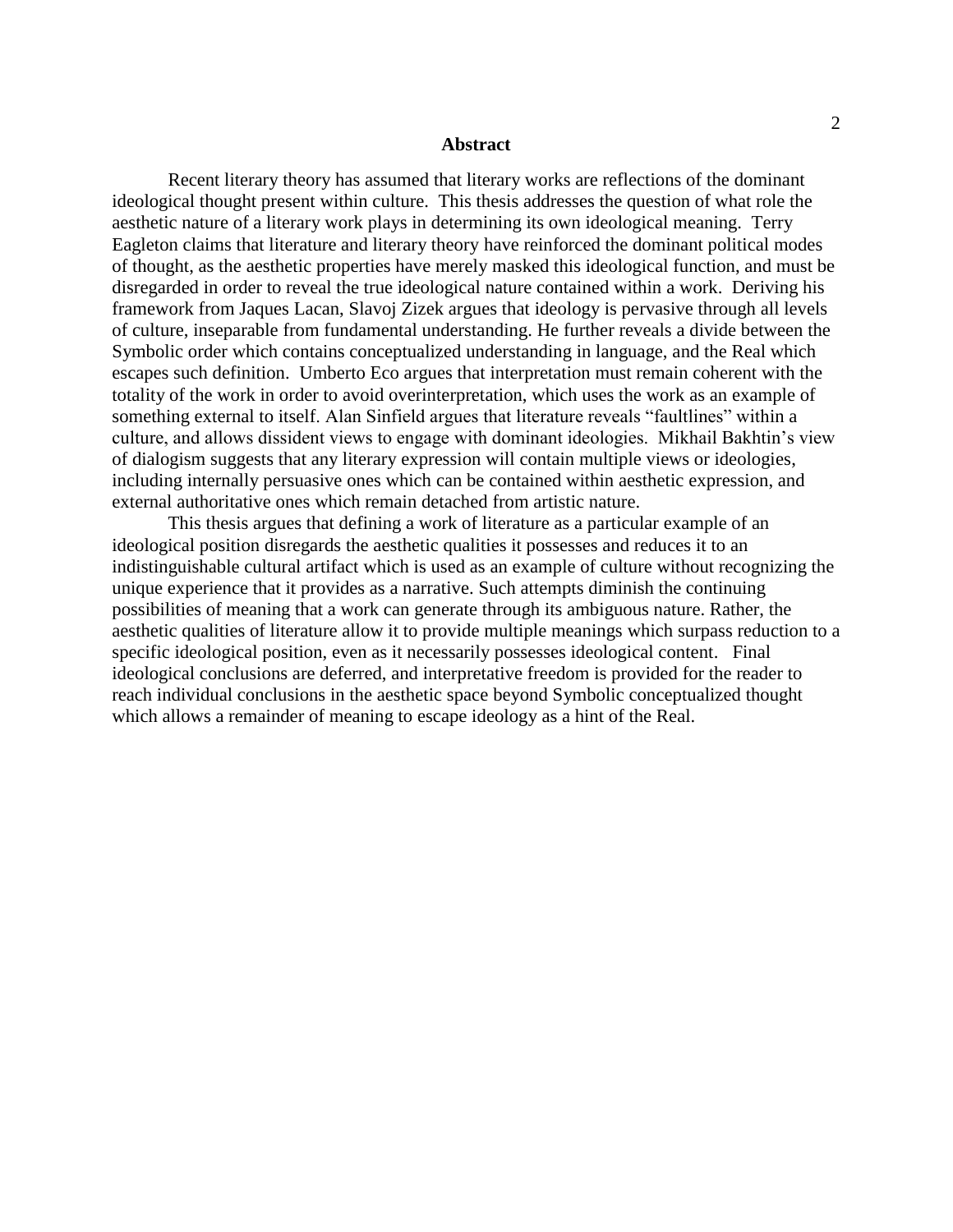# Abstract

Recent literary theory has assumed that literary works are reflections of the dominant ideological thought present within culture. This thesis addresses the question of what role the aesthetic nature of a literary work plays in determining its own ideological meaning. Terry Eagleton claims that literature and literary theory have reinforced the dominant political modes of thought, as the aesthetic properties have merely masked this ideological function, and must be disregarded in order to reveal the true ideological nature contained within a work. Deriving his framework from Jaques Lacan, Slavoj Zizek argues that ideology is pervasive through all levels of culture, inseparable from fundamental understanding. He further reveals a divide between the Symbolic order which contains conceptualized understanding in language, and the Real which escapes such definition. Umberto Eco argues that interpretation must remain coherent with the totality of the work in order to avoid overinterpretation, which uses the work as an example of something external to itself. Alan Sinfield argues that literature reveals "faultlines" within a culture, and allows dissident views to engage with dominant ideologies. Mikhail Bakhtin's view of dialogism suggests that any literary expression will contain multiple views or ideologies, including internally persuasive ones which can be contained within aesthetic expression, and external authoritative ones which remain detached from artistic nature.

This thesis argues that defining a work of literature as a particular example of an ideological position disregards the aesthetic qualities it possesses and reduces it to an indistinguishable cultural artifact which is used as an example of culture without recognizing the unique experience that it provides as a narrative. Such attempts diminish the continuing possibilities of meaning that a work can generate through its ambiguous nature. Rather, the aesthetic qualities of literature allow it to provide multiple meanings which surpass reduction to a specific ideological position, even as it necessarily possesses ideological content. Final ideological conclusions are deferred, and interpretative freedom is provided for the reader to reach individual conclusions in the aesthetic space beyond Symbolic conceptualized thought which allows a remainder of meaning to escape ideology as a hint of the Real.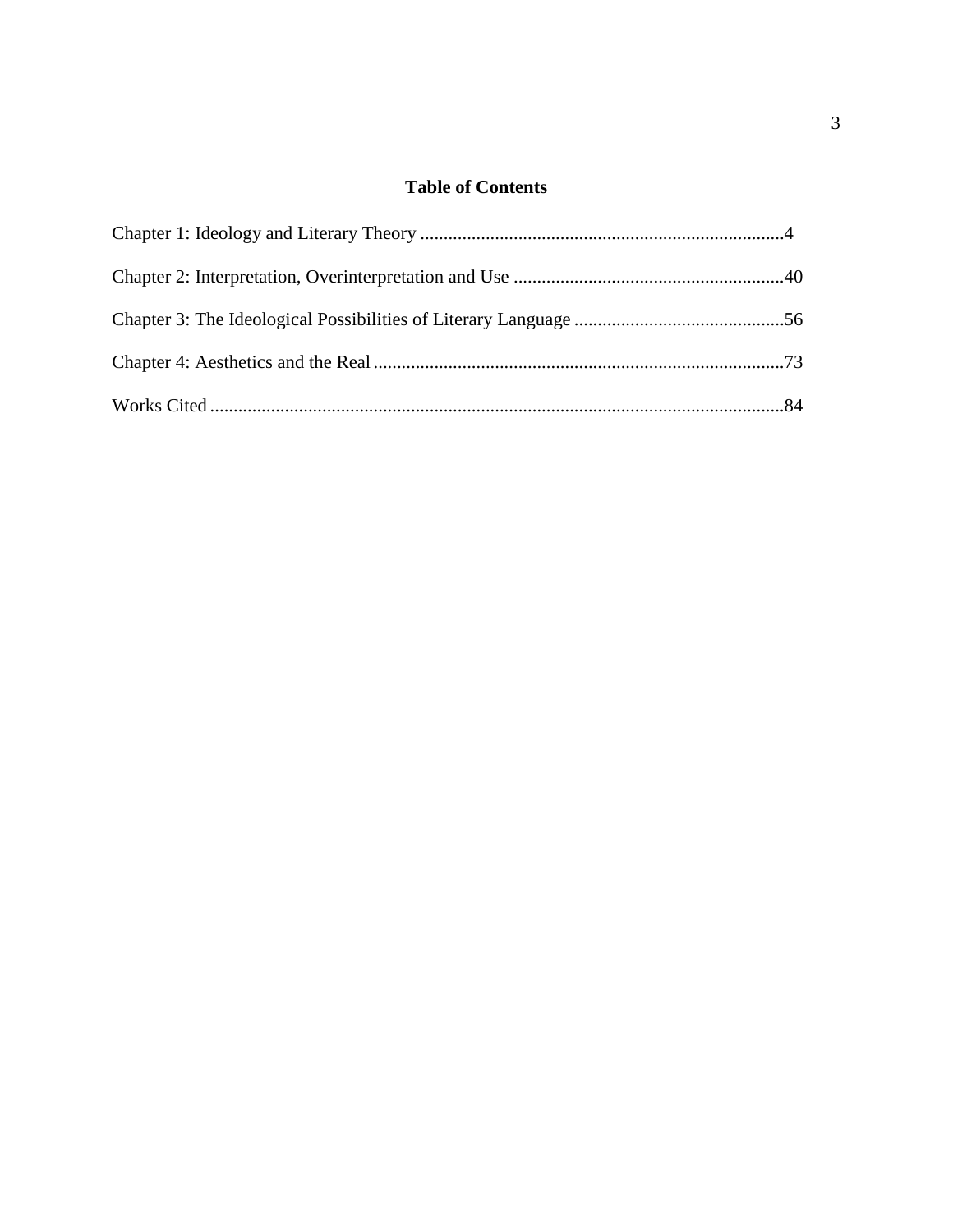# Table of Contents

Chapter 1: Ideology and Literary Theory ..............................................................................4

Chapter 2: Interpretation, Overinterpretation and Use ..........................................................40

Chapter 3: The Ideological Possibilities of Literary Language .............................................56

Chapter 4: Aesthetics and the Real........................................................................................73

Works Cited ..........................................................................................................................84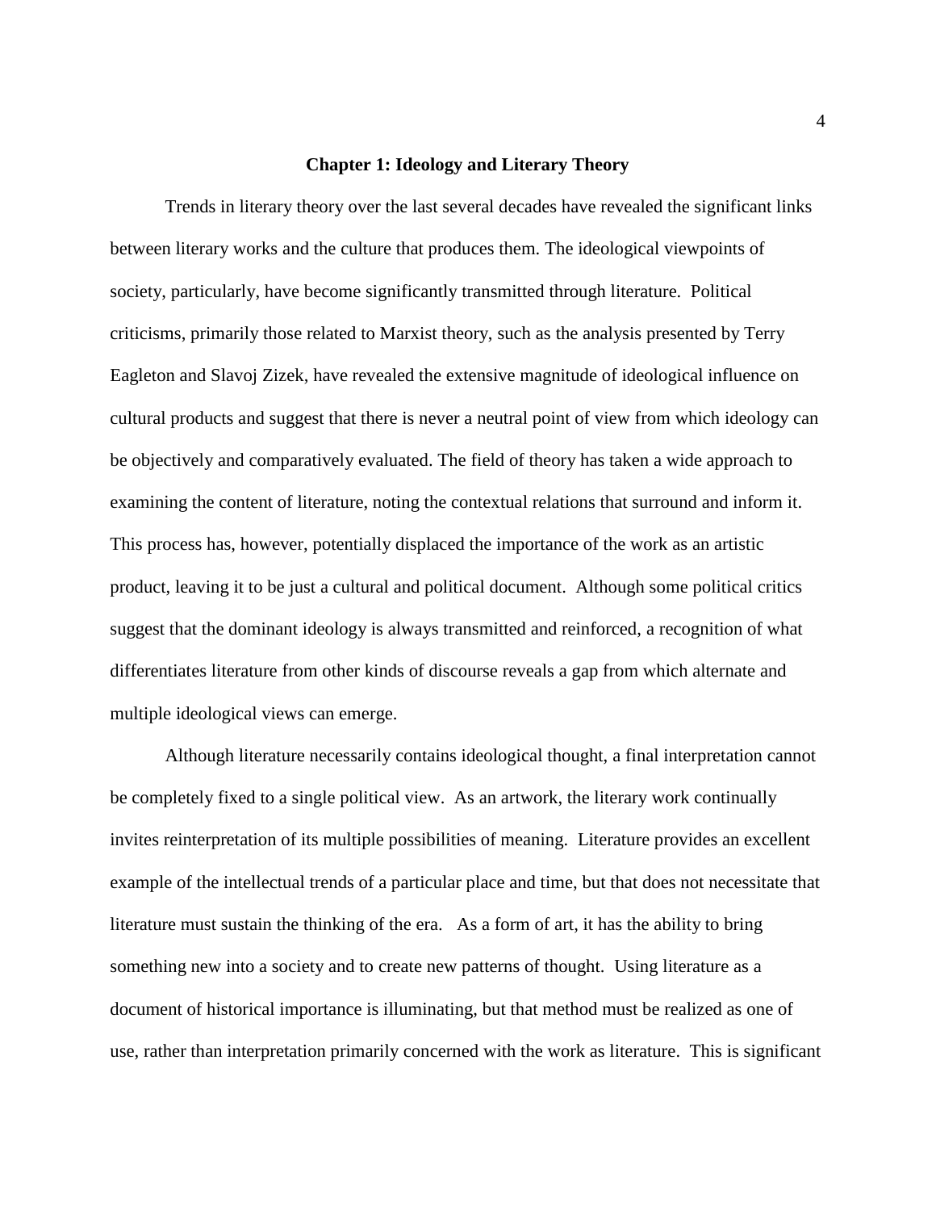# Chapter 1: Ideology and Literary Theory

Trends in literary theory over the last several decades have revealed the significant links between literary works and the culture that produces them. The ideological viewpoints of society, particularly, have become significantly transmitted through literature. Political criticisms, primarily those related to Marxist theory, such as the analysis presented by Terry Eagleton and Slavoj Zizek, have revealed the extensive magnitude of ideological influence on cultural products and suggest that there is never a neutral point of view from which ideology can be objectively and comparatively evaluated. The field of theory has taken a wide approach to examining the content of literature, noting the contextual relations that surround and inform it. This process has, however, potentially displaced the importance of the work as an artistic product, leaving it to be just a cultural and political document. Although some political critics suggest that the dominant ideology is always transmitted and reinforced, a recognition of what differentiates literature from other kinds of discourse reveals a gap from which alternate and multiple ideological views can emerge.

Although literature necessarily contains ideological thought, a final interpretation cannot be completely fixed to a single political view. As an artwork, the literary work continually invites reinterpretation of its multiple possibilities of meaning. Literature provides an excellent example of the intellectual trends of a particular place and time, but that does not necessitate that literature must sustain the thinking of the era. As a form of art, it has the ability to bring something new into a society and to create new patterns of thought. Using literature as a document of historical importance is illuminating, but that method must be realized as one of use, rather than interpretation primarily concerned with the work as literature. This is significant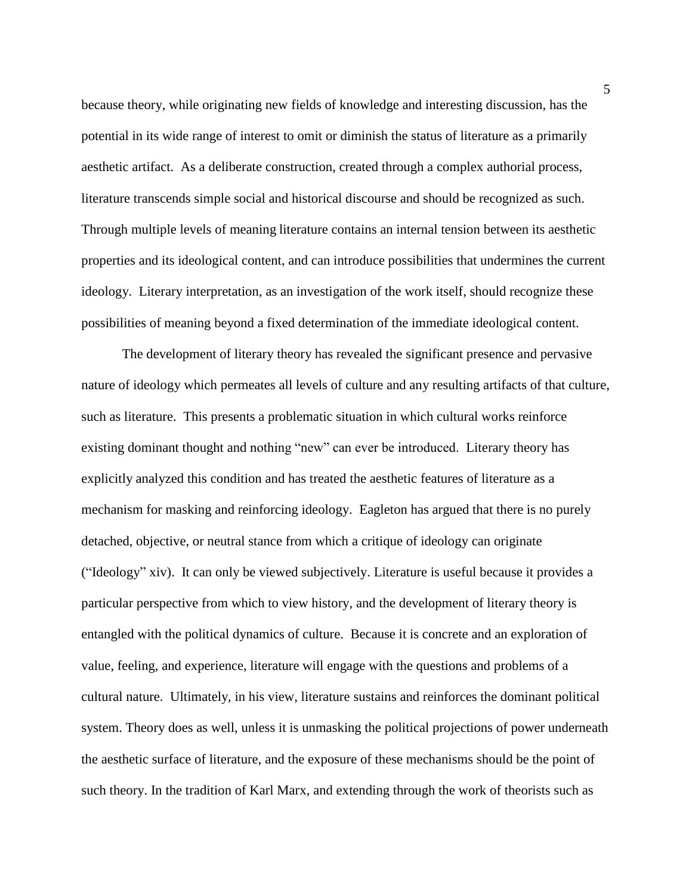because theory, while originating new fields of knowledge and interesting discussion, has the potential in its wide range of interest to omit or diminish the status of literature as a primarily aesthetic artifact. As a deliberate construction, created through a complex authorial process, literature transcends simple social and historical discourse and should be recognized as such. Through multiple levels of meaning literature contains an internal tension between its aesthetic properties and its ideological content, and can introduce possibilities that undermines the current ideology. Literary interpretation, as an investigation of the work itself, should recognize these possibilities of meaning beyond a fixed determination of the immediate ideological content.

The development of literary theory has revealed the significant presence and pervasive nature of ideology which permeates all levels of culture and any resulting artifacts of that culture, such as literature. This presents a problematic situation in which cultural works reinforce existing dominant thought and nothing "new" can ever be introduced. Literary theory has explicitly analyzed this condition and has treated the aesthetic features of literature as a mechanism for masking and reinforcing ideology. Eagleton has argued that there is no purely detached, objective, or neutral stance from which a critique of ideology can originate ("Ideology" xiv). It can only be viewed subjectively. Literature is useful because it provides a particular perspective from which to view history, and the development of literary theory is entangled with the political dynamics of culture. Because it is concrete and an exploration of value, feeling, and experience, literature will engage with the questions and problems of a cultural nature. Ultimately, in his view, literature sustains and reinforces the dominant political system. Theory does as well, unless it is unmasking the political projections of power underneath the aesthetic surface of literature, and the exposure of these mechanisms should be the point of such theory. In the tradition of Karl Marx, and extending through the work of theorists such as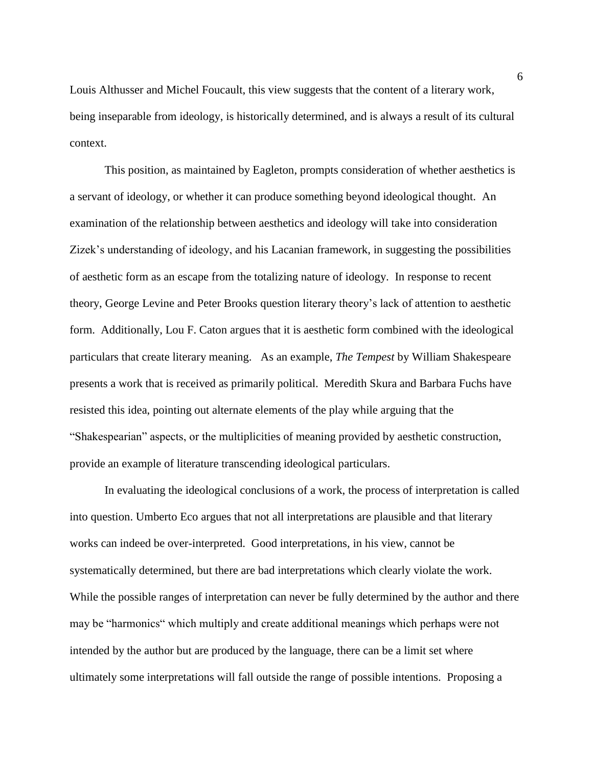Louis Althusser and Michel Foucault, this view suggests that the content of a literary work, being inseparable from ideology, is historically determined, and is always a result of its cultural context.

This position, as maintained by Eagleton, prompts consideration of whether aesthetics is a servant of ideology, or whether it can produce something beyond ideological thought. An examination of the relationship between aesthetics and ideology will take into consideration Zizek's understanding of ideology, and his Lacanian framework, in suggesting the possibilities of aesthetic form as an escape from the totalizing nature of ideology. In response to recent theory, George Levine and Peter Brooks question literary theory's lack of attention to aesthetic form. Additionally, Lou F. Caton argues that it is aesthetic form combined with the ideological particulars that create literary meaning. As an example, *The Tempest* by William Shakespeare presents a work that is received as primarily political. Meredith Skura and Barbara Fuchs have resisted this idea, pointing out alternate elements of the play while arguing that the "Shakespearian" aspects, or the multiplicities of meaning provided by aesthetic construction, provide an example of literature transcending ideological particulars.

In evaluating the ideological conclusions of a work, the process of interpretation is called into question. Umberto Eco argues that not all interpretations are plausible and that literary works can indeed be over-interpreted. Good interpretations, in his view, cannot be systematically determined, but there are bad interpretations which clearly violate the work. While the possible ranges of interpretation can never be fully determined by the author and there may be "harmonics" which multiply and create additional meanings which perhaps were not intended by the author but are produced by the language, there can be a limit set where ultimately some interpretations will fall outside the range of possible intentions. Proposing a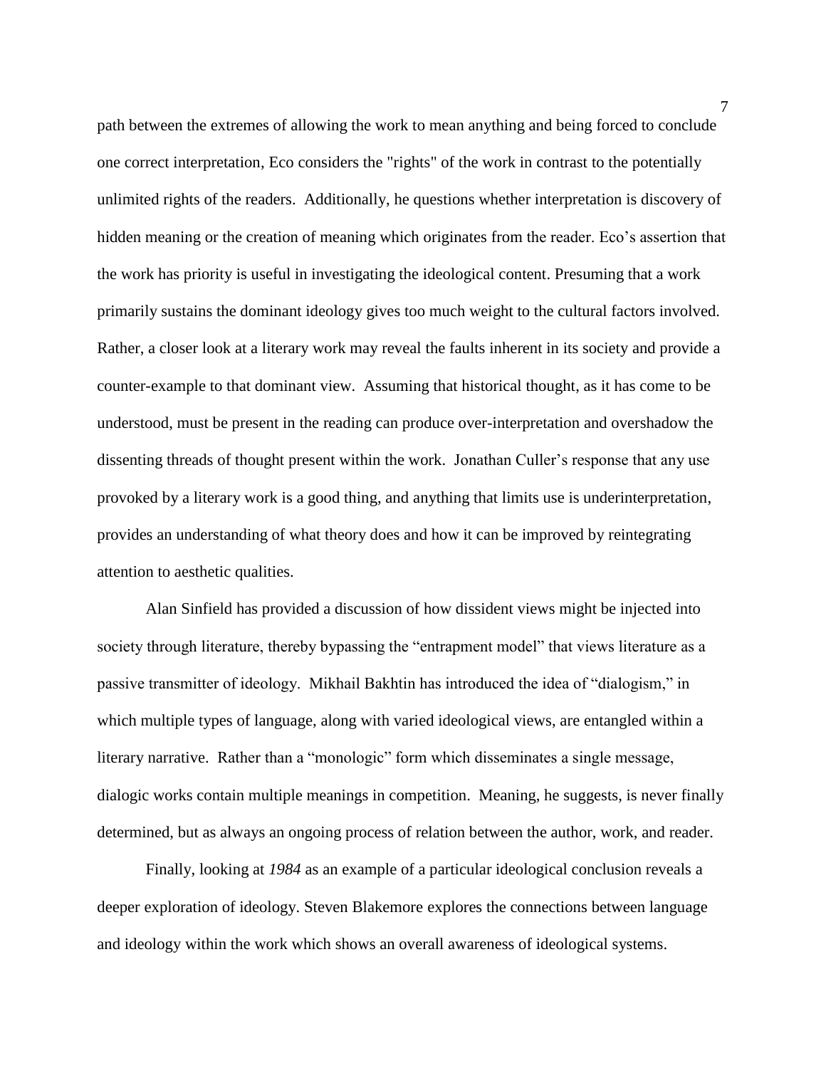path between the extremes of allowing the work to mean anything and being forced to conclude one correct interpretation, Eco considers the "rights" of the work in contrast to the potentially unlimited rights of the readers. Additionally, he questions whether interpretation is discovery of hidden meaning or the creation of meaning which originates from the reader. Eco's assertion that the work has priority is useful in investigating the ideological content. Presuming that a work primarily sustains the dominant ideology gives too much weight to the cultural factors involved. Rather, a closer look at a literary work may reveal the faults inherent in its society and provide a counter-example to that dominant view. Assuming that historical thought, as it has come to be understood, must be present in the reading can produce over-interpretation and overshadow the dissenting threads of thought present within the work. Jonathan Culler's response that any use provoked by a literary work is a good thing, and anything that limits use is underinterpretation, provides an understanding of what theory does and how it can be improved by reintegrating attention to aesthetic qualities.

Alan Sinfield has provided a discussion of how dissident views might be injected into society through literature, thereby bypassing the "entrapment model" that views literature as a passive transmitter of ideology. Mikhail Bakhtin has introduced the idea of "dialogism," in which multiple types of language, along with varied ideological views, are entangled within a literary narrative. Rather than a "monologic" form which disseminates a single message, dialogic works contain multiple meanings in competition. Meaning, he suggests, is never finally determined, but as always an ongoing process of relation between the author, work, and reader.

Finally, looking at *1984* as an example of a particular ideological conclusion reveals a deeper exploration of ideology. Steven Blakemore explores the connections between language and ideology within the work which shows an overall awareness of ideological systems.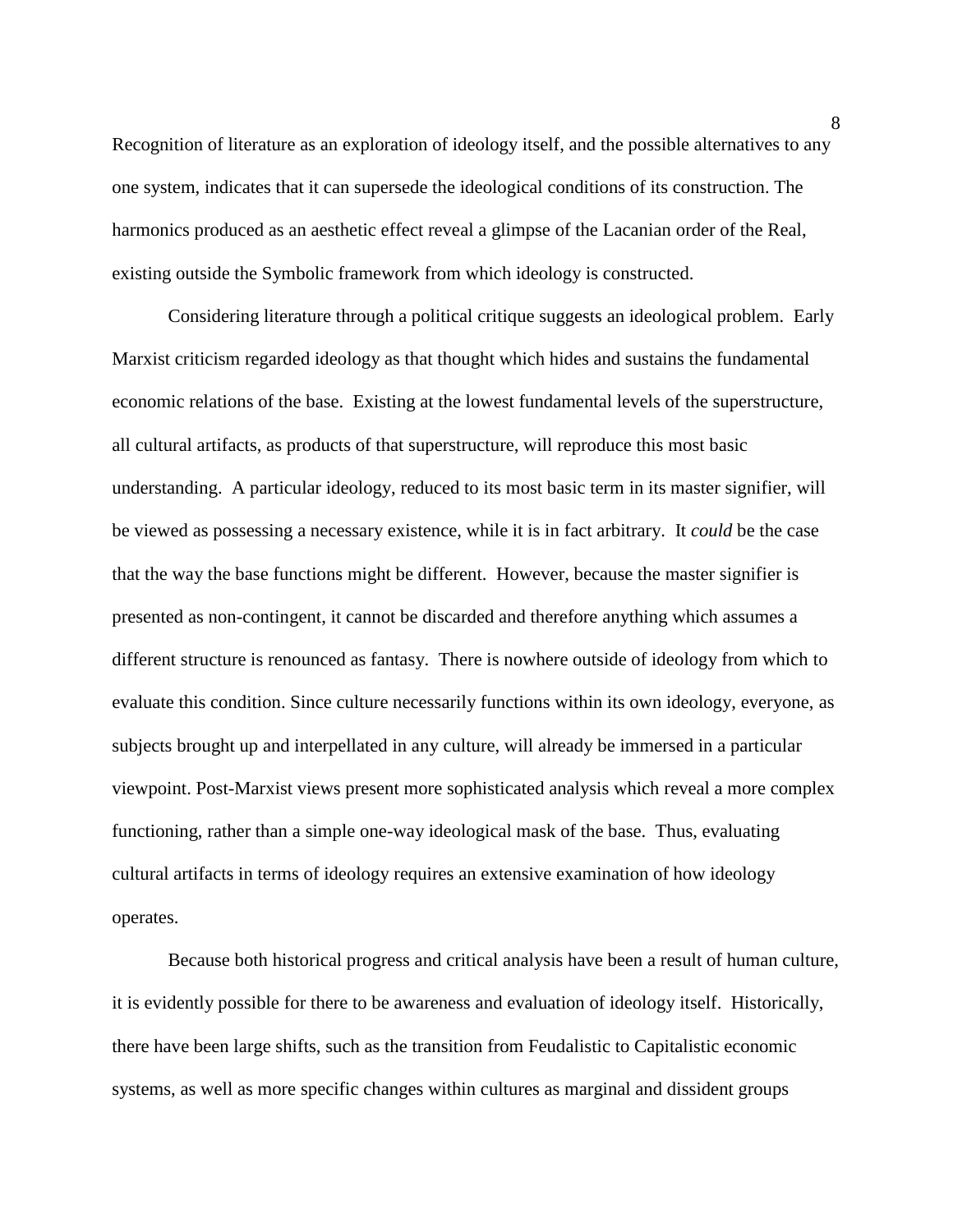Recognition of literature as an exploration of ideology itself, and the possible alternatives to any one system, indicates that it can supersede the ideological conditions of its construction. The harmonics produced as an aesthetic effect reveal a glimpse of the Lacanian order of the Real, existing outside the Symbolic framework from which ideology is constructed.

Considering literature through a political critique suggests an ideological problem. Early Marxist criticism regarded ideology as that thought which hides and sustains the fundamental economic relations of the base. Existing at the lowest fundamental levels of the superstructure, all cultural artifacts, as products of that superstructure, will reproduce this most basic understanding. A particular ideology, reduced to its most basic term in its master signifier, will be viewed as possessing a necessary existence, while it is in fact arbitrary. It *could* be the case that the way the base functions might be different. However, because the master signifier is presented as non-contingent, it cannot be discarded and therefore anything which assumes a different structure is renounced as fantasy. There is nowhere outside of ideology from which to evaluate this condition. Since culture necessarily functions within its own ideology, everyone, as subjects brought up and interpellated in any culture, will already be immersed in a particular viewpoint. Post-Marxist views present more sophisticated analysis which reveal a more complex functioning, rather than a simple one-way ideological mask of the base. Thus, evaluating cultural artifacts in terms of ideology requires an extensive examination of how ideology operates.

Because both historical progress and critical analysis have been a result of human culture, it is evidently possible for there to be awareness and evaluation of ideology itself. Historically, there have been large shifts, such as the transition from Feudalistic to Capitalistic economic systems, as well as more specific changes within cultures as marginal and dissident groups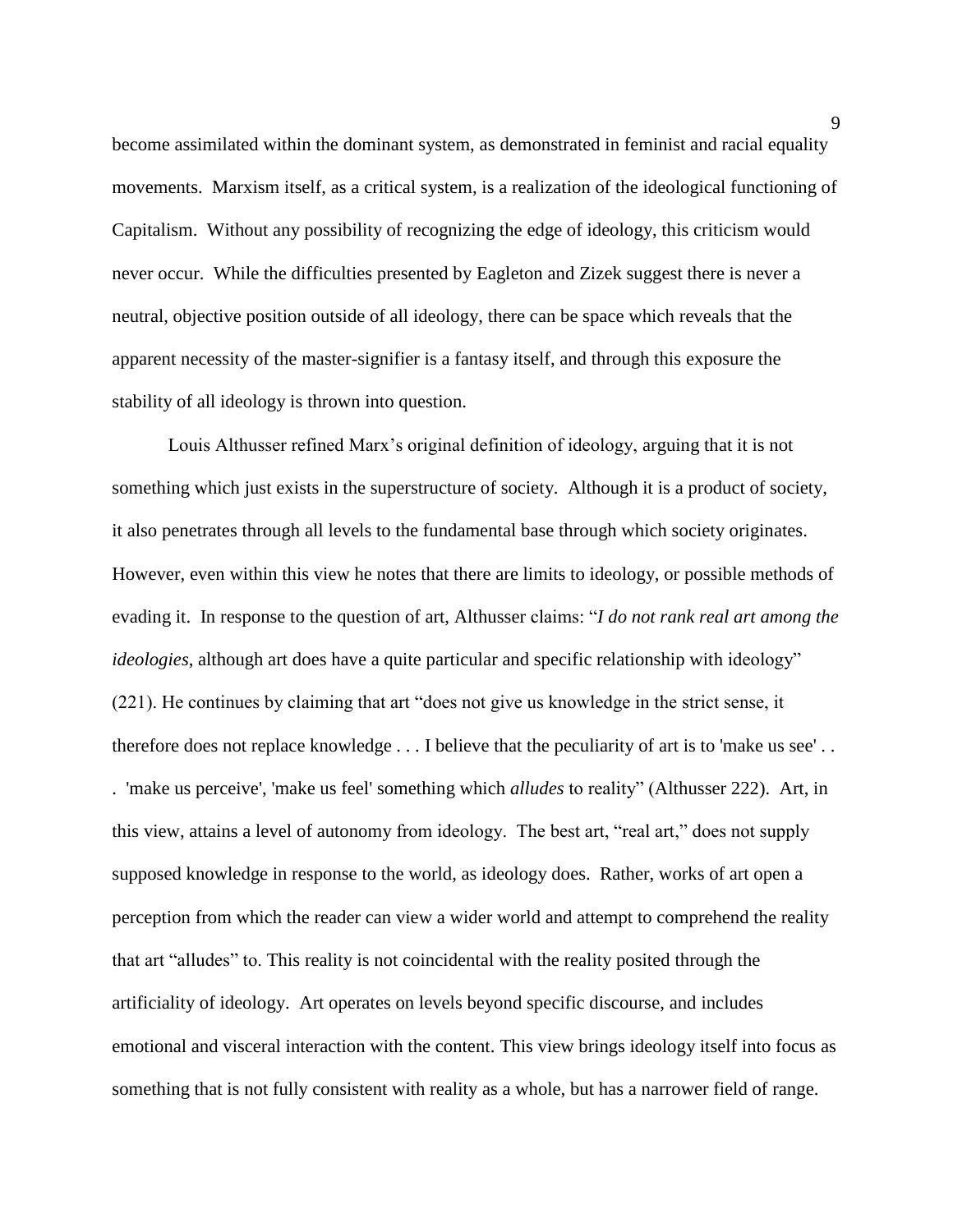become assimilated within the dominant system, as demonstrated in feminist and racial equality movements. Marxism itself, as a critical system, is a realization of the ideological functioning of Capitalism. Without any possibility of recognizing the edge of ideology, this criticism would never occur. While the difficulties presented by Eagleton and Zizek suggest there is never a neutral, objective position outside of all ideology, there can be space which reveals that the apparent necessity of the master-signifier is a fantasy itself, and through this exposure the stability of all ideology is thrown into question.

Louis Althusser refined Marx's original definition of ideology, arguing that it is not something which just exists in the superstructure of society. Although it is a product of society, it also penetrates through all levels to the fundamental base through which society originates. However, even within this view he notes that there are limits to ideology, or possible methods of evading it. In response to the question of art, Althusser claims: "*I do not rank real art among the ideologies*, although art does have a quite particular and specific relationship with ideology" (221). He continues by claiming that art "does not give us knowledge in the strict sense, it therefore does not replace knowledge . . . I believe that the peculiarity of art is to 'make us see' . . . 'make us perceive', 'make us feel' something which *alludes* to reality" (Althusser 222). Art, in this view, attains a level of autonomy from ideology. The best art, "real art," does not supply supposed knowledge in response to the world, as ideology does. Rather, works of art open a perception from which the reader can view a wider world and attempt to comprehend the reality that art "alludes" to. This reality is not coincidental with the reality posited through the artificiality of ideology. Art operates on levels beyond specific discourse, and includes emotional and visceral interaction with the content. This view brings ideology itself into focus as something that is not fully consistent with reality as a whole, but has a narrower field of range.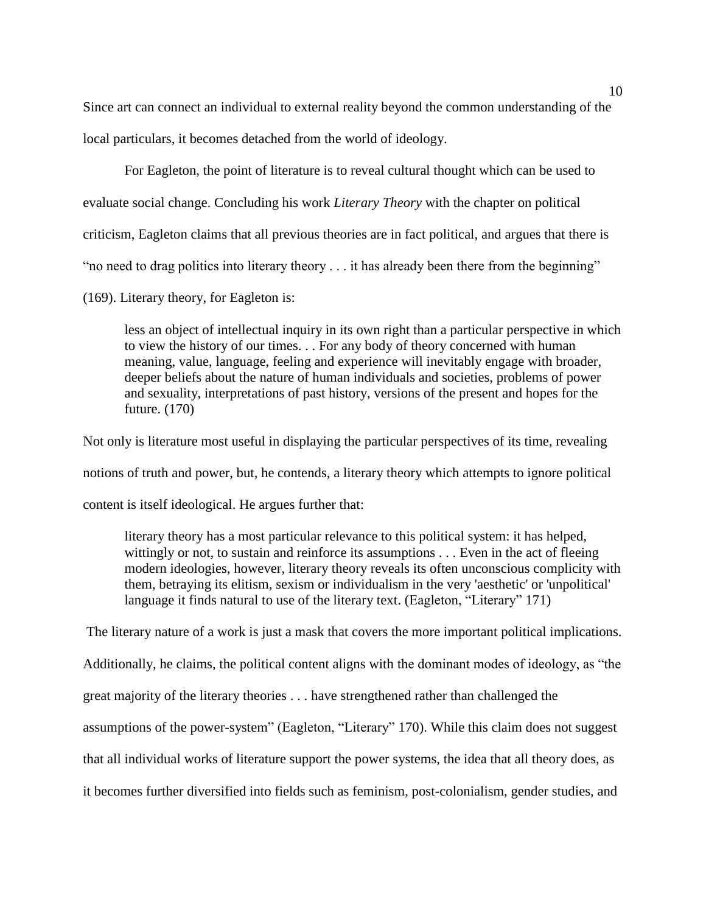Since art can connect an individual to external reality beyond the common understanding of the local particulars, it becomes detached from the world of ideology.

For Eagleton, the point of literature is to reveal cultural thought which can be used to evaluate social change. Concluding his work *Literary Theory* with the chapter on political criticism, Eagleton claims that all previous theories are in fact political, and argues that there is "no need to drag politics into literary theory . . . it has already been there from the beginning" (169). Literary theory, for Eagleton is:

> less an object of intellectual inquiry in its own right than a particular perspective in which to view the history of our times. . . For any body of theory concerned with human meaning, value, language, feeling and experience will inevitably engage with broader, deeper beliefs about the nature of human individuals and societies, problems of power and sexuality, interpretations of past history, versions of the present and hopes for the future. (170)

Not only is literature most useful in displaying the particular perspectives of its time, revealing notions of truth and power, but, he contends, a literary theory which attempts to ignore political content is itself ideological. He argues further that:

> literary theory has a most particular relevance to this political system: it has helped, wittingly or not, to sustain and reinforce its assumptions . . . Even in the act of fleeing modern ideologies, however, literary theory reveals its often unconscious complicity with them, betraying its elitism, sexism or individualism in the very 'aesthetic' or 'unpolitical' language it finds natural to use of the literary text. (Eagleton, "Literary" 171)

The literary nature of a work is just a mask that covers the more important political implications. Additionally, he claims, the political content aligns with the dominant modes of ideology, as "the great majority of the literary theories . . . have strengthened rather than challenged the assumptions of the power-system" (Eagleton, "Literary" 170). While this claim does not suggest that all individual works of literature support the power systems, the idea that all theory does, as it becomes further diversified into fields such as feminism, post-colonialism, gender studies, and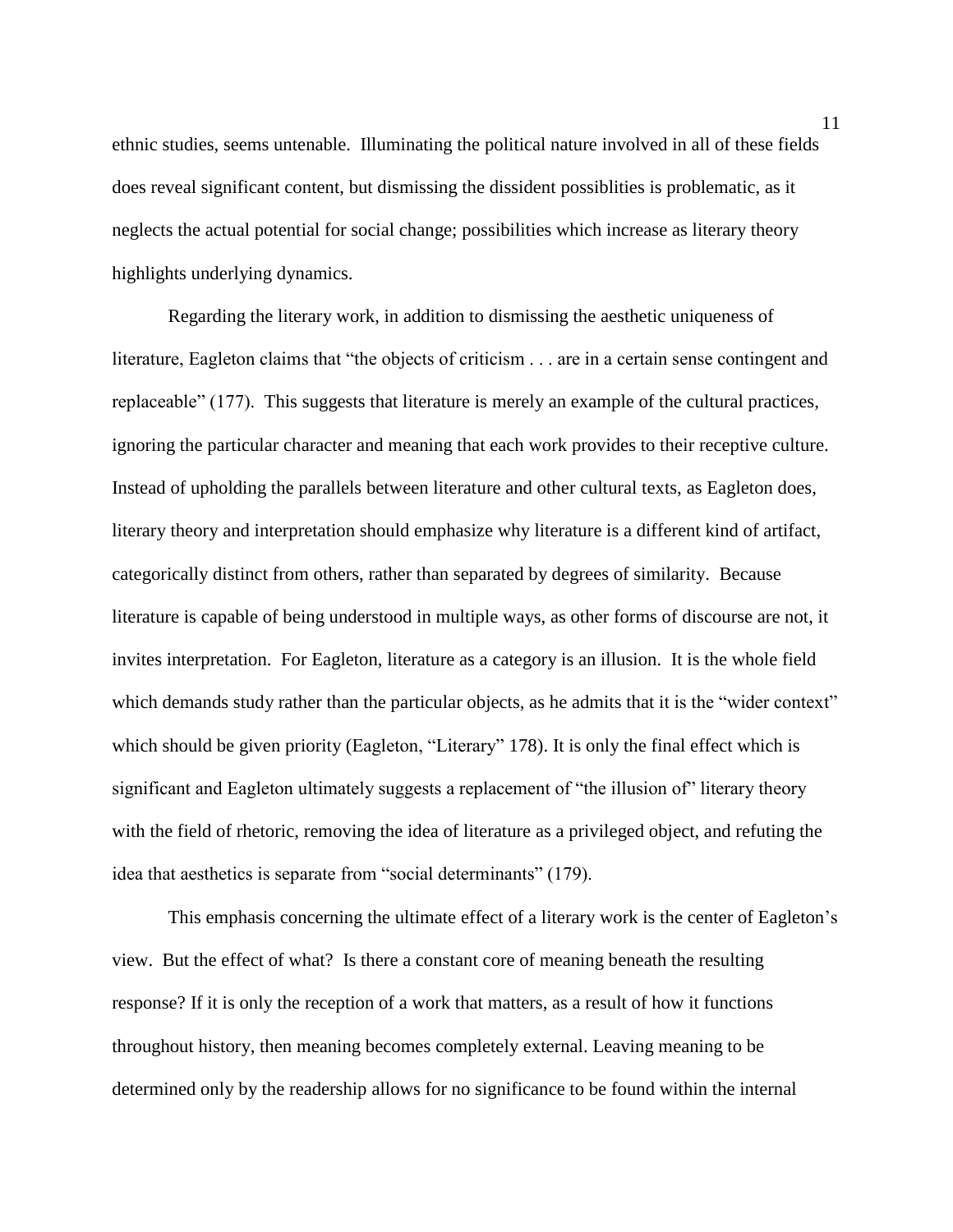ethnic studies, seems untenable. Illuminating the political nature involved in all of these fields does reveal significant content, but dismissing the dissident possiblities is problematic, as it neglects the actual potential for social change; possibilities which increase as literary theory highlights underlying dynamics.

Regarding the literary work, in addition to dismissing the aesthetic uniqueness of literature, Eagleton claims that "the objects of criticism . . . are in a certain sense contingent and replaceable" (177). This suggests that literature is merely an example of the cultural practices, ignoring the particular character and meaning that each work provides to their receptive culture. Instead of upholding the parallels between literature and other cultural texts, as Eagleton does, literary theory and interpretation should emphasize why literature is a different kind of artifact, categorically distinct from others, rather than separated by degrees of similarity. Because literature is capable of being understood in multiple ways, as other forms of discourse are not, it invites interpretation. For Eagleton, literature as a category is an illusion. It is the whole field which demands study rather than the particular objects, as he admits that it is the "wider context" which should be given priority (Eagleton, "Literary" 178). It is only the final effect which is significant and Eagleton ultimately suggests a replacement of "the illusion of" literary theory with the field of rhetoric, removing the idea of literature as a privileged object, and refuting the idea that aesthetics is separate from "social determinants" (179).

This emphasis concerning the ultimate effect of a literary work is the center of Eagleton's view. But the effect of what? Is there a constant core of meaning beneath the resulting response? If it is only the reception of a work that matters, as a result of how it functions throughout history, then meaning becomes completely external. Leaving meaning to be determined only by the readership allows for no significance to be found within the internal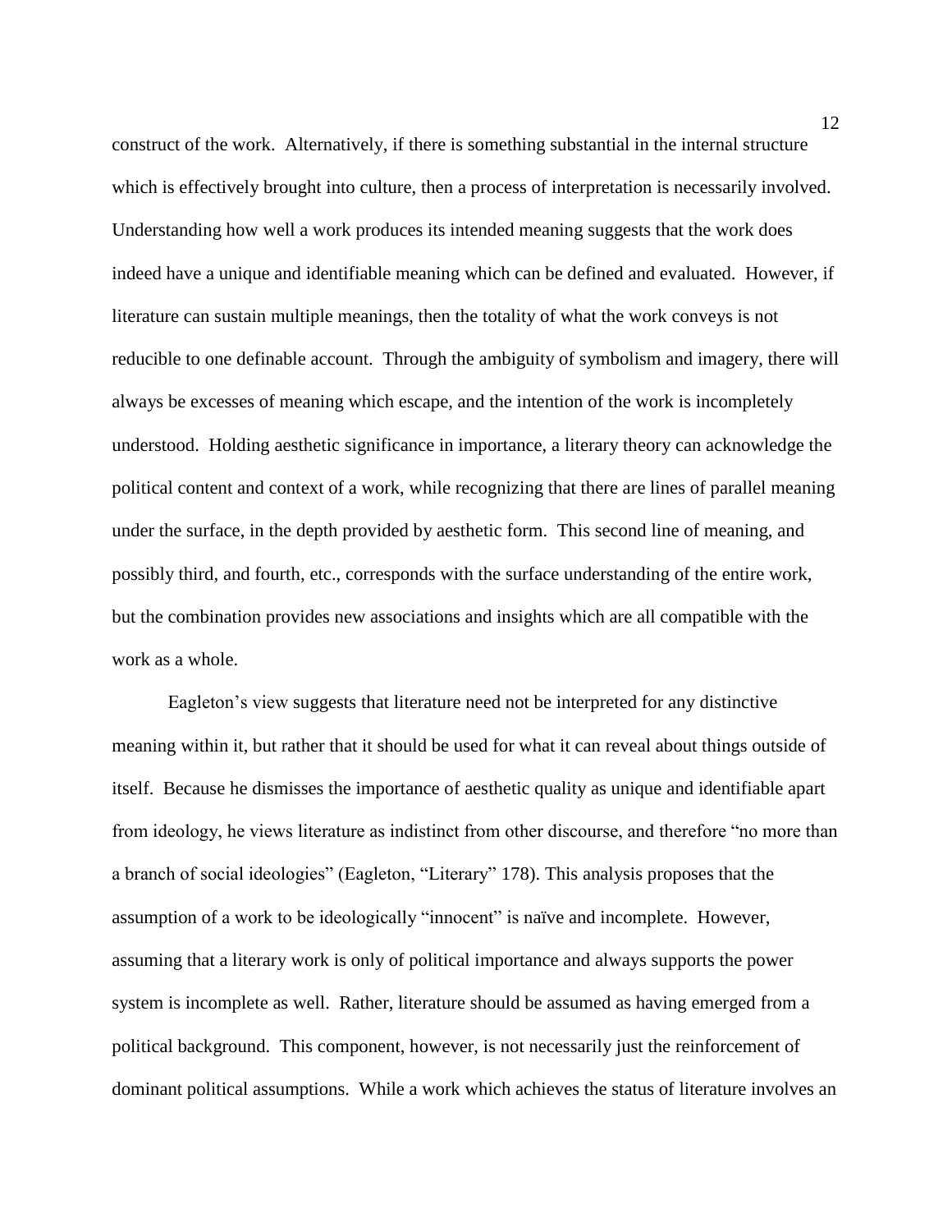construct of the work. Alternatively, if there is something substantial in the internal structure which is effectively brought into culture, then a process of interpretation is necessarily involved. Understanding how well a work produces its intended meaning suggests that the work does indeed have a unique and identifiable meaning which can be defined and evaluated. However, if literature can sustain multiple meanings, then the totality of what the work conveys is not reducible to one definable account. Through the ambiguity of symbolism and imagery, there will always be excesses of meaning which escape, and the intention of the work is incompletely understood. Holding aesthetic significance in importance, a literary theory can acknowledge the political content and context of a work, while recognizing that there are lines of parallel meaning under the surface, in the depth provided by aesthetic form. This second line of meaning, and possibly third, and fourth, etc., corresponds with the surface understanding of the entire work, but the combination provides new associations and insights which are all compatible with the work as a whole.

Eagleton's view suggests that literature need not be interpreted for any distinctive meaning within it, but rather that it should be used for what it can reveal about things outside of itself. Because he dismisses the importance of aesthetic quality as unique and identifiable apart from ideology, he views literature as indistinct from other discourse, and therefore "no more than a branch of social ideologies" (Eagleton, "Literary" 178). This analysis proposes that the assumption of a work to be ideologically "innocent" is naïve and incomplete. However, assuming that a literary work is only of political importance and always supports the power system is incomplete as well. Rather, literature should be assumed as having emerged from a political background. This component, however, is not necessarily just the reinforcement of dominant political assumptions. While a work which achieves the status of literature involves an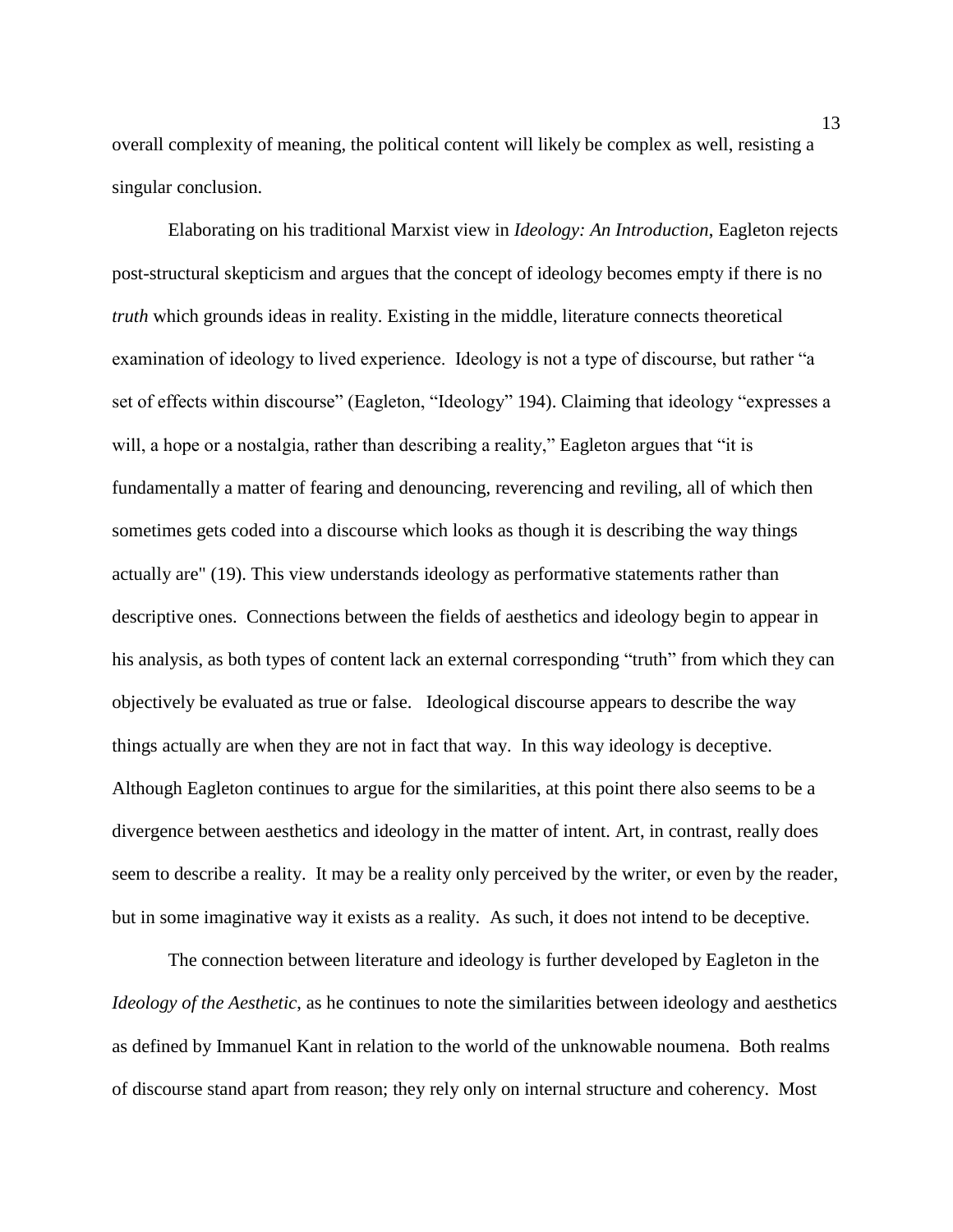overall complexity of meaning, the political content will likely be complex as well, resisting a singular conclusion.

Elaborating on his traditional Marxist view in *Ideology: An Introduction*, Eagleton rejects post-structural skepticism and argues that the concept of ideology becomes empty if there is no *truth* which grounds ideas in reality. Existing in the middle, literature connects theoretical examination of ideology to lived experience. Ideology is not a type of discourse, but rather "a set of effects within discourse" (Eagleton, "Ideology" 194). Claiming that ideology "expresses a will, a hope or a nostalgia, rather than describing a reality," Eagleton argues that "it is fundamentally a matter of fearing and denouncing, reverencing and reviling, all of which then sometimes gets coded into a discourse which looks as though it is describing the way things actually are" (19). This view understands ideology as performative statements rather than descriptive ones. Connections between the fields of aesthetics and ideology begin to appear in his analysis, as both types of content lack an external corresponding "truth" from which they can objectively be evaluated as true or false. Ideological discourse appears to describe the way things actually are when they are not in fact that way. In this way ideology is deceptive. Although Eagleton continues to argue for the similarities, at this point there also seems to be a divergence between aesthetics and ideology in the matter of intent. Art, in contrast, really does seem to describe a reality. It may be a reality only perceived by the writer, or even by the reader, but in some imaginative way it exists as a reality. As such, it does not intend to be deceptive.

The connection between literature and ideology is further developed by Eagleton in the *Ideology of the Aesthetic*, as he continues to note the similarities between ideology and aesthetics as defined by Immanuel Kant in relation to the world of the unknowable noumena. Both realms of discourse stand apart from reason; they rely only on internal structure and coherency. Most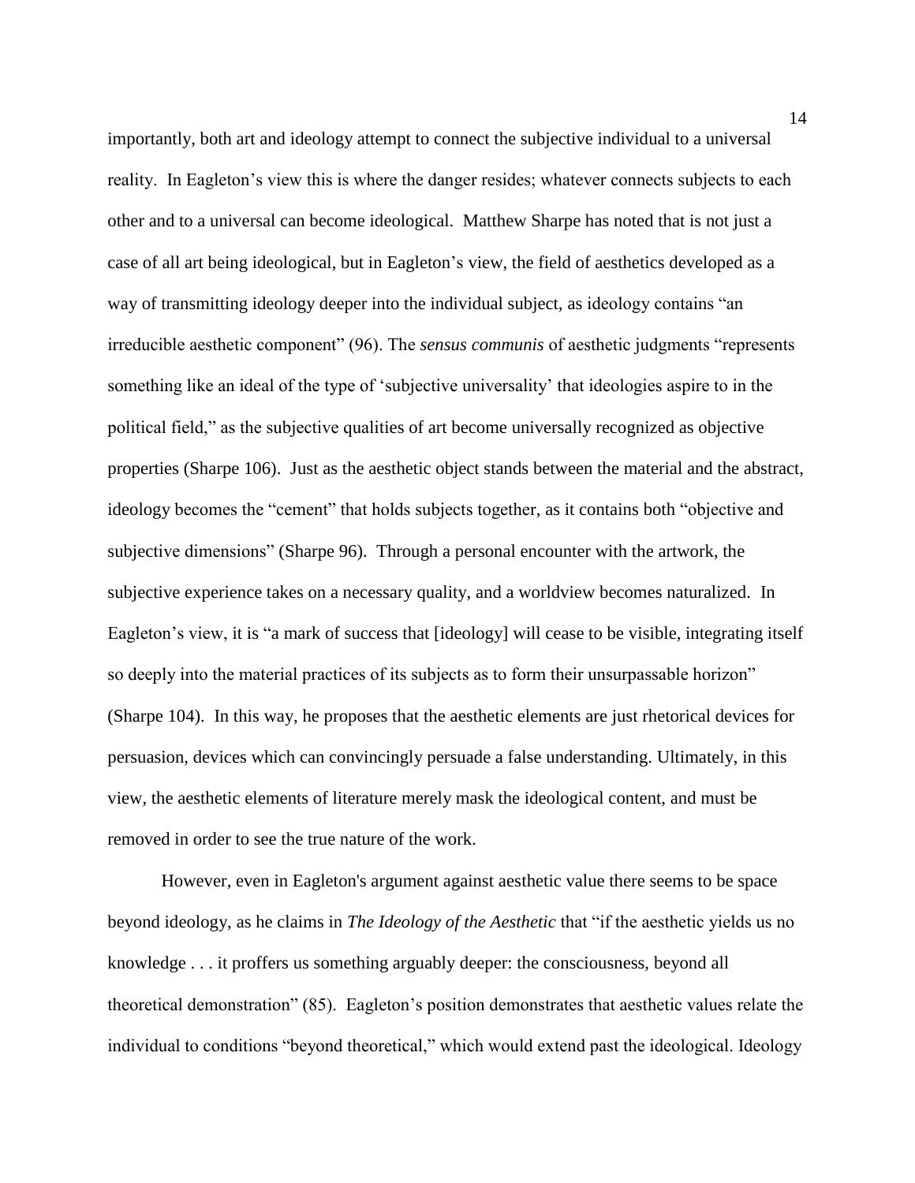importantly, both art and ideology attempt to connect the subjective individual to a universal reality. In Eagleton's view this is where the danger resides; whatever connects subjects to each other and to a universal can become ideological. Matthew Sharpe has noted that is not just a case of all art being ideological, but in Eagleton's view, the field of aesthetics developed as a way of transmitting ideology deeper into the individual subject, as ideology contains "an irreducible aesthetic component" (96). The *sensus communis* of aesthetic judgments "represents something like an ideal of the type of 'subjective universality' that ideologies aspire to in the political field," as the subjective qualities of art become universally recognized as objective properties (Sharpe 106). Just as the aesthetic object stands between the material and the abstract, ideology becomes the "cement" that holds subjects together, as it contains both "objective and subjective dimensions" (Sharpe 96). Through a personal encounter with the artwork, the subjective experience takes on a necessary quality, and a worldview becomes naturalized. In Eagleton's view, it is "a mark of success that [ideology] will cease to be visible, integrating itself so deeply into the material practices of its subjects as to form their unsurpassable horizon" (Sharpe 104). In this way, he proposes that the aesthetic elements are just rhetorical devices for persuasion, devices which can convincingly persuade a false understanding. Ultimately, in this view, the aesthetic elements of literature merely mask the ideological content, and must be removed in order to see the true nature of the work.

However, even in Eagleton's argument against aesthetic value there seems to be space beyond ideology, as he claims in *The Ideology of the Aesthetic* that "if the aesthetic yields us no knowledge . . . it proffers us something arguably deeper: the consciousness, beyond all theoretical demonstration" (85). Eagleton's position demonstrates that aesthetic values relate the individual to conditions "beyond theoretical," which would extend past the ideological. Ideology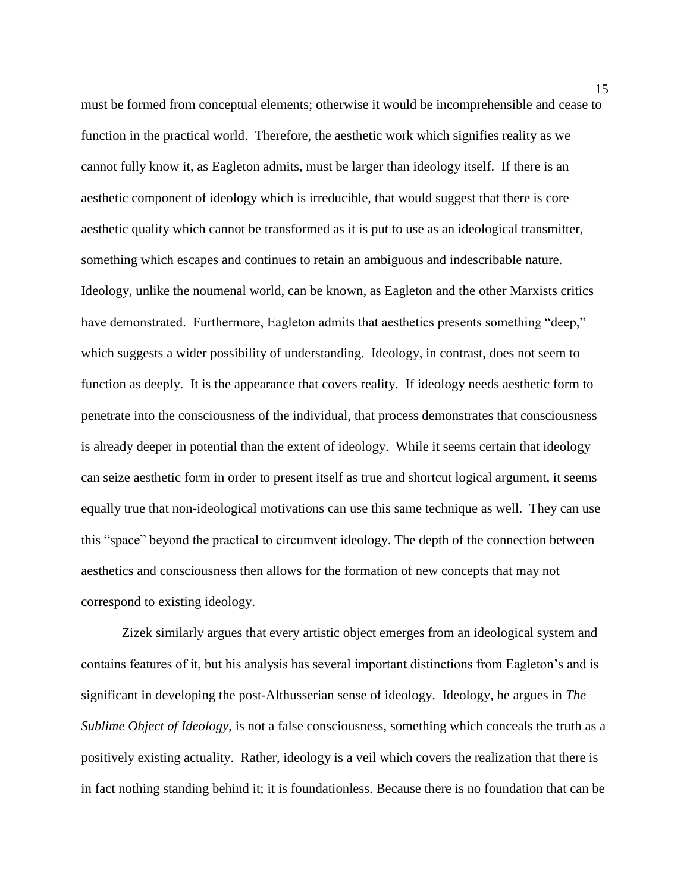must be formed from conceptual elements; otherwise it would be incomprehensible and cease to function in the practical world. Therefore, the aesthetic work which signifies reality as we cannot fully know it, as Eagleton admits, must be larger than ideology itself. If there is an aesthetic component of ideology which is irreducible, that would suggest that there is core aesthetic quality which cannot be transformed as it is put to use as an ideological transmitter, something which escapes and continues to retain an ambiguous and indescribable nature. Ideology, unlike the noumenal world, can be known, as Eagleton and the other Marxists critics have demonstrated. Furthermore, Eagleton admits that aesthetics presents something "deep," which suggests a wider possibility of understanding. Ideology, in contrast, does not seem to function as deeply. It is the appearance that covers reality. If ideology needs aesthetic form to penetrate into the consciousness of the individual, that process demonstrates that consciousness is already deeper in potential than the extent of ideology. While it seems certain that ideology can seize aesthetic form in order to present itself as true and shortcut logical argument, it seems equally true that non-ideological motivations can use this same technique as well. They can use this "space" beyond the practical to circumvent ideology. The depth of the connection between aesthetics and consciousness then allows for the formation of new concepts that may not correspond to existing ideology.

Zizek similarly argues that every artistic object emerges from an ideological system and contains features of it, but his analysis has several important distinctions from Eagleton's and is significant in developing the post-Althusserian sense of ideology. Ideology, he argues in *The Sublime Object of Ideology*, is not a false consciousness, something which conceals the truth as a positively existing actuality. Rather, ideology is a veil which covers the realization that there is in fact nothing standing behind it; it is foundationless. Because there is no foundation that can be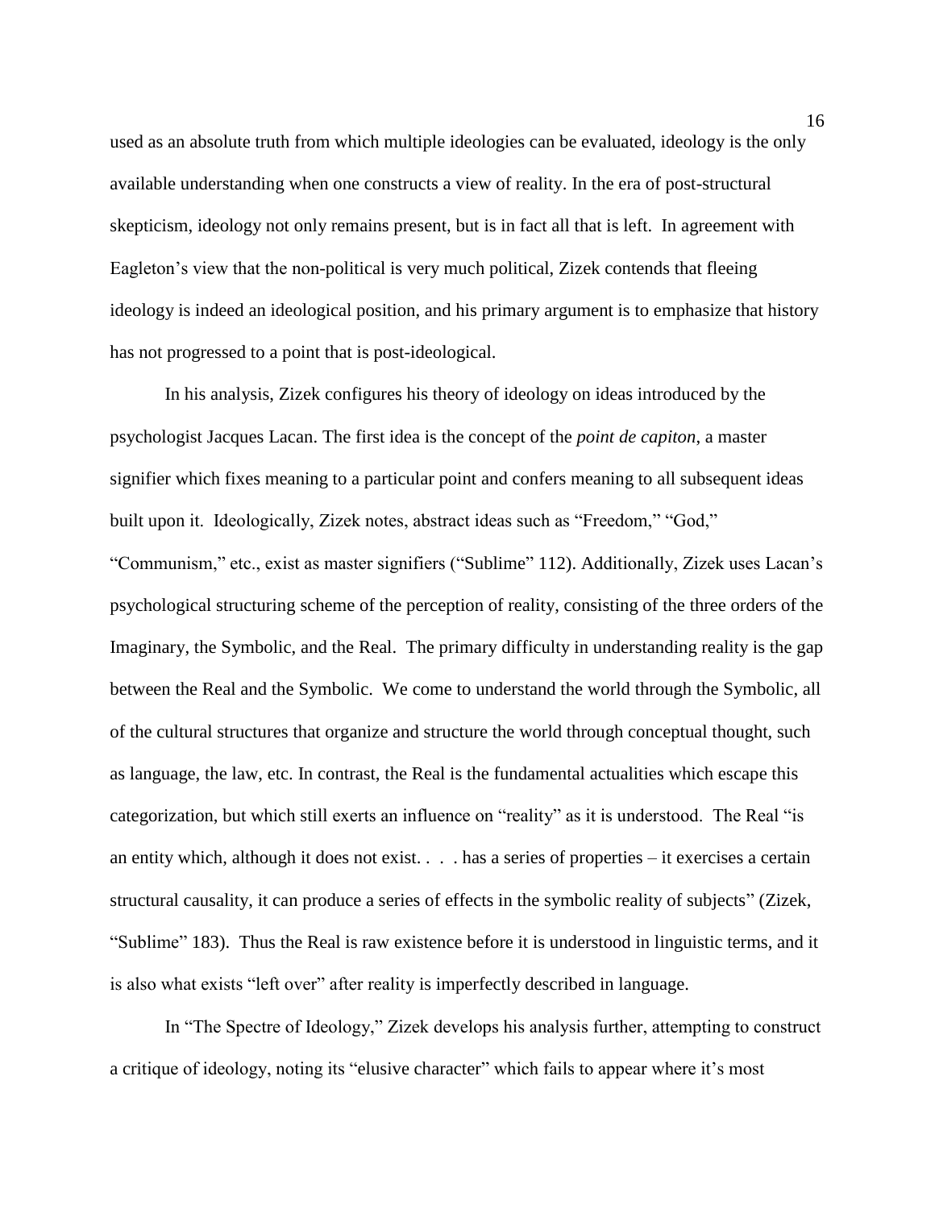used as an absolute truth from which multiple ideologies can be evaluated, ideology is the only available understanding when one constructs a view of reality. In the era of post-structural skepticism, ideology not only remains present, but is in fact all that is left. In agreement with Eagleton's view that the non-political is very much political, Zizek contends that fleeing ideology is indeed an ideological position, and his primary argument is to emphasize that history has not progressed to a point that is post-ideological.

In his analysis, Zizek configures his theory of ideology on ideas introduced by the psychologist Jacques Lacan. The first idea is the concept of the *point de capiton*, a master signifier which fixes meaning to a particular point and confers meaning to all subsequent ideas built upon it. Ideologically, Zizek notes, abstract ideas such as "Freedom," "God," "Communism," etc., exist as master signifiers ("Sublime" 112). Additionally, Zizek uses Lacan's psychological structuring scheme of the perception of reality, consisting of the three orders of the Imaginary, the Symbolic, and the Real. The primary difficulty in understanding reality is the gap between the Real and the Symbolic. We come to understand the world through the Symbolic, all of the cultural structures that organize and structure the world through conceptual thought, such as language, the law, etc. In contrast, the Real is the fundamental actualities which escape this categorization, but which still exerts an influence on "reality" as it is understood. The Real "is an entity which, although it does not exist. . . . has a series of properties – it exercises a certain structural causality, it can produce a series of effects in the symbolic reality of subjects" (Zizek, "Sublime" 183). Thus the Real is raw existence before it is understood in linguistic terms, and it is also what exists "left over" after reality is imperfectly described in language.

In "The Spectre of Ideology," Zizek develops his analysis further, attempting to construct a critique of ideology, noting its "elusive character" which fails to appear where it's most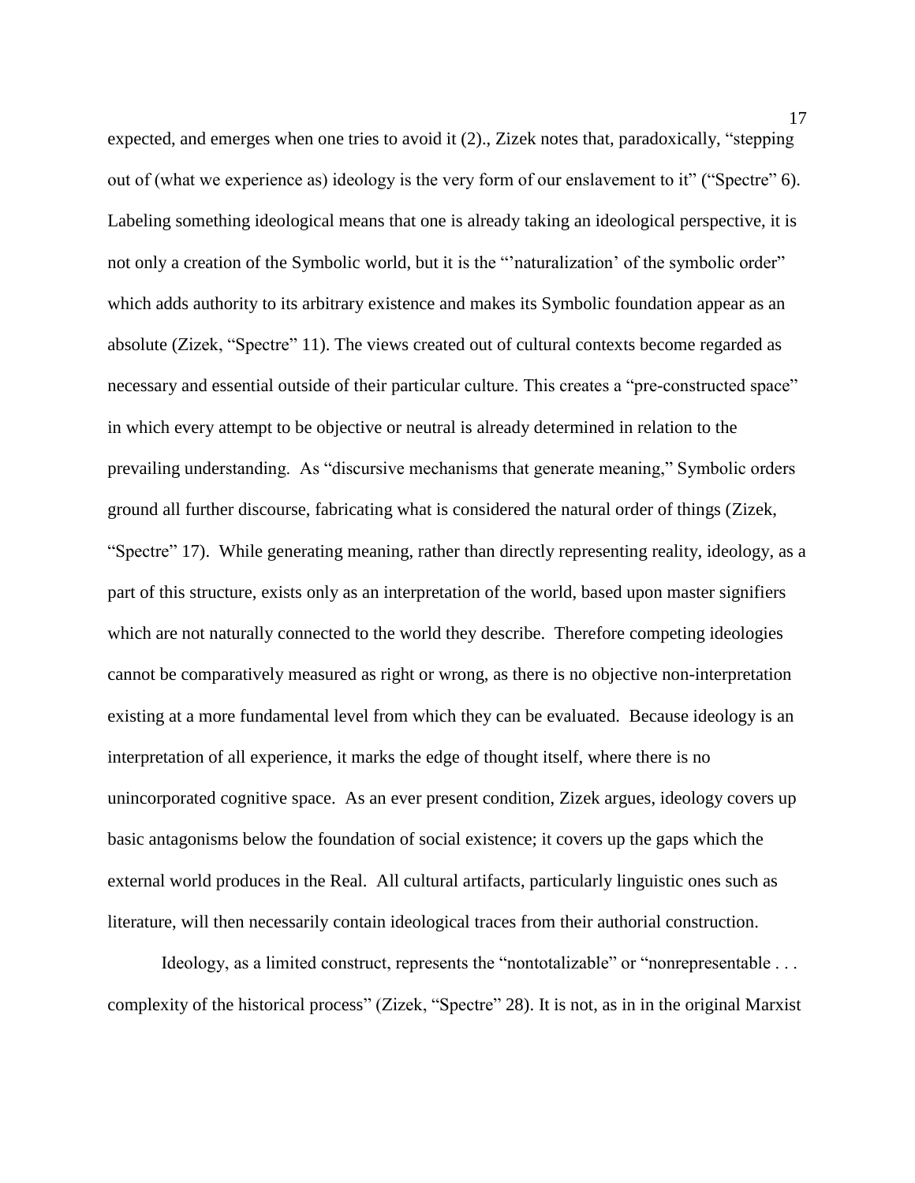expected, and emerges when one tries to avoid it (2)., Zizek notes that, paradoxically, "stepping out of (what we experience as) ideology is the very form of our enslavement to it" ("Spectre" 6). Labeling something ideological means that one is already taking an ideological perspective, it is not only a creation of the Symbolic world, but it is the "'naturalization' of the symbolic order" which adds authority to its arbitrary existence and makes its Symbolic foundation appear as an absolute (Zizek, "Spectre" 11). The views created out of cultural contexts become regarded as necessary and essential outside of their particular culture. This creates a "pre-constructed space" in which every attempt to be objective or neutral is already determined in relation to the prevailing understanding. As "discursive mechanisms that generate meaning," Symbolic orders ground all further discourse, fabricating what is considered the natural order of things (Zizek, "Spectre" 17). While generating meaning, rather than directly representing reality, ideology, as a part of this structure, exists only as an interpretation of the world, based upon master signifiers which are not naturally connected to the world they describe. Therefore competing ideologies cannot be comparatively measured as right or wrong, as there is no objective non-interpretation existing at a more fundamental level from which they can be evaluated. Because ideology is an interpretation of all experience, it marks the edge of thought itself, where there is no unincorporated cognitive space. As an ever present condition, Zizek argues, ideology covers up basic antagonisms below the foundation of social existence; it covers up the gaps which the external world produces in the Real. All cultural artifacts, particularly linguistic ones such as literature, will then necessarily contain ideological traces from their authorial construction.

Ideology, as a limited construct, represents the "nontotalizable" or "nonrepresentable . . . complexity of the historical process" (Zizek, "Spectre" 28). It is not, as in in the original Marxist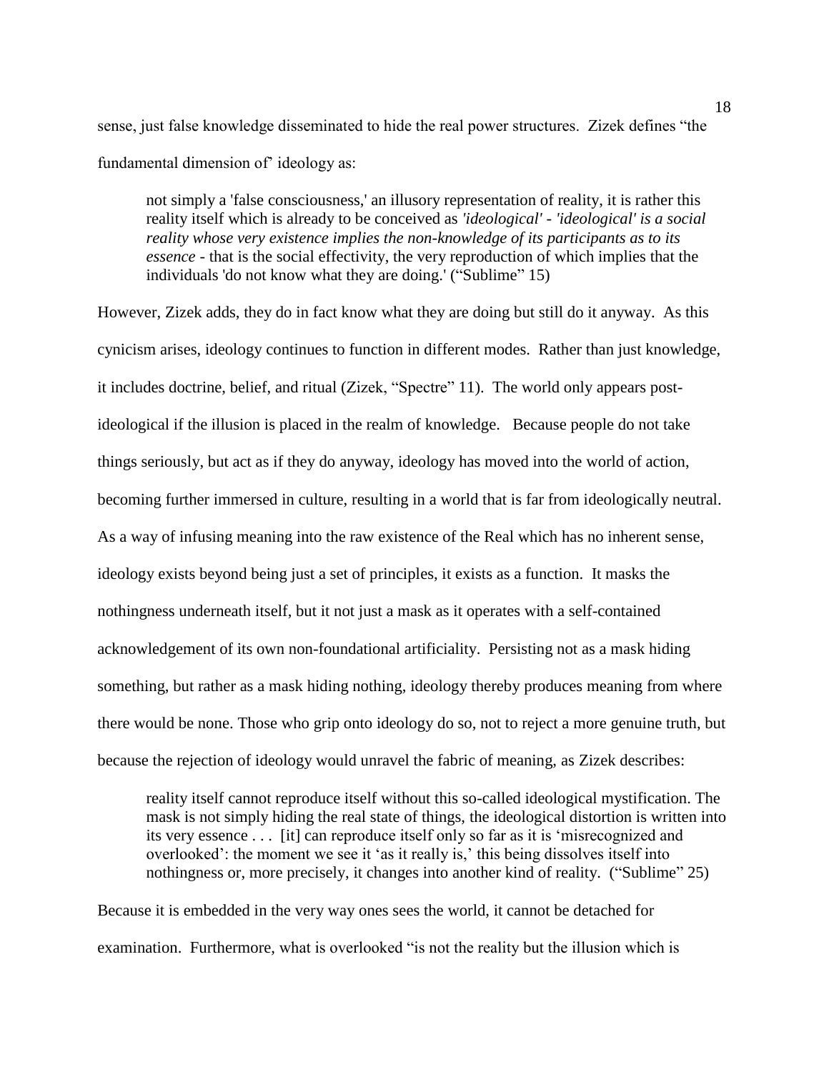sense, just false knowledge disseminated to hide the real power structures. Zizek defines "the fundamental dimension of" ideology as:

> not simply a 'false consciousness,' an illusory representation of reality, it is rather this reality itself which is already to be conceived as *'ideological' - 'ideological' is a social reality whose very existence implies the non-knowledge of its participants as to its essence* - that is the social effectivity, the very reproduction of which implies that the individuals 'do not know what they are doing.' ("Sublime" 15)

However, Zizek adds, they do in fact know what they are doing but still do it anyway. As this cynicism arises, ideology continues to function in different modes. Rather than just knowledge, it includes doctrine, belief, and ritual (Zizek, "Spectre" 11). The world only appears post-ideological if the illusion is placed in the realm of knowledge. Because people do not take things seriously, but act as if they do anyway, ideology has moved into the world of action, becoming further immersed in culture, resulting in a world that is far from ideologically neutral. As a way of infusing meaning into the raw existence of the Real which has no inherent sense, ideology exists beyond being just a set of principles, it exists as a function. It masks the nothingness underneath itself, but it not just a mask as it operates with a self-contained acknowledgement of its own non-foundational artificiality. Persisting not as a mask hiding something, but rather as a mask hiding nothing, ideology thereby produces meaning from where there would be none. Those who grip onto ideology do so, not to reject a more genuine truth, but because the rejection of ideology would unravel the fabric of meaning, as Zizek describes:

> reality itself cannot reproduce itself without this so-called ideological mystification. The mask is not simply hiding the real state of things, the ideological distortion is written into its very essence . . . [it] can reproduce itself only so far as it is 'misrecognized and overlooked': the moment we see it 'as it really is,' this being dissolves itself into nothingness or, more precisely, it changes into another kind of reality. ("Sublime" 25)

Because it is embedded in the very way ones sees the world, it cannot be detached for examination. Furthermore, what is overlooked "is not the reality but the illusion which is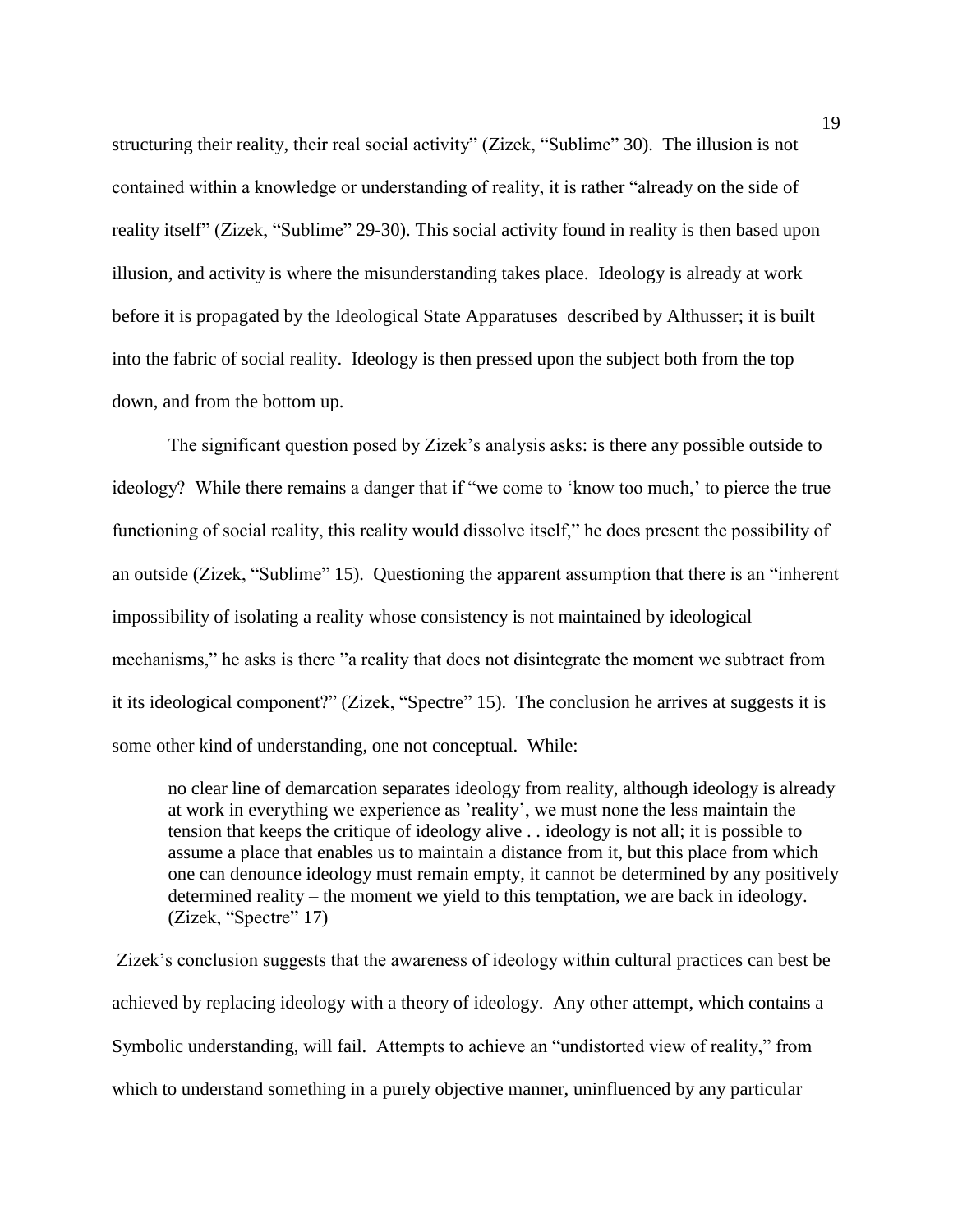structuring their reality, their real social activity" (Zizek, "Sublime" 30). The illusion is not contained within a knowledge or understanding of reality, it is rather "already on the side of reality itself" (Zizek, "Sublime" 29-30). This social activity found in reality is then based upon illusion, and activity is where the misunderstanding takes place. Ideology is already at work before it is propagated by the Ideological State Apparatuses described by Althusser; it is built into the fabric of social reality. Ideology is then pressed upon the subject both from the top down, and from the bottom up.

The significant question posed by Zizek's analysis asks: is there any possible outside to ideology? While there remains a danger that if "we come to 'know too much,' to pierce the true functioning of social reality, this reality would dissolve itself," he does present the possibility of an outside (Zizek, "Sublime" 15). Questioning the apparent assumption that there is an "inherent impossibility of isolating a reality whose consistency is not maintained by ideological mechanisms," he asks is there "a reality that does not disintegrate the moment we subtract from it its ideological component?" (Zizek, "Spectre" 15). The conclusion he arrives at suggests it is some other kind of understanding, one not conceptual. While:

> no clear line of demarcation separates ideology from reality, although ideology is already at work in everything we experience as 'reality', we must none the less maintain the tension that keeps the critique of ideology alive . . ideology is not all; it is possible to assume a place that enables us to maintain a distance from it, but this place from which one can denounce ideology must remain empty, it cannot be determined by any positively determined reality – the moment we yield to this temptation, we are back in ideology. (Zizek, "Spectre" 17)

Zizek's conclusion suggests that the awareness of ideology within cultural practices can best be achieved by replacing ideology with a theory of ideology. Any other attempt, which contains a Symbolic understanding, will fail. Attempts to achieve an "undistorted view of reality," from which to understand something in a purely objective manner, uninfluenced by any particular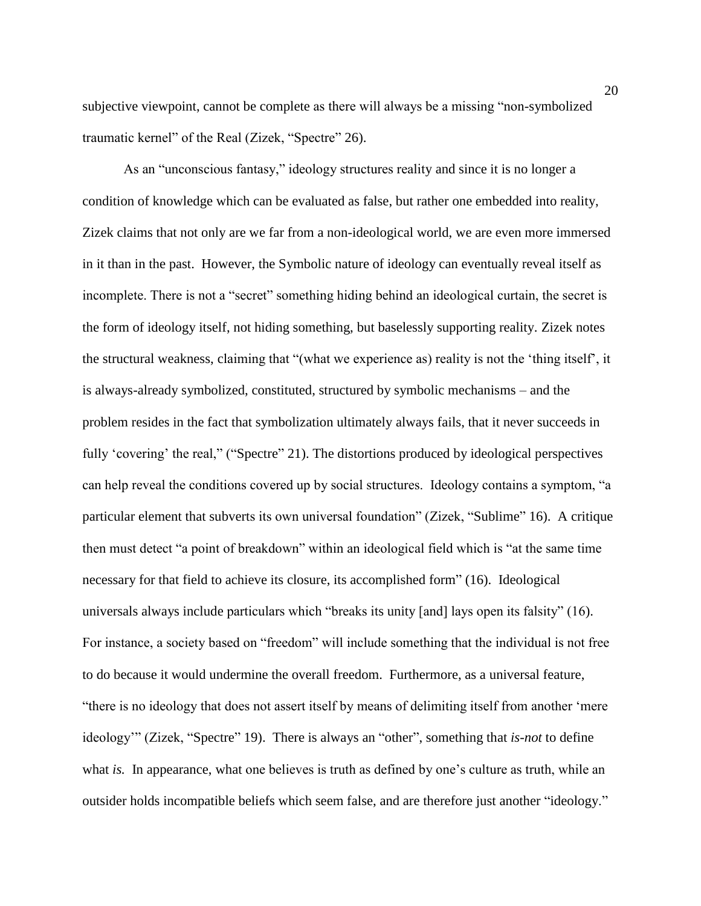subjective viewpoint, cannot be complete as there will always be a missing "non-symbolized traumatic kernel" of the Real (Zizek, "Spectre" 26).

As an "unconscious fantasy," ideology structures reality and since it is no longer a condition of knowledge which can be evaluated as false, but rather one embedded into reality, Zizek claims that not only are we far from a non-ideological world, we are even more immersed in it than in the past. However, the Symbolic nature of ideology can eventually reveal itself as incomplete. There is not a "secret" something hiding behind an ideological curtain, the secret is the form of ideology itself, not hiding something, but baselessly supporting reality. Zizek notes the structural weakness, claiming that "(what we experience as) reality is not the 'thing itself', it is always-already symbolized, constituted, structured by symbolic mechanisms – and the problem resides in the fact that symbolization ultimately always fails, that it never succeeds in fully 'covering' the real," ("Spectre" 21). The distortions produced by ideological perspectives can help reveal the conditions covered up by social structures. Ideology contains a symptom, "a particular element that subverts its own universal foundation" (Zizek, "Sublime" 16). A critique then must detect "a point of breakdown" within an ideological field which is "at the same time necessary for that field to achieve its closure, its accomplished form" (16). Ideological universals always include particulars which "breaks its unity [and] lays open its falsity" (16). For instance, a society based on "freedom" will include something that the individual is not free to do because it would undermine the overall freedom. Furthermore, as a universal feature, "there is no ideology that does not assert itself by means of delimiting itself from another 'mere ideology'" (Zizek, "Spectre" 19). There is always an "other", something that *is-not* to define what *is.* In appearance, what one believes is truth as defined by one's culture as truth, while an outsider holds incompatible beliefs which seem false, and are therefore just another "ideology."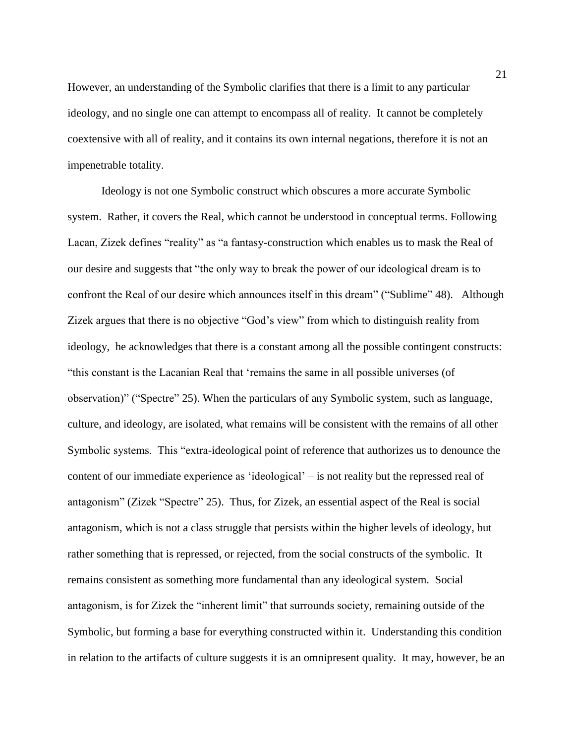However, an understanding of the Symbolic clarifies that there is a limit to any particular ideology, and no single one can attempt to encompass all of reality. It cannot be completely coextensive with all of reality, and it contains its own internal negations, therefore it is not an impenetrable totality.

Ideology is not one Symbolic construct which obscures a more accurate Symbolic system. Rather, it covers the Real, which cannot be understood in conceptual terms. Following Lacan, Zizek defines "reality" as "a fantasy-construction which enables us to mask the Real of our desire and suggests that "the only way to break the power of our ideological dream is to confront the Real of our desire which announces itself in this dream" ("Sublime" 48). Although Zizek argues that there is no objective "God's view" from which to distinguish reality from ideology, he acknowledges that there is a constant among all the possible contingent constructs: "this constant is the Lacanian Real that 'remains the same in all possible universes (of observation)" ("Spectre" 25). When the particulars of any Symbolic system, such as language, culture, and ideology, are isolated, what remains will be consistent with the remains of all other Symbolic systems. This "extra-ideological point of reference that authorizes us to denounce the content of our immediate experience as 'ideological' – is not reality but the repressed real of antagonism" (Zizek "Spectre" 25). Thus, for Zizek, an essential aspect of the Real is social antagonism, which is not a class struggle that persists within the higher levels of ideology, but rather something that is repressed, or rejected, from the social constructs of the symbolic. It remains consistent as something more fundamental than any ideological system. Social antagonism, is for Zizek the "inherent limit" that surrounds society, remaining outside of the Symbolic, but forming a base for everything constructed within it. Understanding this condition in relation to the artifacts of culture suggests it is an omnipresent quality. It may, however, be an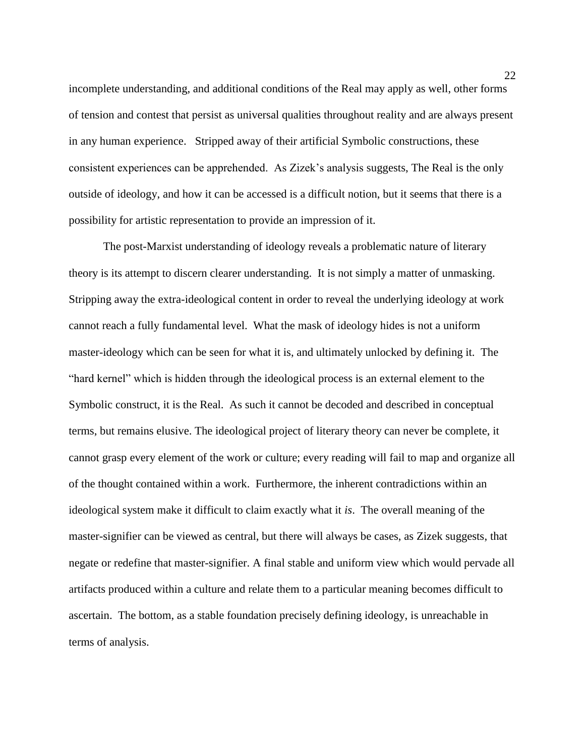incomplete understanding, and additional conditions of the Real may apply as well, other forms of tension and contest that persist as universal qualities throughout reality and are always present in any human experience. Stripped away of their artificial Symbolic constructions, these consistent experiences can be apprehended. As Zizek's analysis suggests, The Real is the only outside of ideology, and how it can be accessed is a difficult notion, but it seems that there is a possibility for artistic representation to provide an impression of it.

The post-Marxist understanding of ideology reveals a problematic nature of literary theory is its attempt to discern clearer understanding. It is not simply a matter of unmasking. Stripping away the extra-ideological content in order to reveal the underlying ideology at work cannot reach a fully fundamental level. What the mask of ideology hides is not a uniform master-ideology which can be seen for what it is, and ultimately unlocked by defining it. The "hard kernel" which is hidden through the ideological process is an external element to the Symbolic construct, it is the Real. As such it cannot be decoded and described in conceptual terms, but remains elusive. The ideological project of literary theory can never be complete, it cannot grasp every element of the work or culture; every reading will fail to map and organize all of the thought contained within a work. Furthermore, the inherent contradictions within an ideological system make it difficult to claim exactly what it *is*. The overall meaning of the master-signifier can be viewed as central, but there will always be cases, as Zizek suggests, that negate or redefine that master-signifier. A final stable and uniform view which would pervade all artifacts produced within a culture and relate them to a particular meaning becomes difficult to ascertain. The bottom, as a stable foundation precisely defining ideology, is unreachable in terms of analysis.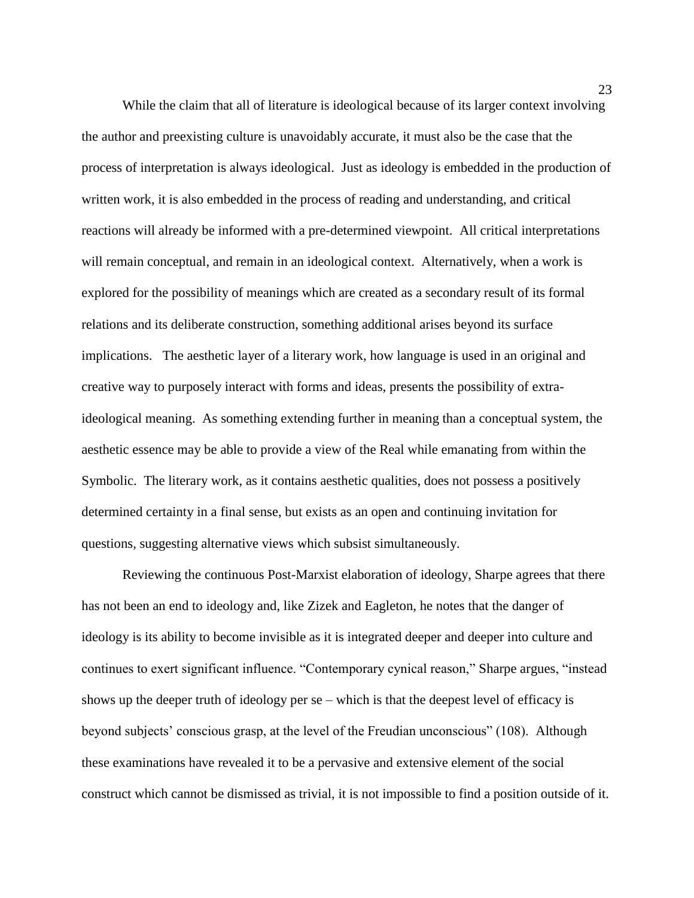While the claim that all of literature is ideological because of its larger context involving the author and preexisting culture is unavoidably accurate, it must also be the case that the process of interpretation is always ideological. Just as ideology is embedded in the production of written work, it is also embedded in the process of reading and understanding, and critical reactions will already be informed with a pre-determined viewpoint. All critical interpretations will remain conceptual, and remain in an ideological context. Alternatively, when a work is explored for the possibility of meanings which are created as a secondary result of its formal relations and its deliberate construction, something additional arises beyond its surface implications. The aesthetic layer of a literary work, how language is used in an original and creative way to purposely interact with forms and ideas, presents the possibility of extra-ideological meaning. As something extending further in meaning than a conceptual system, the aesthetic essence may be able to provide a view of the Real while emanating from within the Symbolic. The literary work, as it contains aesthetic qualities, does not possess a positively determined certainty in a final sense, but exists as an open and continuing invitation for questions, suggesting alternative views which subsist simultaneously.

Reviewing the continuous Post-Marxist elaboration of ideology, Sharpe agrees that there has not been an end to ideology and, like Zizek and Eagleton, he notes that the danger of ideology is its ability to become invisible as it is integrated deeper and deeper into culture and continues to exert significant influence. "Contemporary cynical reason," Sharpe argues, "instead shows up the deeper truth of ideology per se – which is that the deepest level of efficacy is beyond subjects' conscious grasp, at the level of the Freudian unconscious" (108). Although these examinations have revealed it to be a pervasive and extensive element of the social construct which cannot be dismissed as trivial, it is not impossible to find a position outside of it.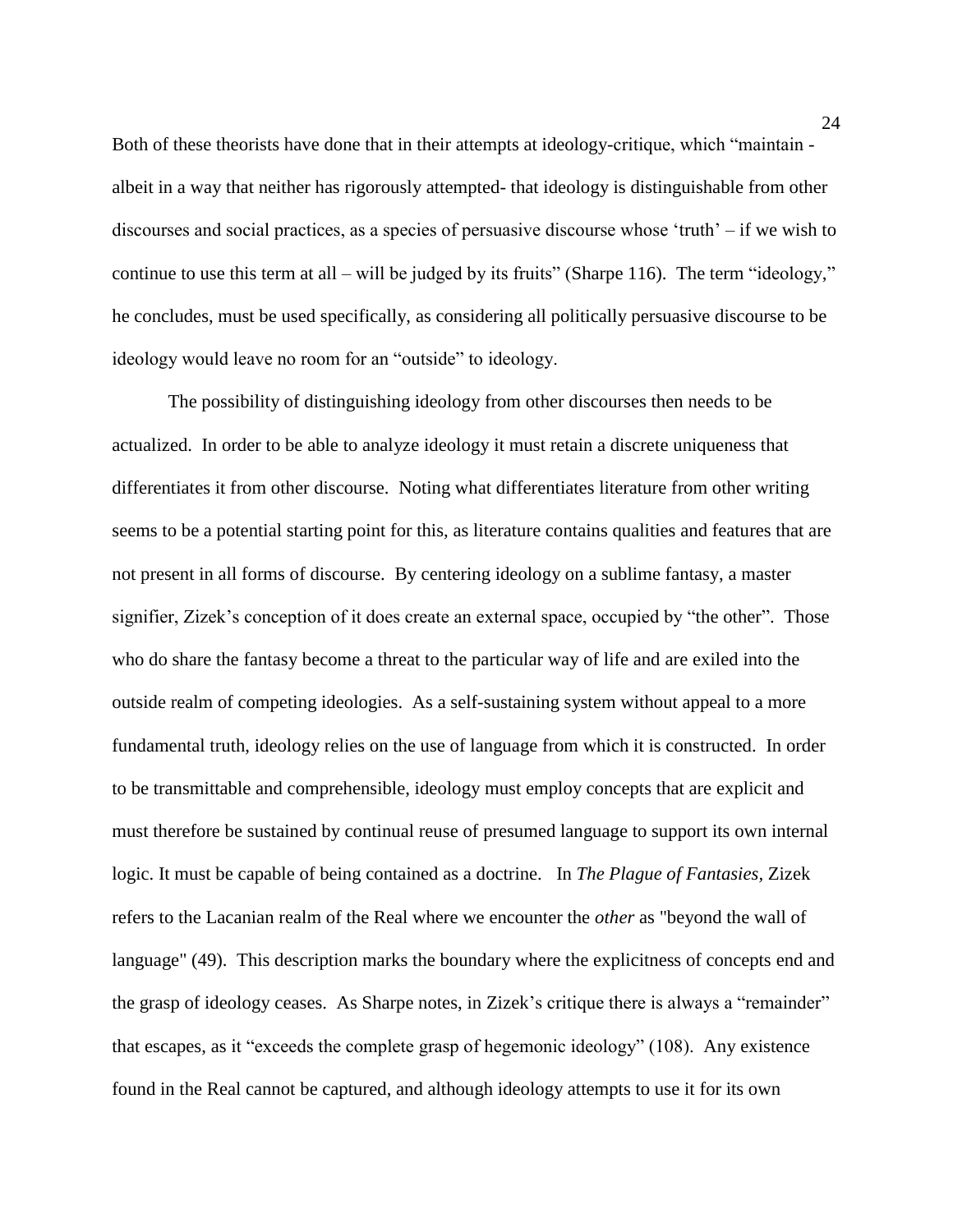Both of these theorists have done that in their attempts at ideology-critique, which "maintain - albeit in a way that neither has rigorously attempted- that ideology is distinguishable from other discourses and social practices, as a species of persuasive discourse whose 'truth' – if we wish to continue to use this term at all – will be judged by its fruits" (Sharpe 116). The term "ideology," he concludes, must be used specifically, as considering all politically persuasive discourse to be ideology would leave no room for an "outside" to ideology.

The possibility of distinguishing ideology from other discourses then needs to be actualized. In order to be able to analyze ideology it must retain a discrete uniqueness that differentiates it from other discourse. Noting what differentiates literature from other writing seems to be a potential starting point for this, as literature contains qualities and features that are not present in all forms of discourse. By centering ideology on a sublime fantasy, a master signifier, Zizek's conception of it does create an external space, occupied by "the other". Those who do share the fantasy become a threat to the particular way of life and are exiled into the outside realm of competing ideologies. As a self-sustaining system without appeal to a more fundamental truth, ideology relies on the use of language from which it is constructed. In order to be transmittable and comprehensible, ideology must employ concepts that are explicit and must therefore be sustained by continual reuse of presumed language to support its own internal logic. It must be capable of being contained as a doctrine. In *The Plague of Fantasies*, Zizek refers to the Lacanian realm of the Real where we encounter the *other* as "beyond the wall of language" (49). This description marks the boundary where the explicitness of concepts end and the grasp of ideology ceases. As Sharpe notes, in Zizek's critique there is always a "remainder" that escapes, as it "exceeds the complete grasp of hegemonic ideology" (108). Any existence found in the Real cannot be captured, and although ideology attempts to use it for its own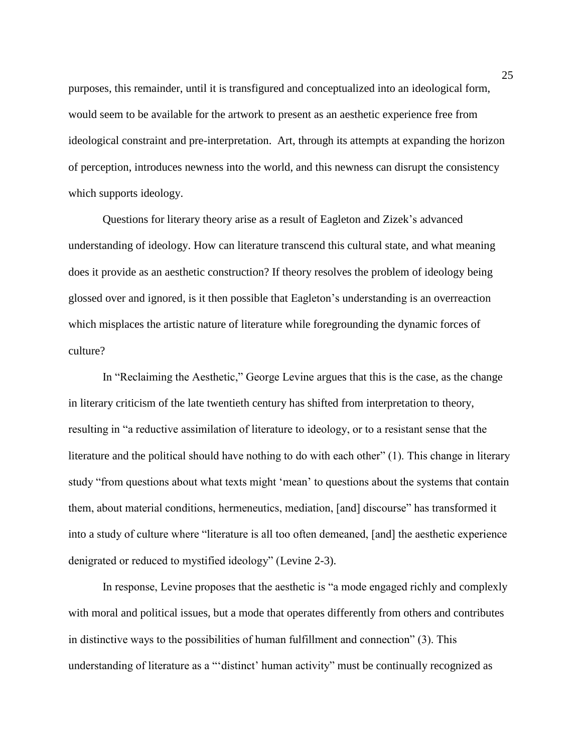purposes, this remainder, until it is transfigured and conceptualized into an ideological form, would seem to be available for the artwork to present as an aesthetic experience free from ideological constraint and pre-interpretation. Art, through its attempts at expanding the horizon of perception, introduces newness into the world, and this newness can disrupt the consistency which supports ideology.

Questions for literary theory arise as a result of Eagleton and Zizek's advanced understanding of ideology. How can literature transcend this cultural state, and what meaning does it provide as an aesthetic construction? If theory resolves the problem of ideology being glossed over and ignored, is it then possible that Eagleton's understanding is an overreaction which misplaces the artistic nature of literature while foregrounding the dynamic forces of culture?

In "Reclaiming the Aesthetic," George Levine argues that this is the case, as the change in literary criticism of the late twentieth century has shifted from interpretation to theory, resulting in "a reductive assimilation of literature to ideology, or to a resistant sense that the literature and the political should have nothing to do with each other" (1). This change in literary study "from questions about what texts might 'mean' to questions about the systems that contain them, about material conditions, hermeneutics, mediation, [and] discourse" has transformed it into a study of culture where "literature is all too often demeaned, [and] the aesthetic experience denigrated or reduced to mystified ideology" (Levine 2-3).

In response, Levine proposes that the aesthetic is "a mode engaged richly and complexly with moral and political issues, but a mode that operates differently from others and contributes in distinctive ways to the possibilities of human fulfillment and connection" (3). This understanding of literature as a "'distinct' human activity" must be continually recognized as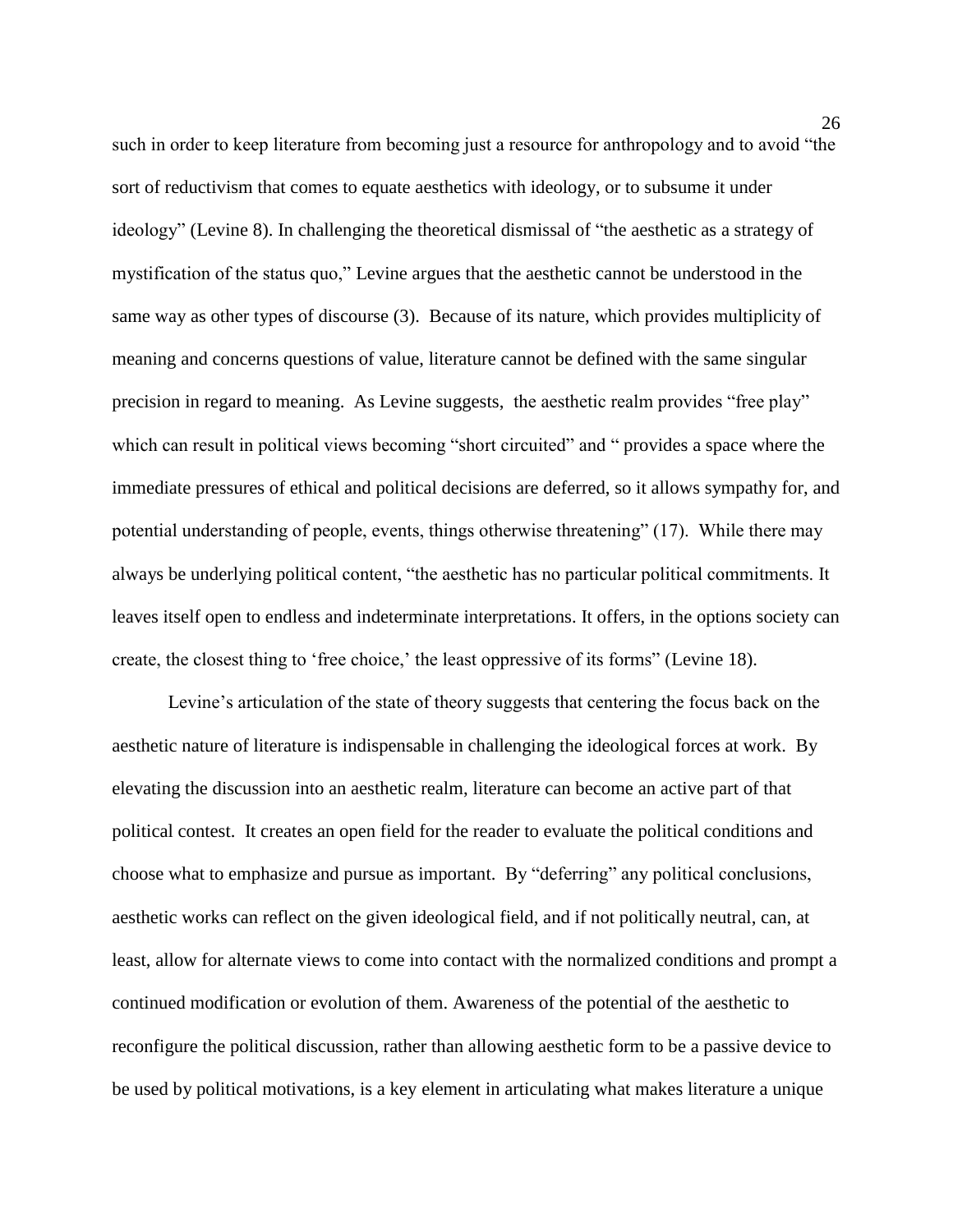such in order to keep literature from becoming just a resource for anthropology and to avoid "the sort of reductivism that comes to equate aesthetics with ideology, or to subsume it under ideology" (Levine 8). In challenging the theoretical dismissal of "the aesthetic as a strategy of mystification of the status quo," Levine argues that the aesthetic cannot be understood in the same way as other types of discourse (3). Because of its nature, which provides multiplicity of meaning and concerns questions of value, literature cannot be defined with the same singular precision in regard to meaning. As Levine suggests, the aesthetic realm provides "free play" which can result in political views becoming "short circuited" and " provides a space where the immediate pressures of ethical and political decisions are deferred, so it allows sympathy for, and potential understanding of people, events, things otherwise threatening" (17). While there may always be underlying political content, "the aesthetic has no particular political commitments. It leaves itself open to endless and indeterminate interpretations. It offers, in the options society can create, the closest thing to 'free choice,' the least oppressive of its forms" (Levine 18).

Levine's articulation of the state of theory suggests that centering the focus back on the aesthetic nature of literature is indispensable in challenging the ideological forces at work. By elevating the discussion into an aesthetic realm, literature can become an active part of that political contest. It creates an open field for the reader to evaluate the political conditions and choose what to emphasize and pursue as important. By "deferring" any political conclusions, aesthetic works can reflect on the given ideological field, and if not politically neutral, can, at least, allow for alternate views to come into contact with the normalized conditions and prompt a continued modification or evolution of them. Awareness of the potential of the aesthetic to reconfigure the political discussion, rather than allowing aesthetic form to be a passive device to be used by political motivations, is a key element in articulating what makes literature a unique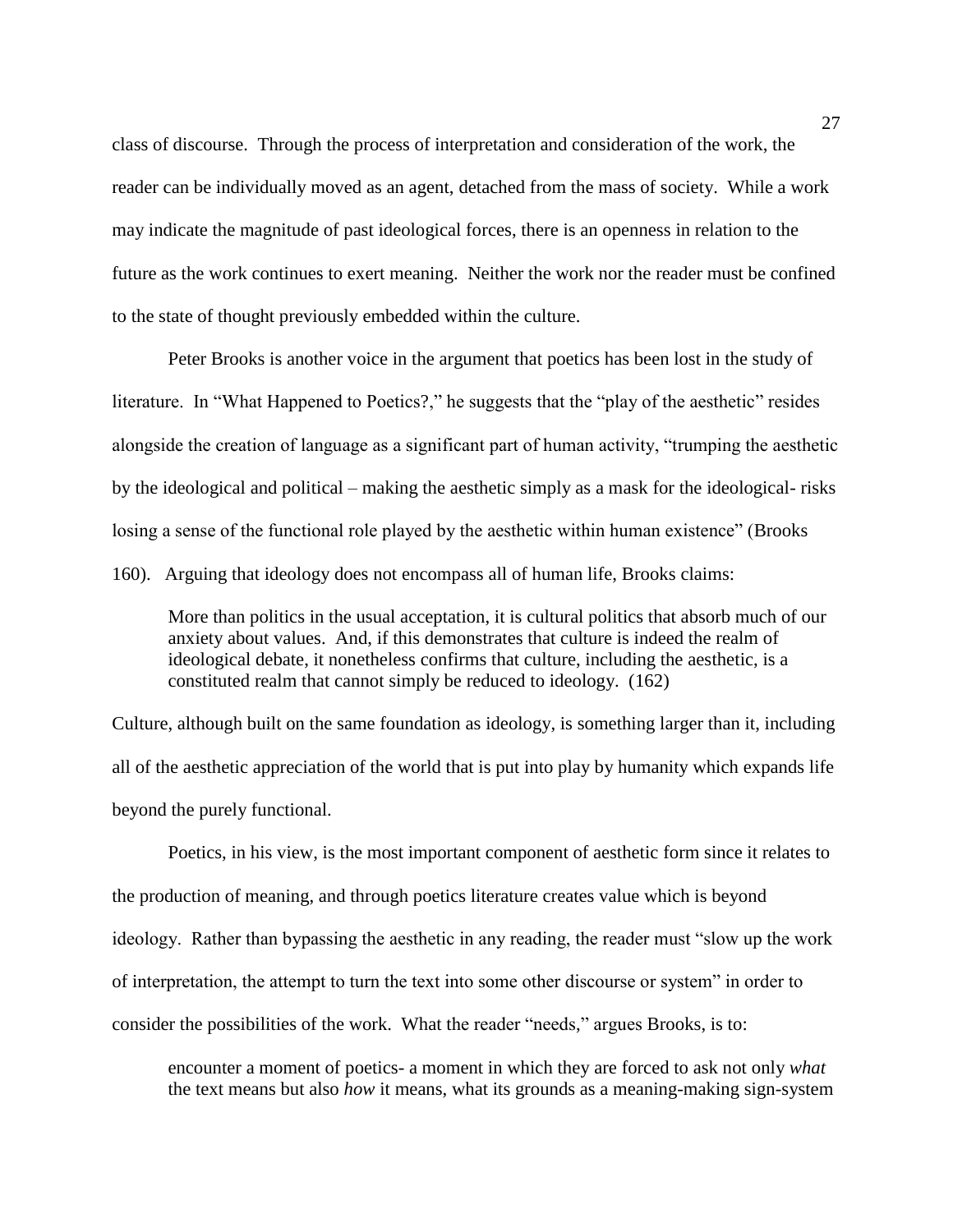class of discourse. Through the process of interpretation and consideration of the work, the reader can be individually moved as an agent, detached from the mass of society. While a work may indicate the magnitude of past ideological forces, there is an openness in relation to the future as the work continues to exert meaning. Neither the work nor the reader must be confined to the state of thought previously embedded within the culture.

Peter Brooks is another voice in the argument that poetics has been lost in the study of literature. In "What Happened to Poetics?," he suggests that the "play of the aesthetic" resides alongside the creation of language as a significant part of human activity, "trumping the aesthetic by the ideological and political – making the aesthetic simply as a mask for the ideological- risks losing a sense of the functional role played by the aesthetic within human existence" (Brooks 160). Arguing that ideology does not encompass all of human life, Brooks claims:

> More than politics in the usual acceptation, it is cultural politics that absorb much of our anxiety about values. And, if this demonstrates that culture is indeed the realm of ideological debate, it nonetheless confirms that culture, including the aesthetic, is a constituted realm that cannot simply be reduced to ideology. (162)

Culture, although built on the same foundation as ideology, is something larger than it, including all of the aesthetic appreciation of the world that is put into play by humanity which expands life beyond the purely functional.

Poetics, in his view, is the most important component of aesthetic form since it relates to the production of meaning, and through poetics literature creates value which is beyond ideology. Rather than bypassing the aesthetic in any reading, the reader must "slow up the work of interpretation, the attempt to turn the text into some other discourse or system" in order to consider the possibilities of the work. What the reader "needs," argues Brooks, is to:

> encounter a moment of poetics- a moment in which they are forced to ask not only *what* the text means but also *how* it means, what its grounds as a meaning-making sign-system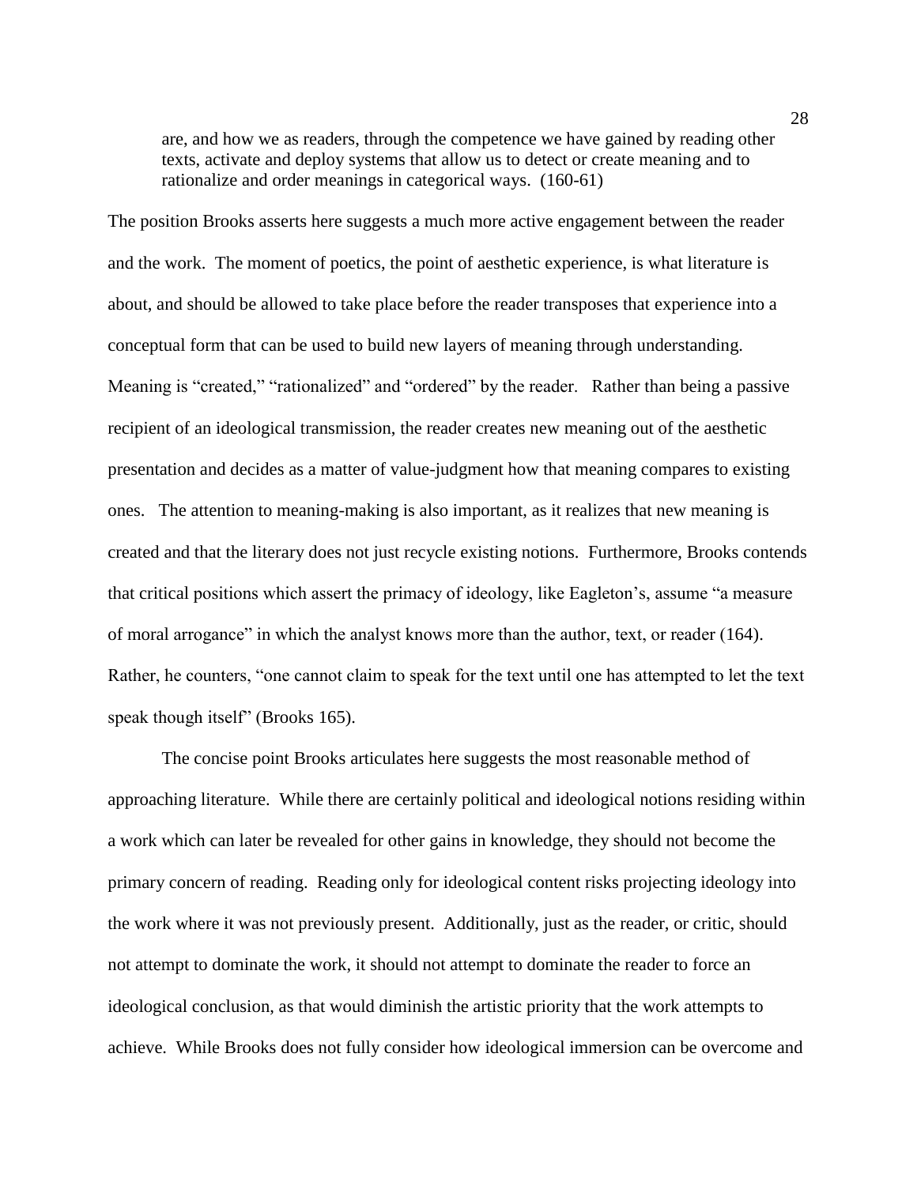> are, and how we as readers, through the competence we have gained by reading other texts, activate and deploy systems that allow us to detect or create meaning and to rationalize and order meanings in categorical ways. (160-61)

The position Brooks asserts here suggests a much more active engagement between the reader and the work. The moment of poetics, the point of aesthetic experience, is what literature is about, and should be allowed to take place before the reader transposes that experience into a conceptual form that can be used to build new layers of meaning through understanding. Meaning is "created," "rationalized" and "ordered" by the reader. Rather than being a passive recipient of an ideological transmission, the reader creates new meaning out of the aesthetic presentation and decides as a matter of value-judgment how that meaning compares to existing ones. The attention to meaning-making is also important, as it realizes that new meaning is created and that the literary does not just recycle existing notions. Furthermore, Brooks contends that critical positions which assert the primacy of ideology, like Eagleton's, assume "a measure of moral arrogance" in which the analyst knows more than the author, text, or reader (164). Rather, he counters, "one cannot claim to speak for the text until one has attempted to let the text speak though itself" (Brooks 165).

The concise point Brooks articulates here suggests the most reasonable method of approaching literature. While there are certainly political and ideological notions residing within a work which can later be revealed for other gains in knowledge, they should not become the primary concern of reading. Reading only for ideological content risks projecting ideology into the work where it was not previously present. Additionally, just as the reader, or critic, should not attempt to dominate the work, it should not attempt to dominate the reader to force an ideological conclusion, as that would diminish the artistic priority that the work attempts to achieve. While Brooks does not fully consider how ideological immersion can be overcome and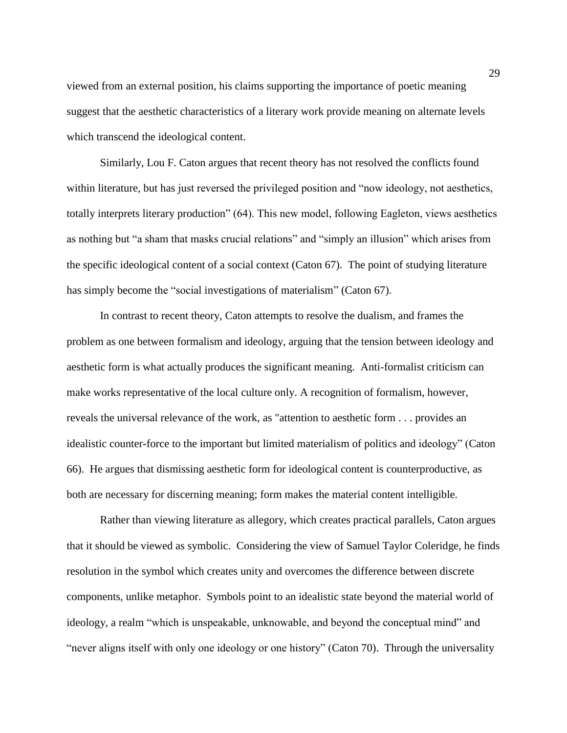viewed from an external position, his claims supporting the importance of poetic meaning suggest that the aesthetic characteristics of a literary work provide meaning on alternate levels which transcend the ideological content.

Similarly, Lou F. Caton argues that recent theory has not resolved the conflicts found within literature, but has just reversed the privileged position and "now ideology, not aesthetics, totally interprets literary production" (64). This new model, following Eagleton, views aesthetics as nothing but "a sham that masks crucial relations" and "simply an illusion" which arises from the specific ideological content of a social context (Caton 67). The point of studying literature has simply become the "social investigations of materialism" (Caton 67).

In contrast to recent theory, Caton attempts to resolve the dualism, and frames the problem as one between formalism and ideology, arguing that the tension between ideology and aesthetic form is what actually produces the significant meaning. Anti-formalist criticism can make works representative of the local culture only. A recognition of formalism, however, reveals the universal relevance of the work, as "attention to aesthetic form . . . provides an idealistic counter-force to the important but limited materialism of politics and ideology" (Caton 66). He argues that dismissing aesthetic form for ideological content is counterproductive, as both are necessary for discerning meaning; form makes the material content intelligible.

Rather than viewing literature as allegory, which creates practical parallels, Caton argues that it should be viewed as symbolic. Considering the view of Samuel Taylor Coleridge, he finds resolution in the symbol which creates unity and overcomes the difference between discrete components, unlike metaphor. Symbols point to an idealistic state beyond the material world of ideology, a realm "which is unspeakable, unknowable, and beyond the conceptual mind" and "never aligns itself with only one ideology or one history" (Caton 70). Through the universality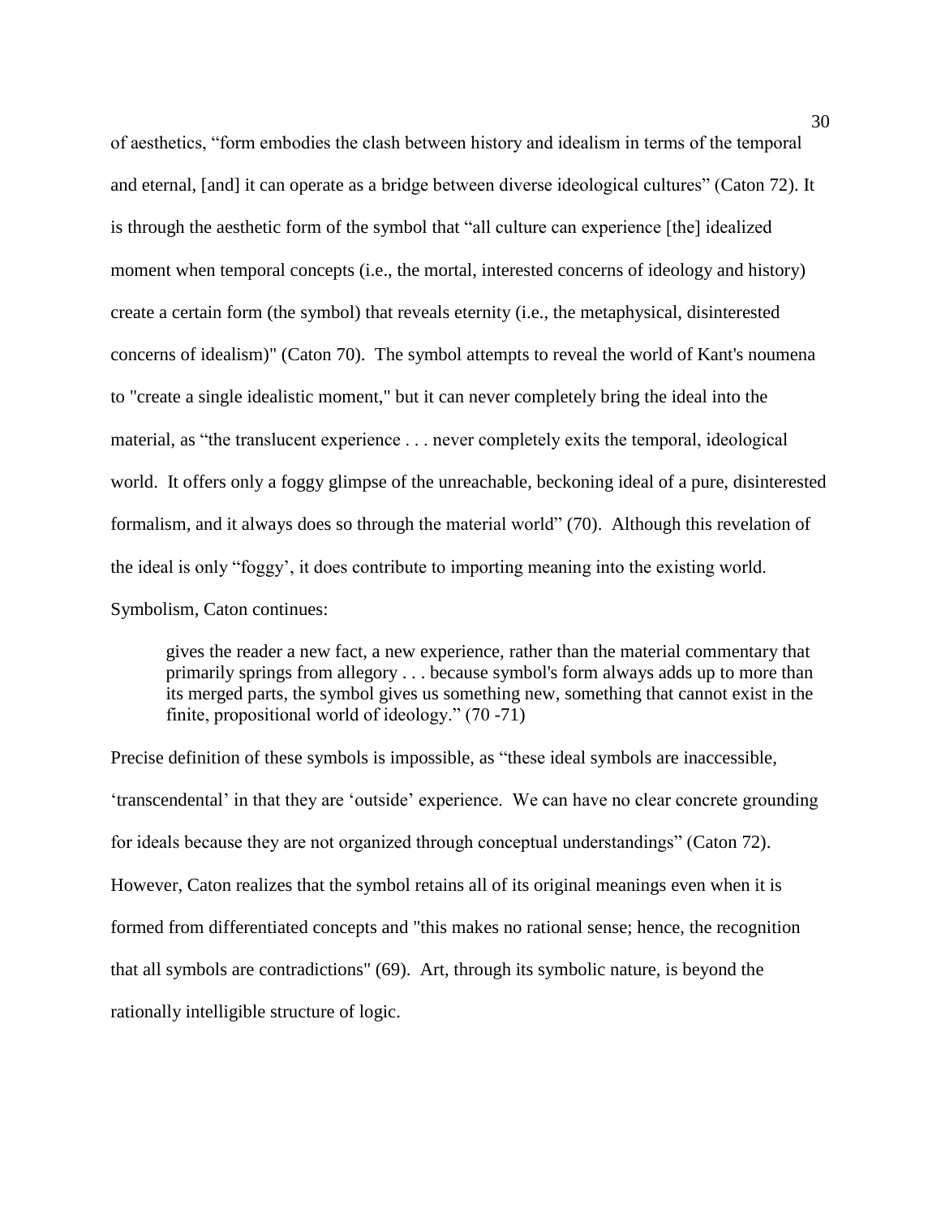of aesthetics, "form embodies the clash between history and idealism in terms of the temporal and eternal, [and] it can operate as a bridge between diverse ideological cultures" (Caton 72). It is through the aesthetic form of the symbol that "all culture can experience [the] idealized moment when temporal concepts (i.e., the mortal, interested concerns of ideology and history) create a certain form (the symbol) that reveals eternity (i.e., the metaphysical, disinterested concerns of idealism)" (Caton 70). The symbol attempts to reveal the world of Kant's noumena to "create a single idealistic moment," but it can never completely bring the ideal into the material, as "the translucent experience . . . never completely exits the temporal, ideological world. It offers only a foggy glimpse of the unreachable, beckoning ideal of a pure, disinterested formalism, and it always does so through the material world" (70). Although this revelation of the ideal is only "foggy', it does contribute to importing meaning into the existing world. Symbolism, Caton continues:

> gives the reader a new fact, a new experience, rather than the material commentary that primarily springs from allegory . . . because symbol's form always adds up to more than its merged parts, the symbol gives us something new, something that cannot exist in the finite, propositional world of ideology." (70 -71)

Precise definition of these symbols is impossible, as "these ideal symbols are inaccessible, 'transcendental' in that they are 'outside' experience. We can have no clear concrete grounding for ideals because they are not organized through conceptual understandings" (Caton 72). However, Caton realizes that the symbol retains all of its original meanings even when it is formed from differentiated concepts and "this makes no rational sense; hence, the recognition that all symbols are contradictions" (69). Art, through its symbolic nature, is beyond the rationally intelligible structure of logic.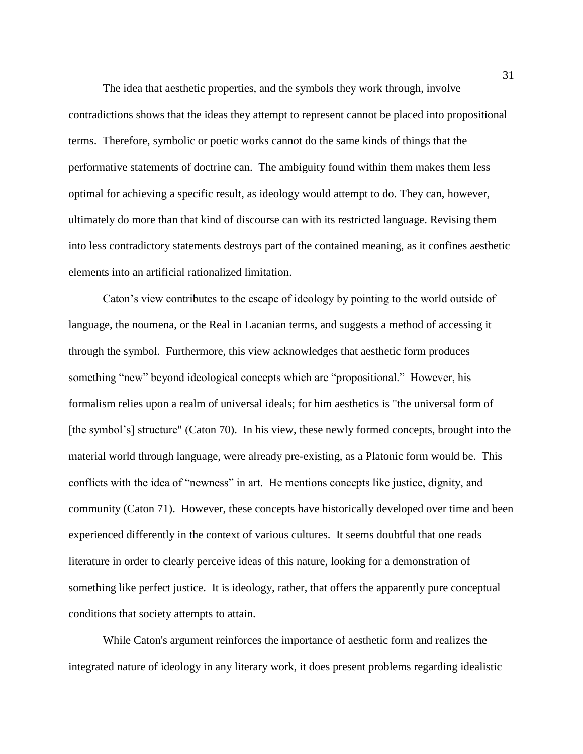The idea that aesthetic properties, and the symbols they work through, involve contradictions shows that the ideas they attempt to represent cannot be placed into propositional terms. Therefore, symbolic or poetic works cannot do the same kinds of things that the performative statements of doctrine can. The ambiguity found within them makes them less optimal for achieving a specific result, as ideology would attempt to do. They can, however, ultimately do more than that kind of discourse can with its restricted language. Revising them into less contradictory statements destroys part of the contained meaning, as it confines aesthetic elements into an artificial rationalized limitation.

Caton's view contributes to the escape of ideology by pointing to the world outside of language, the noumena, or the Real in Lacanian terms, and suggests a method of accessing it through the symbol. Furthermore, this view acknowledges that aesthetic form produces something "new" beyond ideological concepts which are "propositional." However, his formalism relies upon a realm of universal ideals; for him aesthetics is "the universal form of [the symbol's] structure" (Caton 70). In his view, these newly formed concepts, brought into the material world through language, were already pre-existing, as a Platonic form would be. This conflicts with the idea of "newness" in art. He mentions concepts like justice, dignity, and community (Caton 71). However, these concepts have historically developed over time and been experienced differently in the context of various cultures. It seems doubtful that one reads literature in order to clearly perceive ideas of this nature, looking for a demonstration of something like perfect justice. It is ideology, rather, that offers the apparently pure conceptual conditions that society attempts to attain.

While Caton's argument reinforces the importance of aesthetic form and realizes the integrated nature of ideology in any literary work, it does present problems regarding idealistic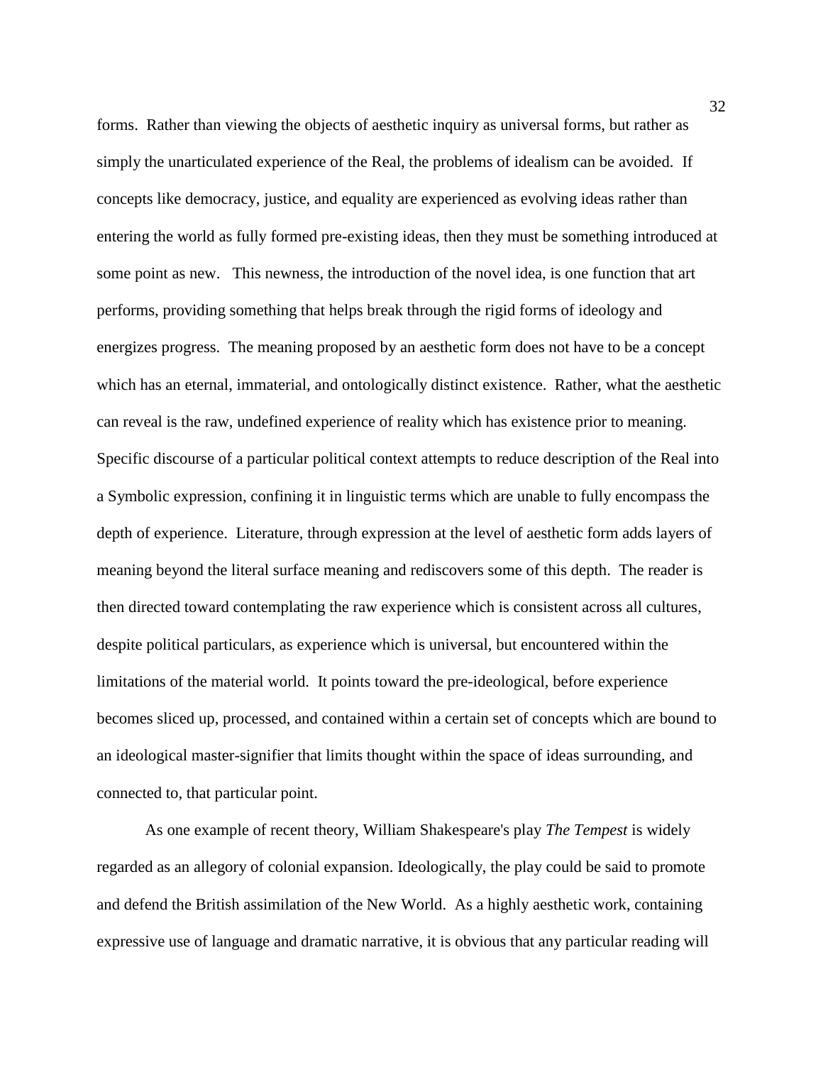forms. Rather than viewing the objects of aesthetic inquiry as universal forms, but rather as simply the unarticulated experience of the Real, the problems of idealism can be avoided. If concepts like democracy, justice, and equality are experienced as evolving ideas rather than entering the world as fully formed pre-existing ideas, then they must be something introduced at some point as new. This newness, the introduction of the novel idea, is one function that art performs, providing something that helps break through the rigid forms of ideology and energizes progress. The meaning proposed by an aesthetic form does not have to be a concept which has an eternal, immaterial, and ontologically distinct existence. Rather, what the aesthetic can reveal is the raw, undefined experience of reality which has existence prior to meaning. Specific discourse of a particular political context attempts to reduce description of the Real into a Symbolic expression, confining it in linguistic terms which are unable to fully encompass the depth of experience. Literature, through expression at the level of aesthetic form adds layers of meaning beyond the literal surface meaning and rediscovers some of this depth. The reader is then directed toward contemplating the raw experience which is consistent across all cultures, despite political particulars, as experience which is universal, but encountered within the limitations of the material world. It points toward the pre-ideological, before experience becomes sliced up, processed, and contained within a certain set of concepts which are bound to an ideological master-signifier that limits thought within the space of ideas surrounding, and connected to, that particular point.

As one example of recent theory, William Shakespeare's play *The Tempest* is widely regarded as an allegory of colonial expansion. Ideologically, the play could be said to promote and defend the British assimilation of the New World. As a highly aesthetic work, containing expressive use of language and dramatic narrative, it is obvious that any particular reading will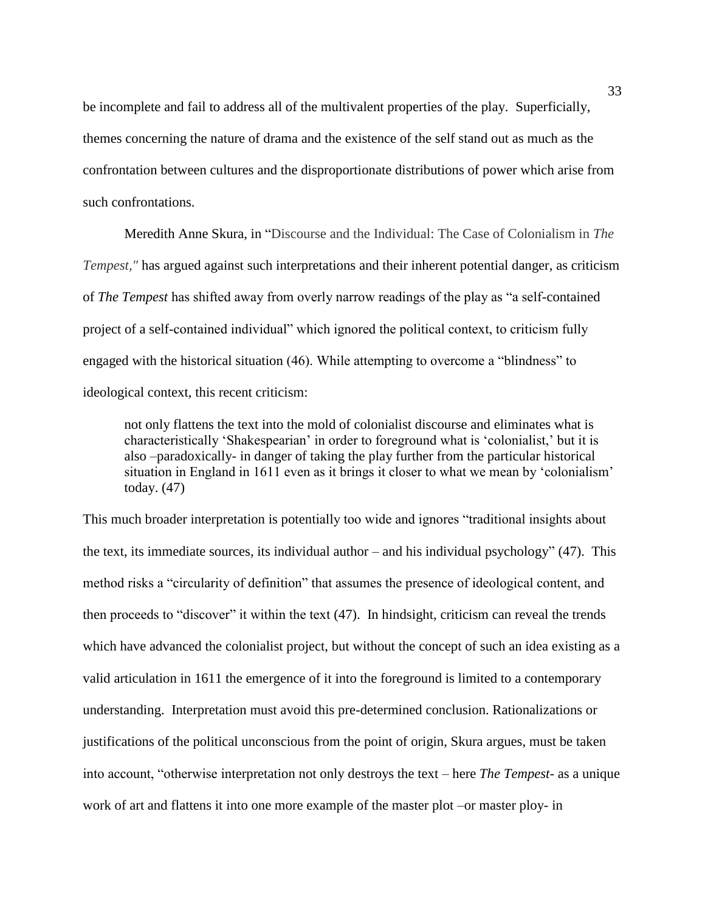be incomplete and fail to address all of the multivalent properties of the play. Superficially, themes concerning the nature of drama and the existence of the self stand out as much as the confrontation between cultures and the disproportionate distributions of power which arise from such confrontations.

Meredith Anne Skura, in "Discourse and the Individual: The Case of Colonialism in *The Tempest,"* has argued against such interpretations and their inherent potential danger, as criticism of *The Tempest* has shifted away from overly narrow readings of the play as "a self-contained project of a self-contained individual" which ignored the political context, to criticism fully engaged with the historical situation (46). While attempting to overcome a "blindness" to ideological context, this recent criticism:

> not only flattens the text into the mold of colonialist discourse and eliminates what is characteristically 'Shakespearian' in order to foreground what is 'colonialist,' but it is also –paradoxically- in danger of taking the play further from the particular historical situation in England in 1611 even as it brings it closer to what we mean by 'colonialism' today. (47)

This much broader interpretation is potentially too wide and ignores "traditional insights about the text, its immediate sources, its individual author – and his individual psychology" (47). This method risks a "circularity of definition" that assumes the presence of ideological content, and then proceeds to "discover" it within the text (47). In hindsight, criticism can reveal the trends which have advanced the colonialist project, but without the concept of such an idea existing as a valid articulation in 1611 the emergence of it into the foreground is limited to a contemporary understanding. Interpretation must avoid this pre-determined conclusion. Rationalizations or justifications of the political unconscious from the point of origin, Skura argues, must be taken into account, "otherwise interpretation not only destroys the text – here *The Tempest*- as a unique work of art and flattens it into one more example of the master plot –or master ploy- in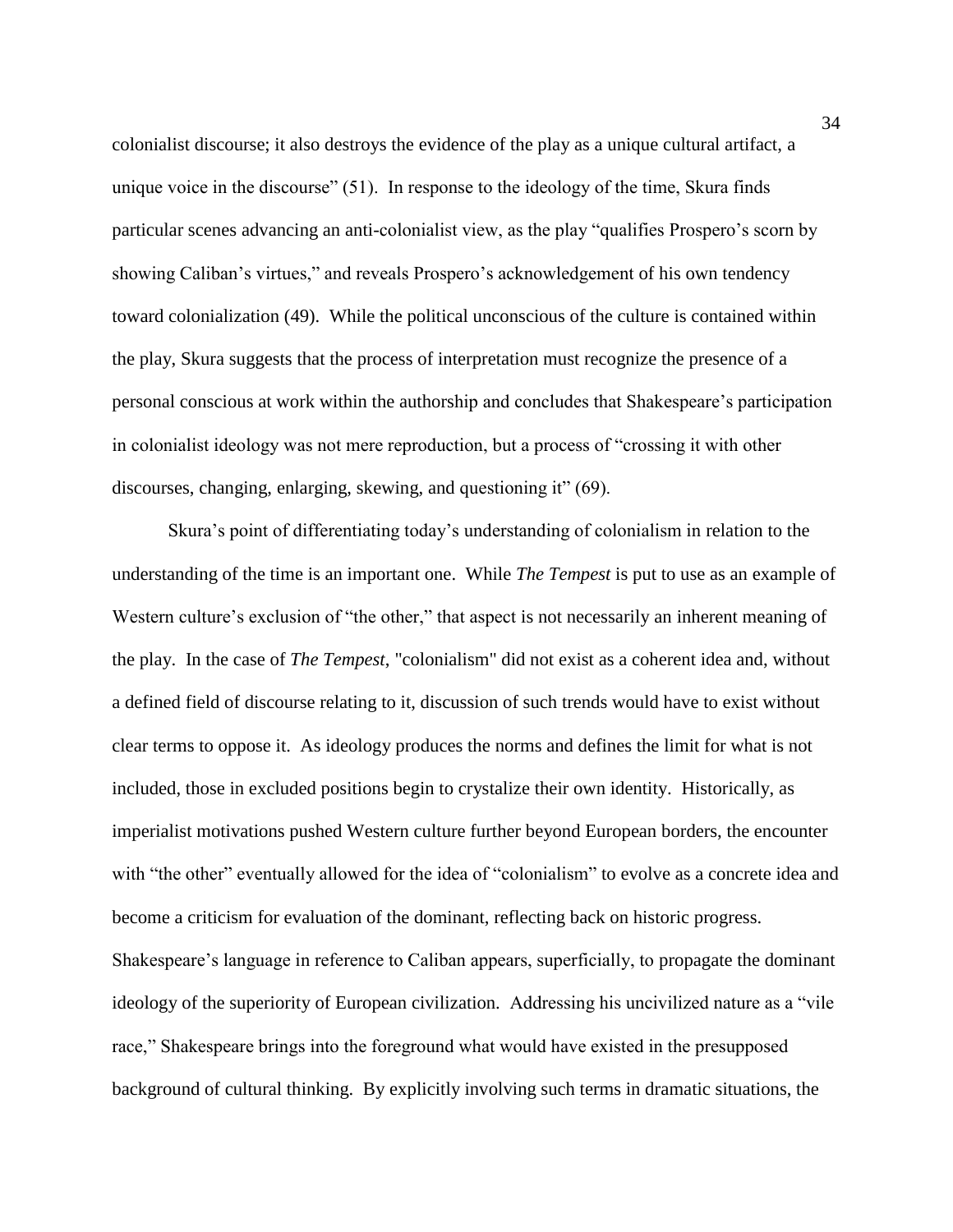colonialist discourse; it also destroys the evidence of the play as a unique cultural artifact, a unique voice in the discourse" (51). In response to the ideology of the time, Skura finds particular scenes advancing an anti-colonialist view, as the play "qualifies Prospero's scorn by showing Caliban's virtues," and reveals Prospero's acknowledgement of his own tendency toward colonialization (49). While the political unconscious of the culture is contained within the play, Skura suggests that the process of interpretation must recognize the presence of a personal conscious at work within the authorship and concludes that Shakespeare's participation in colonialist ideology was not mere reproduction, but a process of "crossing it with other discourses, changing, enlarging, skewing, and questioning it" (69).

Skura's point of differentiating today's understanding of colonialism in relation to the understanding of the time is an important one. While *The Tempest* is put to use as an example of Western culture's exclusion of "the other," that aspect is not necessarily an inherent meaning of the play. In the case of *The Tempest*, "colonialism" did not exist as a coherent idea and, without a defined field of discourse relating to it, discussion of such trends would have to exist without clear terms to oppose it. As ideology produces the norms and defines the limit for what is not included, those in excluded positions begin to crystalize their own identity. Historically, as imperialist motivations pushed Western culture further beyond European borders, the encounter with "the other" eventually allowed for the idea of "colonialism" to evolve as a concrete idea and become a criticism for evaluation of the dominant, reflecting back on historic progress. Shakespeare's language in reference to Caliban appears, superficially, to propagate the dominant ideology of the superiority of European civilization. Addressing his uncivilized nature as a "vile race," Shakespeare brings into the foreground what would have existed in the presupposed background of cultural thinking. By explicitly involving such terms in dramatic situations, the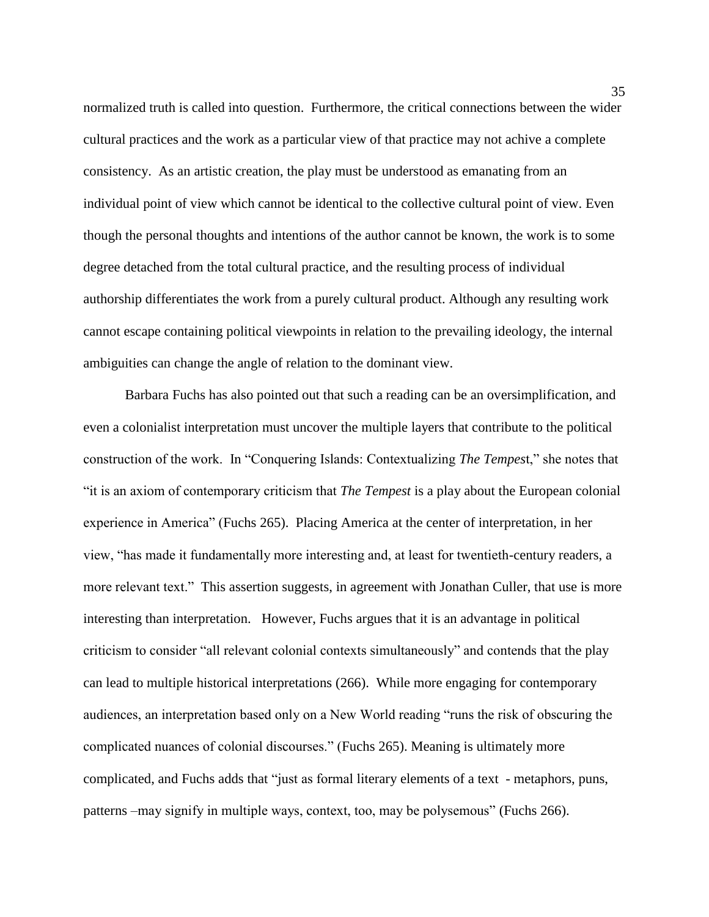normalized truth is called into question. Furthermore, the critical connections between the wider cultural practices and the work as a particular view of that practice may not achive a complete consistency. As an artistic creation, the play must be understood as emanating from an individual point of view which cannot be identical to the collective cultural point of view. Even though the personal thoughts and intentions of the author cannot be known, the work is to some degree detached from the total cultural practice, and the resulting process of individual authorship differentiates the work from a purely cultural product. Although any resulting work cannot escape containing political viewpoints in relation to the prevailing ideology, the internal ambiguities can change the angle of relation to the dominant view.

Barbara Fuchs has also pointed out that such a reading can be an oversimplification, and even a colonialist interpretation must uncover the multiple layers that contribute to the political construction of the work. In "Conquering Islands: Contextualizing *The Tempest*," she notes that "it is an axiom of contemporary criticism that *The Tempest* is a play about the European colonial experience in America" (Fuchs 265). Placing America at the center of interpretation, in her view, "has made it fundamentally more interesting and, at least for twentieth-century readers, a more relevant text." This assertion suggests, in agreement with Jonathan Culler, that use is more interesting than interpretation. However, Fuchs argues that it is an advantage in political criticism to consider "all relevant colonial contexts simultaneously" and contends that the play can lead to multiple historical interpretations (266). While more engaging for contemporary audiences, an interpretation based only on a New World reading "runs the risk of obscuring the complicated nuances of colonial discourses." (Fuchs 265). Meaning is ultimately more complicated, and Fuchs adds that "just as formal literary elements of a text - metaphors, puns, patterns –may signify in multiple ways, context, too, may be polysemous" (Fuchs 266).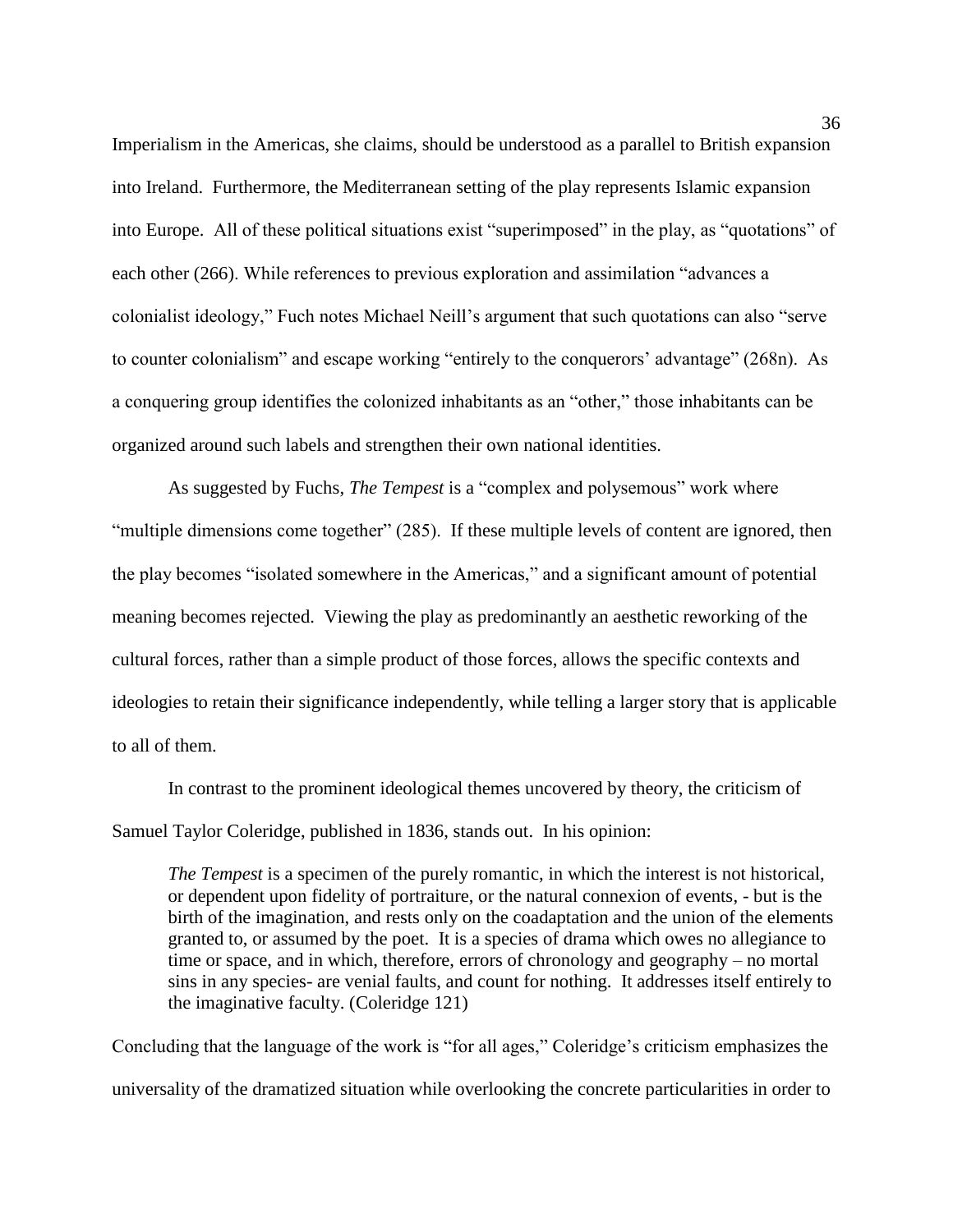Imperialism in the Americas, she claims, should be understood as a parallel to British expansion into Ireland. Furthermore, the Mediterranean setting of the play represents Islamic expansion into Europe. All of these political situations exist "superimposed" in the play, as "quotations" of each other (266). While references to previous exploration and assimilation "advances a colonialist ideology," Fuch notes Michael Neill's argument that such quotations can also "serve to counter colonialism" and escape working "entirely to the conquerors' advantage" (268n). As a conquering group identifies the colonized inhabitants as an "other," those inhabitants can be organized around such labels and strengthen their own national identities.

As suggested by Fuchs, *The Tempest* is a "complex and polysemous" work where "multiple dimensions come together" (285). If these multiple levels of content are ignored, then the play becomes "isolated somewhere in the Americas," and a significant amount of potential meaning becomes rejected. Viewing the play as predominantly an aesthetic reworking of the cultural forces, rather than a simple product of those forces, allows the specific contexts and ideologies to retain their significance independently, while telling a larger story that is applicable to all of them.

In contrast to the prominent ideological themes uncovered by theory, the criticism of Samuel Taylor Coleridge, published in 1836, stands out. In his opinion:

> *The Tempest* is a specimen of the purely romantic, in which the interest is not historical, or dependent upon fidelity of portraiture, or the natural connexion of events, - but is the birth of the imagination, and rests only on the coadaptation and the union of the elements granted to, or assumed by the poet. It is a species of drama which owes no allegiance to time or space, and in which, therefore, errors of chronology and geography – no mortal sins in any species- are venial faults, and count for nothing. It addresses itself entirely to the imaginative faculty. (Coleridge 121)

Concluding that the language of the work is "for all ages," Coleridge's criticism emphasizes the universality of the dramatized situation while overlooking the concrete particularities in order to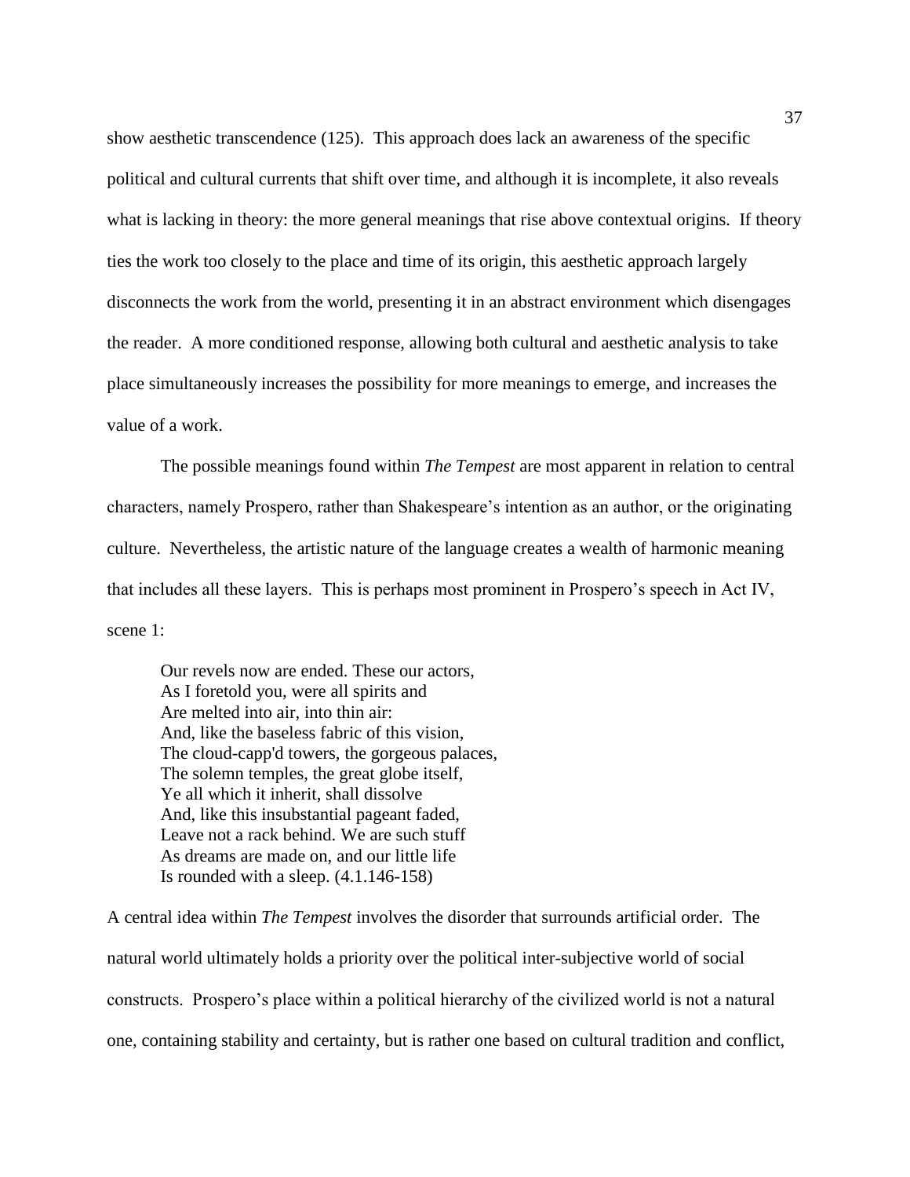show aesthetic transcendence (125). This approach does lack an awareness of the specific political and cultural currents that shift over time, and although it is incomplete, it also reveals what is lacking in theory: the more general meanings that rise above contextual origins. If theory ties the work too closely to the place and time of its origin, this aesthetic approach largely disconnects the work from the world, presenting it in an abstract environment which disengages the reader. A more conditioned response, allowing both cultural and aesthetic analysis to take place simultaneously increases the possibility for more meanings to emerge, and increases the value of a work.

The possible meanings found within *The Tempest* are most apparent in relation to central characters, namely Prospero, rather than Shakespeare's intention as an author, or the originating culture. Nevertheless, the artistic nature of the language creates a wealth of harmonic meaning that includes all these layers. This is perhaps most prominent in Prospero's speech in Act IV, scene 1:

> Our revels now are ended. These our actors,  
> As I foretold you, were all spirits and  
> Are melted into air, into thin air:  
> And, like the baseless fabric of this vision,  
> The cloud-capp'd towers, the gorgeous palaces,  
> The solemn temples, the great globe itself,  
> Ye all which it inherit, shall dissolve  
> And, like this insubstantial pageant faded,  
> Leave not a rack behind. We are such stuff  
> As dreams are made on, and our little life  
> Is rounded with a sleep. (4.1.146-158)

A central idea within *The Tempest* involves the disorder that surrounds artificial order. The natural world ultimately holds a priority over the political inter-subjective world of social constructs. Prospero's place within a political hierarchy of the civilized world is not a natural one, containing stability and certainty, but is rather one based on cultural tradition and conflict,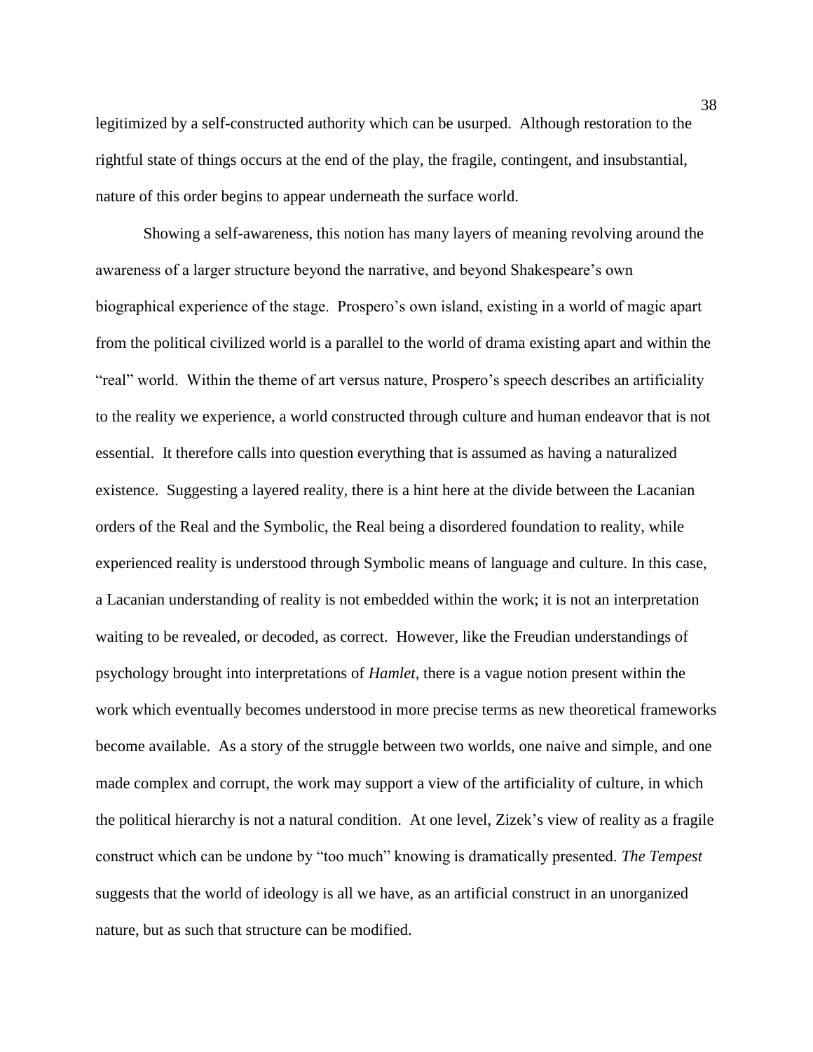legitimized by a self-constructed authority which can be usurped. Although restoration to the rightful state of things occurs at the end of the play, the fragile, contingent, and insubstantial, nature of this order begins to appear underneath the surface world.

Showing a self-awareness, this notion has many layers of meaning revolving around the awareness of a larger structure beyond the narrative, and beyond Shakespeare's own biographical experience of the stage. Prospero's own island, existing in a world of magic apart from the political civilized world is a parallel to the world of drama existing apart and within the "real" world. Within the theme of art versus nature, Prospero's speech describes an artificiality to the reality we experience, a world constructed through culture and human endeavor that is not essential. It therefore calls into question everything that is assumed as having a naturalized existence. Suggesting a layered reality, there is a hint here at the divide between the Lacanian orders of the Real and the Symbolic, the Real being a disordered foundation to reality, while experienced reality is understood through Symbolic means of language and culture. In this case, a Lacanian understanding of reality is not embedded within the work; it is not an interpretation waiting to be revealed, or decoded, as correct. However, like the Freudian understandings of psychology brought into interpretations of *Hamlet*, there is a vague notion present within the work which eventually becomes understood in more precise terms as new theoretical frameworks become available. As a story of the struggle between two worlds, one naive and simple, and one made complex and corrupt, the work may support a view of the artificiality of culture, in which the political hierarchy is not a natural condition. At one level, Zizek's view of reality as a fragile construct which can be undone by "too much" knowing is dramatically presented. *The Tempest* suggests that the world of ideology is all we have, as an artificial construct in an unorganized nature, but as such that structure can be modified.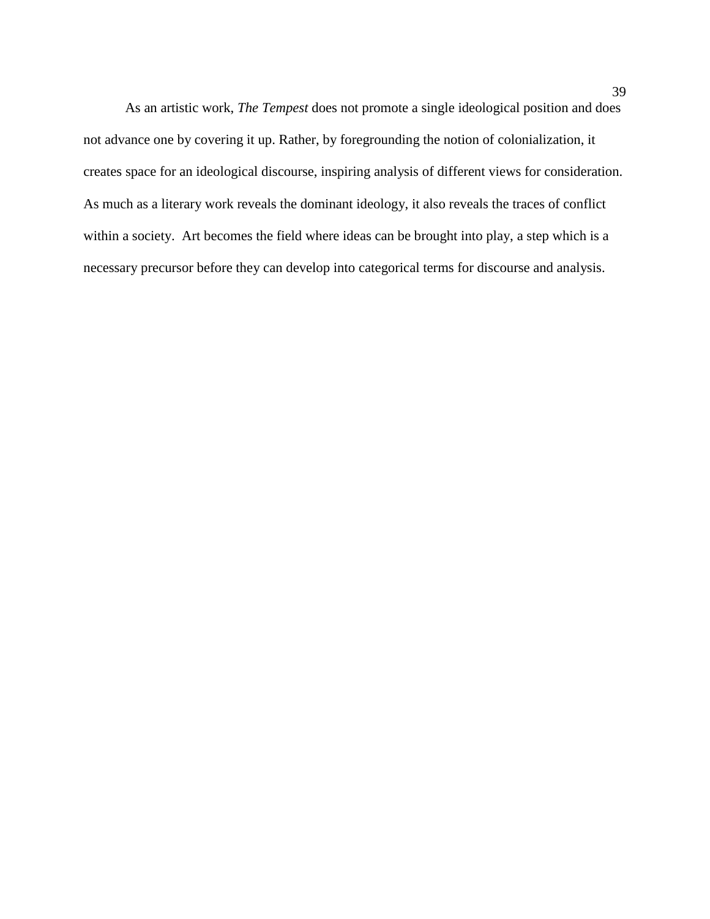As an artistic work, *The Tempest* does not promote a single ideological position and does not advance one by covering it up. Rather, by foregrounding the notion of colonialization, it creates space for an ideological discourse, inspiring analysis of different views for consideration. As much as a literary work reveals the dominant ideology, it also reveals the traces of conflict within a society.  Art becomes the field where ideas can be brought into play, a step which is a necessary precursor before they can develop into categorical terms for discourse and analysis.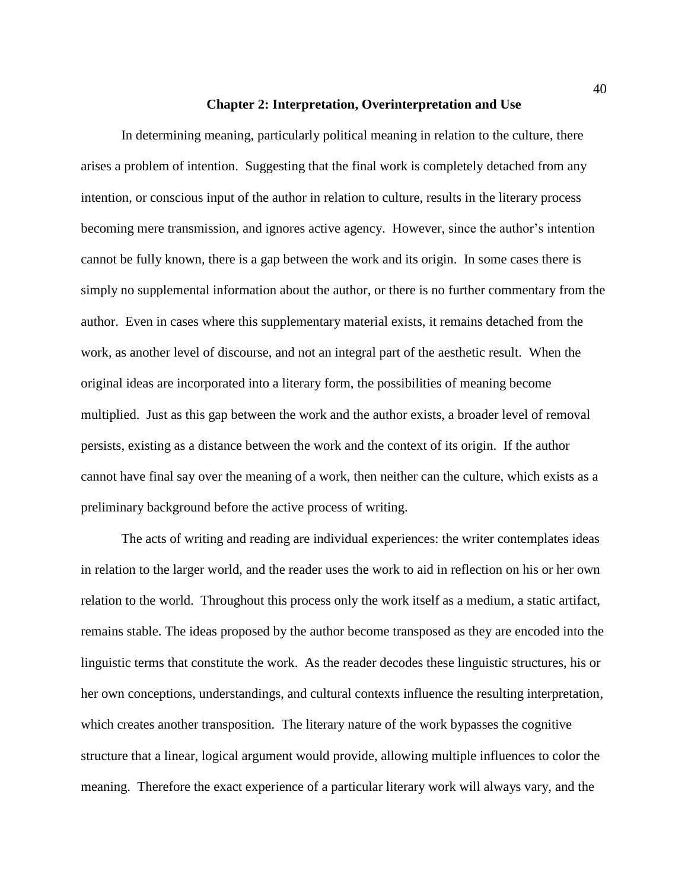## Chapter 2: Interpretation, Overinterpretation and Use

In determining meaning, particularly political meaning in relation to the culture, there arises a problem of intention. Suggesting that the final work is completely detached from any intention, or conscious input of the author in relation to culture, results in the literary process becoming mere transmission, and ignores active agency. However, since the author's intention cannot be fully known, there is a gap between the work and its origin. In some cases there is simply no supplemental information about the author, or there is no further commentary from the author. Even in cases where this supplementary material exists, it remains detached from the work, as another level of discourse, and not an integral part of the aesthetic result. When the original ideas are incorporated into a literary form, the possibilities of meaning become multiplied. Just as this gap between the work and the author exists, a broader level of removal persists, existing as a distance between the work and the context of its origin. If the author cannot have final say over the meaning of a work, then neither can the culture, which exists as a preliminary background before the active process of writing.

The acts of writing and reading are individual experiences: the writer contemplates ideas in relation to the larger world, and the reader uses the work to aid in reflection on his or her own relation to the world. Throughout this process only the work itself as a medium, a static artifact, remains stable. The ideas proposed by the author become transposed as they are encoded into the linguistic terms that constitute the work. As the reader decodes these linguistic structures, his or her own conceptions, understandings, and cultural contexts influence the resulting interpretation, which creates another transposition. The literary nature of the work bypasses the cognitive structure that a linear, logical argument would provide, allowing multiple influences to color the meaning. Therefore the exact experience of a particular literary work will always vary, and the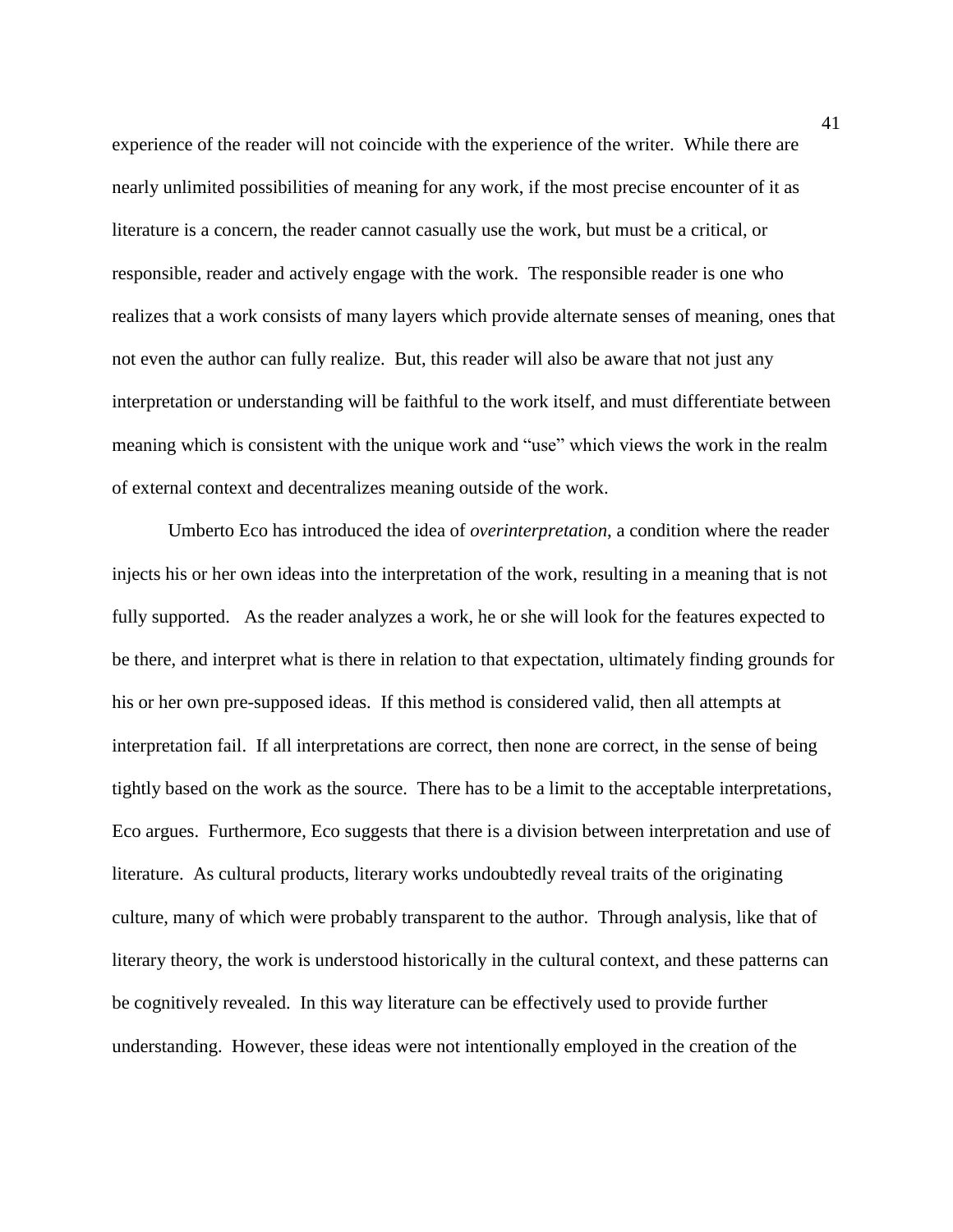experience of the reader will not coincide with the experience of the writer. While there are nearly unlimited possibilities of meaning for any work, if the most precise encounter of it as literature is a concern, the reader cannot casually use the work, but must be a critical, or responsible, reader and actively engage with the work. The responsible reader is one who realizes that a work consists of many layers which provide alternate senses of meaning, ones that not even the author can fully realize. But, this reader will also be aware that not just any interpretation or understanding will be faithful to the work itself, and must differentiate between meaning which is consistent with the unique work and "use" which views the work in the realm of external context and decentralizes meaning outside of the work.

Umberto Eco has introduced the idea of *overinterpretation*, a condition where the reader injects his or her own ideas into the interpretation of the work, resulting in a meaning that is not fully supported. As the reader analyzes a work, he or she will look for the features expected to be there, and interpret what is there in relation to that expectation, ultimately finding grounds for his or her own pre-supposed ideas. If this method is considered valid, then all attempts at interpretation fail. If all interpretations are correct, then none are correct, in the sense of being tightly based on the work as the source. There has to be a limit to the acceptable interpretations, Eco argues. Furthermore, Eco suggests that there is a division between interpretation and use of literature. As cultural products, literary works undoubtedly reveal traits of the originating culture, many of which were probably transparent to the author. Through analysis, like that of literary theory, the work is understood historically in the cultural context, and these patterns can be cognitively revealed. In this way literature can be effectively used to provide further understanding. However, these ideas were not intentionally employed in the creation of the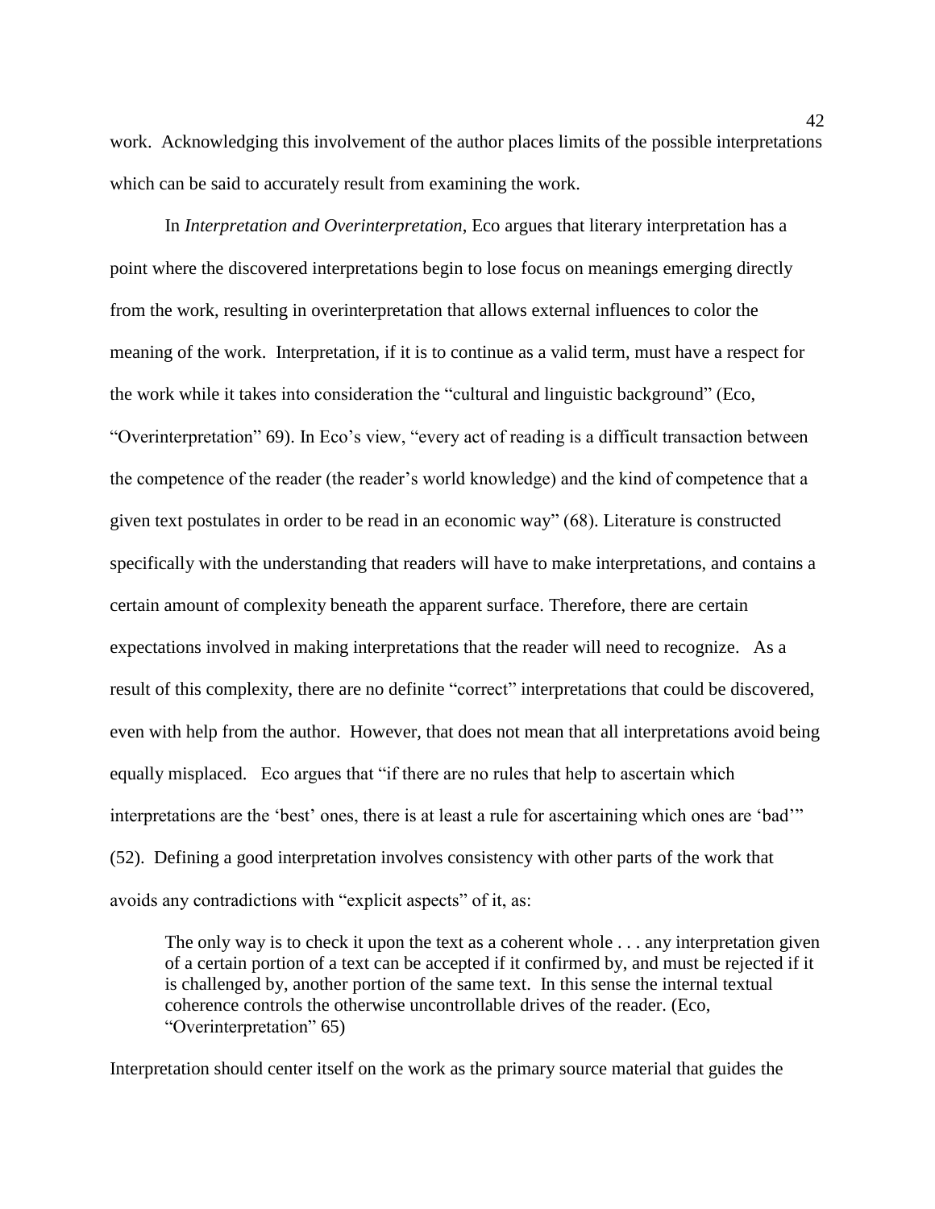work. Acknowledging this involvement of the author places limits of the possible interpretations which can be said to accurately result from examining the work.

In *Interpretation and Overinterpretation*, Eco argues that literary interpretation has a point where the discovered interpretations begin to lose focus on meanings emerging directly from the work, resulting in overinterpretation that allows external influences to color the meaning of the work. Interpretation, if it is to continue as a valid term, must have a respect for the work while it takes into consideration the "cultural and linguistic background" (Eco, "Overinterpretation" 69). In Eco's view, "every act of reading is a difficult transaction between the competence of the reader (the reader's world knowledge) and the kind of competence that a given text postulates in order to be read in an economic way" (68). Literature is constructed specifically with the understanding that readers will have to make interpretations, and contains a certain amount of complexity beneath the apparent surface. Therefore, there are certain expectations involved in making interpretations that the reader will need to recognize. As a result of this complexity, there are no definite "correct" interpretations that could be discovered, even with help from the author. However, that does not mean that all interpretations avoid being equally misplaced. Eco argues that "if there are no rules that help to ascertain which interpretations are the 'best' ones, there is at least a rule for ascertaining which ones are 'bad'" (52). Defining a good interpretation involves consistency with other parts of the work that avoids any contradictions with "explicit aspects" of it, as:

> The only way is to check it upon the text as a coherent whole . . . any interpretation given of a certain portion of a text can be accepted if it confirmed by, and must be rejected if it is challenged by, another portion of the same text. In this sense the internal textual coherence controls the otherwise uncontrollable drives of the reader. (Eco, "Overinterpretation" 65)

Interpretation should center itself on the work as the primary source material that guides the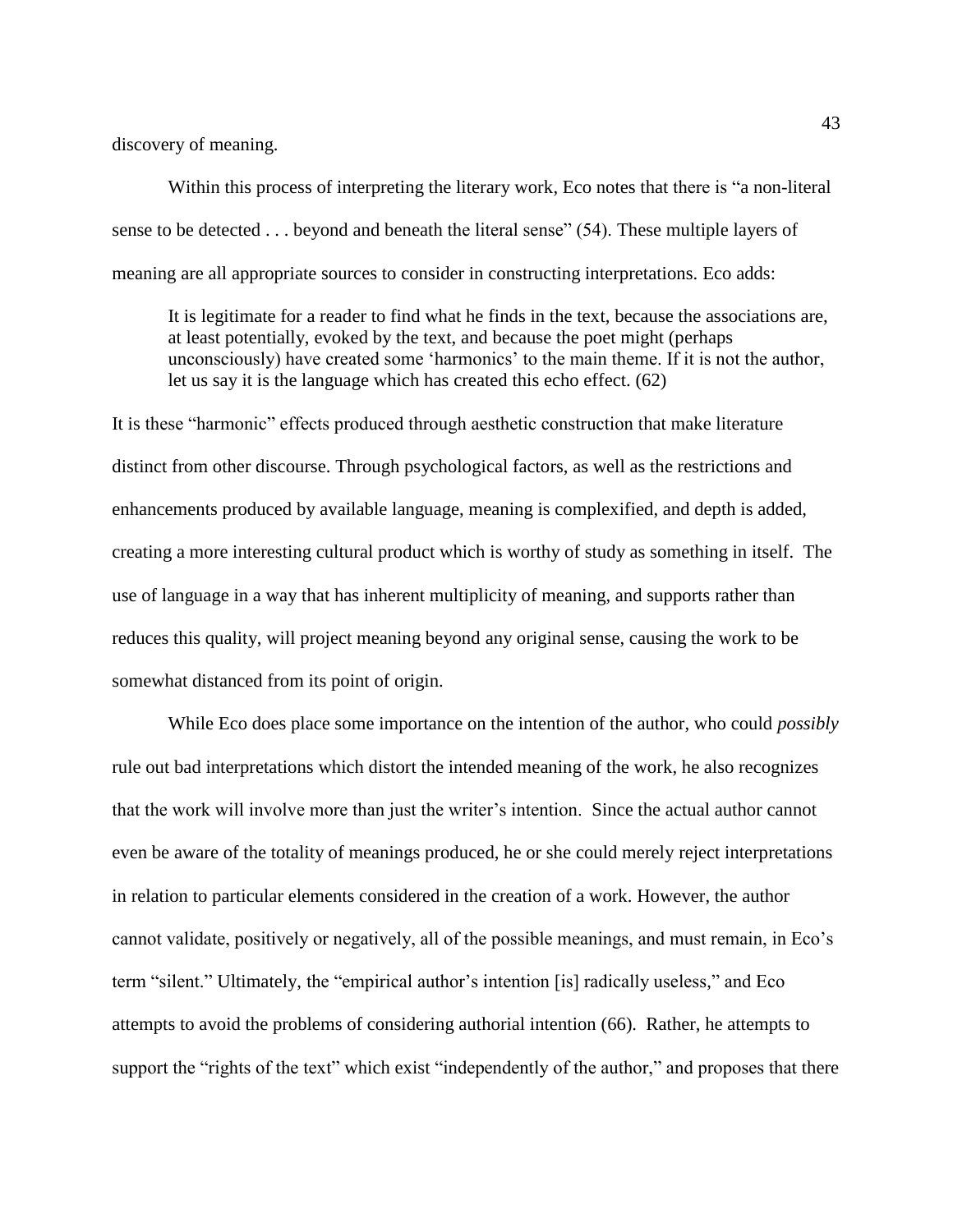discovery of meaning.

Within this process of interpreting the literary work, Eco notes that there is "a non-literal sense to be detected . . . beyond and beneath the literal sense" (54). These multiple layers of meaning are all appropriate sources to consider in constructing interpretations. Eco adds:

> It is legitimate for a reader to find what he finds in the text, because the associations are, at least potentially, evoked by the text, and because the poet might (perhaps unconsciously) have created some 'harmonics' to the main theme. If it is not the author, let us say it is the language which has created this echo effect. (62)

It is these "harmonic" effects produced through aesthetic construction that make literature distinct from other discourse. Through psychological factors, as well as the restrictions and enhancements produced by available language, meaning is complexified, and depth is added, creating a more interesting cultural product which is worthy of study as something in itself. The use of language in a way that has inherent multiplicity of meaning, and supports rather than reduces this quality, will project meaning beyond any original sense, causing the work to be somewhat distanced from its point of origin.

While Eco does place some importance on the intention of the author, who could *possibly* rule out bad interpretations which distort the intended meaning of the work, he also recognizes that the work will involve more than just the writer's intention. Since the actual author cannot even be aware of the totality of meanings produced, he or she could merely reject interpretations in relation to particular elements considered in the creation of a work. However, the author cannot validate, positively or negatively, all of the possible meanings, and must remain, in Eco's term "silent." Ultimately, the "empirical author's intention [is] radically useless," and Eco attempts to avoid the problems of considering authorial intention (66). Rather, he attempts to support the "rights of the text" which exist "independently of the author," and proposes that there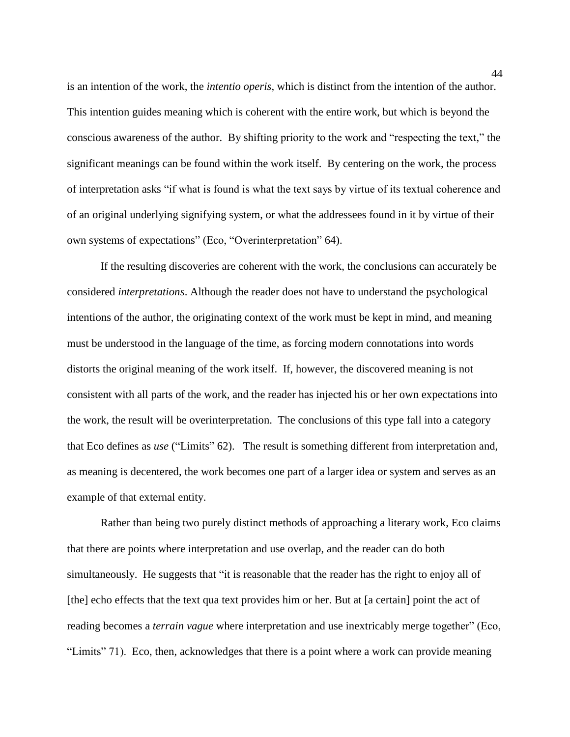is an intention of the work, the *intentio operis*, which is distinct from the intention of the author. This intention guides meaning which is coherent with the entire work, but which is beyond the conscious awareness of the author. By shifting priority to the work and "respecting the text," the significant meanings can be found within the work itself. By centering on the work, the process of interpretation asks "if what is found is what the text says by virtue of its textual coherence and of an original underlying signifying system, or what the addressees found in it by virtue of their own systems of expectations" (Eco, "Overinterpretation" 64).

If the resulting discoveries are coherent with the work, the conclusions can accurately be considered *interpretations*. Although the reader does not have to understand the psychological intentions of the author, the originating context of the work must be kept in mind, and meaning must be understood in the language of the time, as forcing modern connotations into words distorts the original meaning of the work itself. If, however, the discovered meaning is not consistent with all parts of the work, and the reader has injected his or her own expectations into the work, the result will be overinterpretation. The conclusions of this type fall into a category that Eco defines as *use* ("Limits" 62). The result is something different from interpretation and, as meaning is decentered, the work becomes one part of a larger idea or system and serves as an example of that external entity.

Rather than being two purely distinct methods of approaching a literary work, Eco claims that there are points where interpretation and use overlap, and the reader can do both simultaneously. He suggests that "it is reasonable that the reader has the right to enjoy all of [the] echo effects that the text qua text provides him or her. But at [a certain] point the act of reading becomes a *terrain vague* where interpretation and use inextricably merge together" (Eco, "Limits" 71). Eco, then, acknowledges that there is a point where a work can provide meaning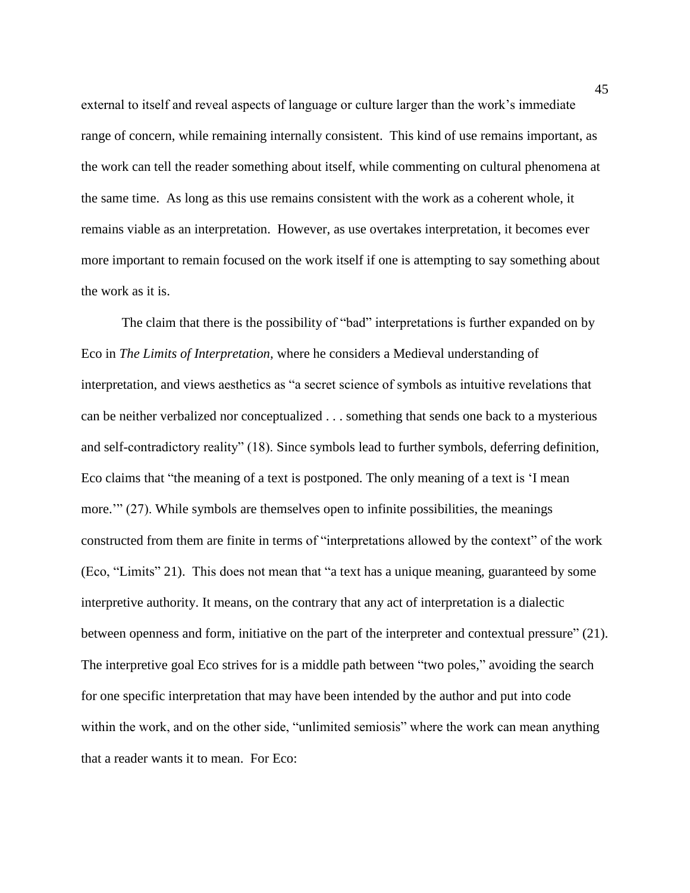external to itself and reveal aspects of language or culture larger than the work's immediate range of concern, while remaining internally consistent. This kind of use remains important, as the work can tell the reader something about itself, while commenting on cultural phenomena at the same time. As long as this use remains consistent with the work as a coherent whole, it remains viable as an interpretation. However, as use overtakes interpretation, it becomes ever more important to remain focused on the work itself if one is attempting to say something about the work as it is.

The claim that there is the possibility of "bad" interpretations is further expanded on by Eco in *The Limits of Interpretation,* where he considers a Medieval understanding of interpretation, and views aesthetics as "a secret science of symbols as intuitive revelations that can be neither verbalized nor conceptualized . . . something that sends one back to a mysterious and self-contradictory reality" (18). Since symbols lead to further symbols, deferring definition, Eco claims that "the meaning of a text is postponed. The only meaning of a text is 'I mean more.'" (27). While symbols are themselves open to infinite possibilities, the meanings constructed from them are finite in terms of "interpretations allowed by the context" of the work (Eco, "Limits" 21). This does not mean that "a text has a unique meaning, guaranteed by some interpretive authority. It means, on the contrary that any act of interpretation is a dialectic between openness and form, initiative on the part of the interpreter and contextual pressure" (21). The interpretive goal Eco strives for is a middle path between "two poles," avoiding the search for one specific interpretation that may have been intended by the author and put into code within the work, and on the other side, "unlimited semiosis" where the work can mean anything that a reader wants it to mean. For Eco: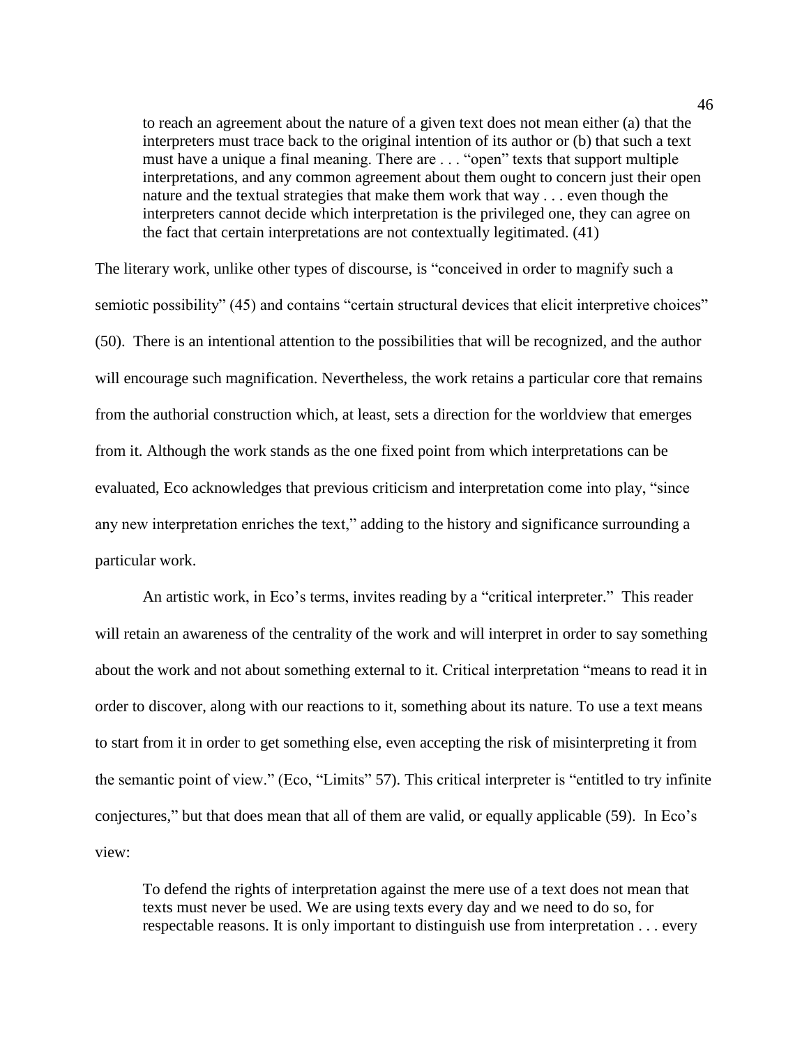> to reach an agreement about the nature of a given text does not mean either (a) that the interpreters must trace back to the original intention of its author or (b) that such a text must have a unique a final meaning. There are . . . "open" texts that support multiple interpretations, and any common agreement about them ought to concern just their open nature and the textual strategies that make them work that way . . . even though the interpreters cannot decide which interpretation is the privileged one, they can agree on the fact that certain interpretations are not contextually legitimated. (41)

The literary work, unlike other types of discourse, is "conceived in order to magnify such a semiotic possibility" (45) and contains "certain structural devices that elicit interpretive choices" (50). There is an intentional attention to the possibilities that will be recognized, and the author will encourage such magnification. Nevertheless, the work retains a particular core that remains from the authorial construction which, at least, sets a direction for the worldview that emerges from it. Although the work stands as the one fixed point from which interpretations can be evaluated, Eco acknowledges that previous criticism and interpretation come into play, "since any new interpretation enriches the text," adding to the history and significance surrounding a particular work.

An artistic work, in Eco's terms, invites reading by a "critical interpreter." This reader will retain an awareness of the centrality of the work and will interpret in order to say something about the work and not about something external to it. Critical interpretation "means to read it in order to discover, along with our reactions to it, something about its nature. To use a text means to start from it in order to get something else, even accepting the risk of misinterpreting it from the semantic point of view." (Eco, "Limits" 57). This critical interpreter is "entitled to try infinite conjectures," but that does mean that all of them are valid, or equally applicable (59). In Eco's view:

> To defend the rights of interpretation against the mere use of a text does not mean that texts must never be used. We are using texts every day and we need to do so, for respectable reasons. It is only important to distinguish use from interpretation . . . every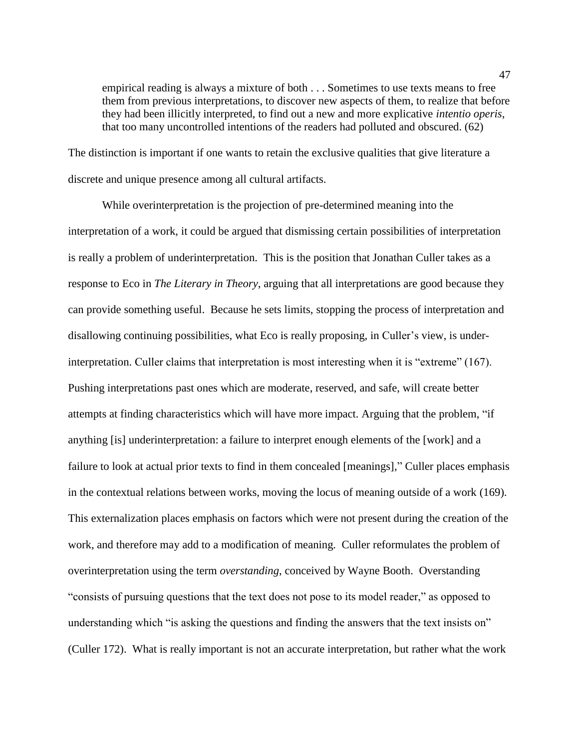> empirical reading is always a mixture of both . . . Sometimes to use texts means to free them from previous interpretations, to discover new aspects of them, to realize that before they had been illicitly interpreted, to find out a new and more explicative *intentio operis*, that too many uncontrolled intentions of the readers had polluted and obscured. (62)

The distinction is important if one wants to retain the exclusive qualities that give literature a discrete and unique presence among all cultural artifacts.

While overinterpretation is the projection of pre-determined meaning into the interpretation of a work, it could be argued that dismissing certain possibilities of interpretation is really a problem of underinterpretation. This is the position that Jonathan Culler takes as a response to Eco in *The Literary in Theory*, arguing that all interpretations are good because they can provide something useful. Because he sets limits, stopping the process of interpretation and disallowing continuing possibilities, what Eco is really proposing, in Culler's view, is under-interpretation. Culler claims that interpretation is most interesting when it is "extreme" (167). Pushing interpretations past ones which are moderate, reserved, and safe, will create better attempts at finding characteristics which will have more impact. Arguing that the problem, "if anything [is] underinterpretation: a failure to interpret enough elements of the [work] and a failure to look at actual prior texts to find in them concealed [meanings]," Culler places emphasis in the contextual relations between works, moving the locus of meaning outside of a work (169). This externalization places emphasis on factors which were not present during the creation of the work, and therefore may add to a modification of meaning. Culler reformulates the problem of overinterpretation using the term *overstanding*, conceived by Wayne Booth. Overstanding "consists of pursuing questions that the text does not pose to its model reader," as opposed to understanding which "is asking the questions and finding the answers that the text insists on" (Culler 172). What is really important is not an accurate interpretation, but rather what the work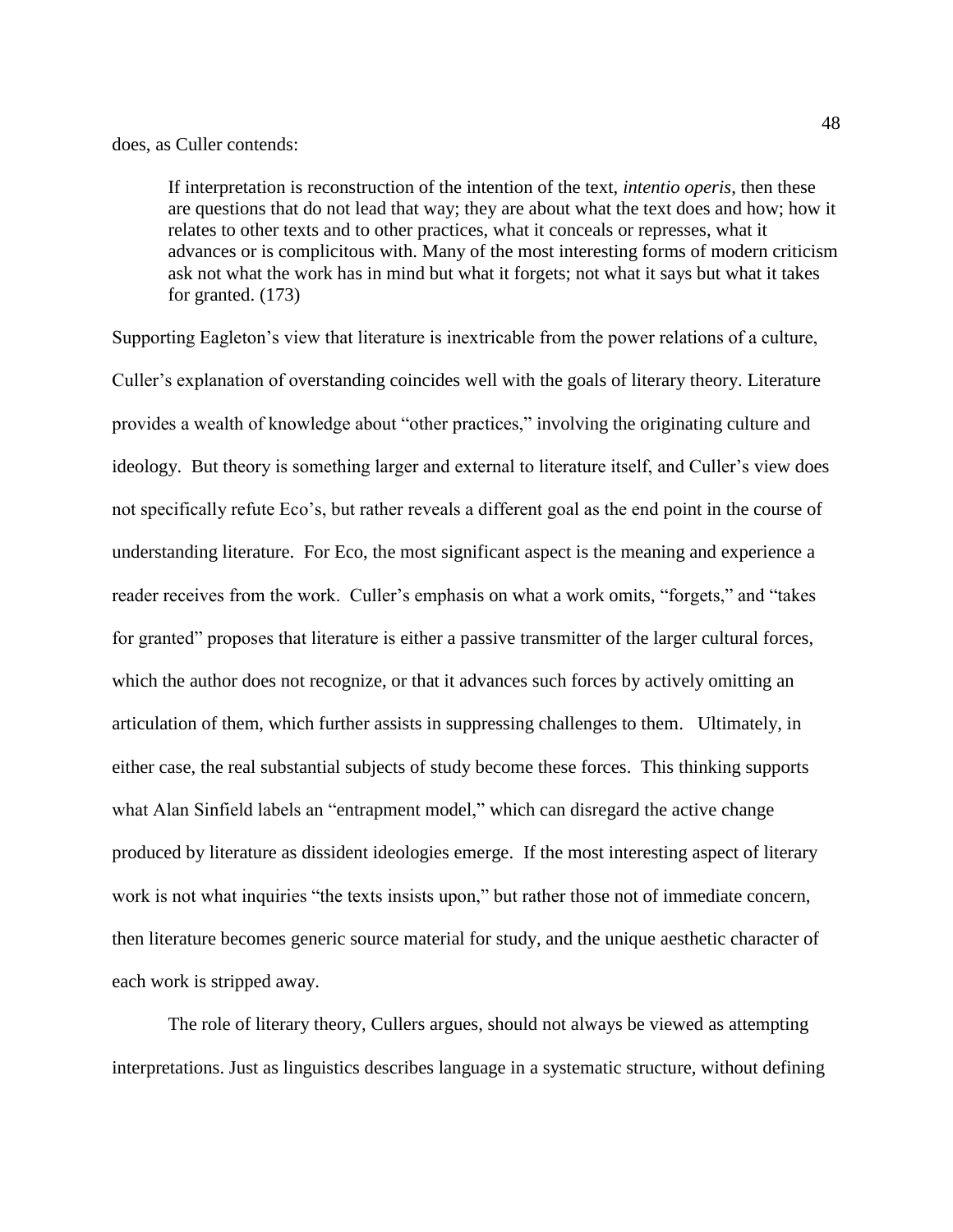does, as Culler contends:

> If interpretation is reconstruction of the intention of the text, *intentio operis*, then these are questions that do not lead that way; they are about what the text does and how; how it relates to other texts and to other practices, what it conceals or represses, what it advances or is complicitous with. Many of the most interesting forms of modern criticism ask not what the work has in mind but what it forgets; not what it says but what it takes for granted. (173)

Supporting Eagleton's view that literature is inextricable from the power relations of a culture, Culler's explanation of overstanding coincides well with the goals of literary theory. Literature provides a wealth of knowledge about "other practices," involving the originating culture and ideology. But theory is something larger and external to literature itself, and Culler's view does not specifically refute Eco's, but rather reveals a different goal as the end point in the course of understanding literature. For Eco, the most significant aspect is the meaning and experience a reader receives from the work. Culler's emphasis on what a work omits, "forgets," and "takes for granted" proposes that literature is either a passive transmitter of the larger cultural forces, which the author does not recognize, or that it advances such forces by actively omitting an articulation of them, which further assists in suppressing challenges to them. Ultimately, in either case, the real substantial subjects of study become these forces. This thinking supports what Alan Sinfield labels an "entrapment model," which can disregard the active change produced by literature as dissident ideologies emerge. If the most interesting aspect of literary work is not what inquiries "the texts insists upon," but rather those not of immediate concern, then literature becomes generic source material for study, and the unique aesthetic character of each work is stripped away.

The role of literary theory, Cullers argues, should not always be viewed as attempting interpretations. Just as linguistics describes language in a systematic structure, without defining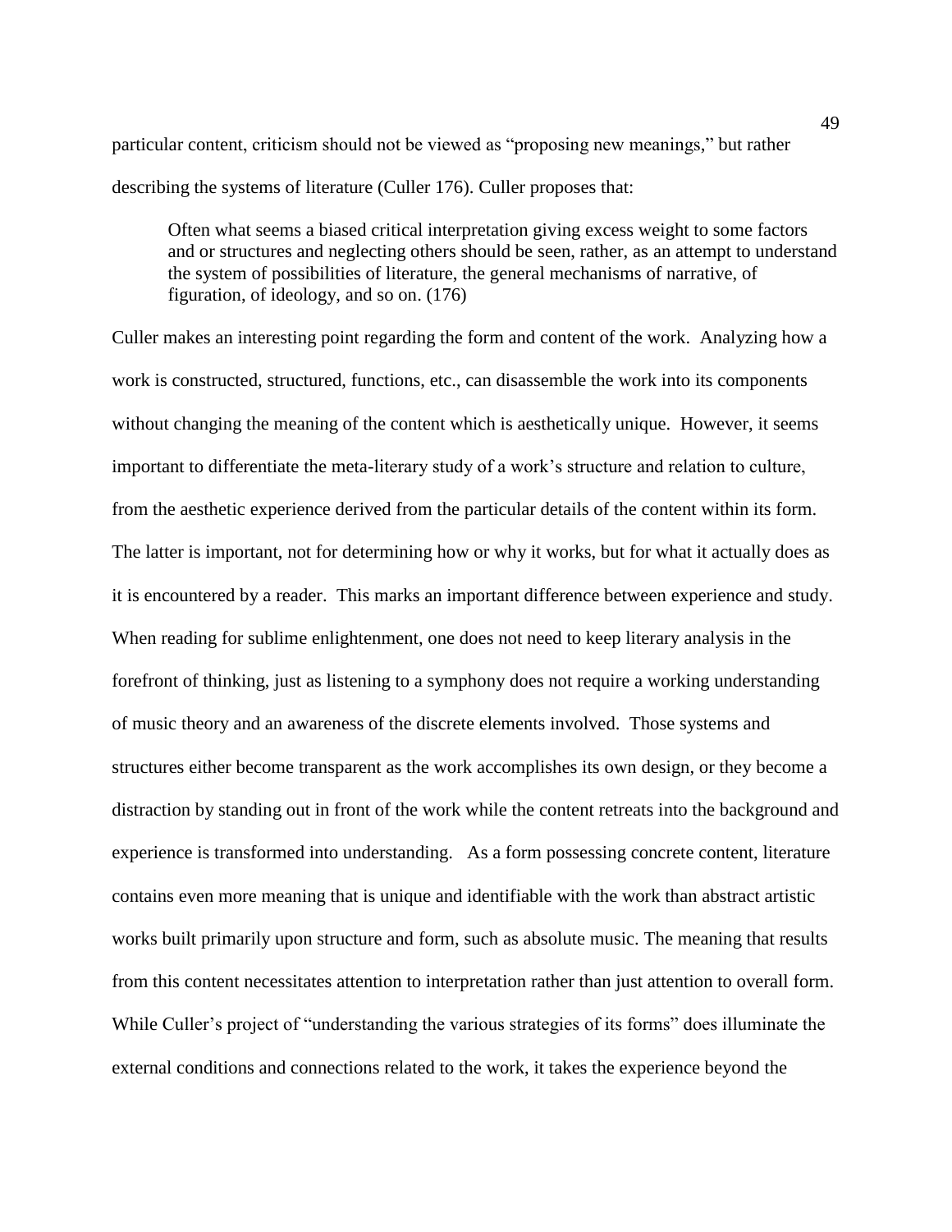particular content, criticism should not be viewed as "proposing new meanings," but rather describing the systems of literature (Culler 176). Culler proposes that:

> Often what seems a biased critical interpretation giving excess weight to some factors and or structures and neglecting others should be seen, rather, as an attempt to understand the system of possibilities of literature, the general mechanisms of narrative, of figuration, of ideology, and so on. (176)

Culler makes an interesting point regarding the form and content of the work. Analyzing how a work is constructed, structured, functions, etc., can disassemble the work into its components without changing the meaning of the content which is aesthetically unique. However, it seems important to differentiate the meta-literary study of a work's structure and relation to culture, from the aesthetic experience derived from the particular details of the content within its form. The latter is important, not for determining how or why it works, but for what it actually does as it is encountered by a reader. This marks an important difference between experience and study. When reading for sublime enlightenment, one does not need to keep literary analysis in the forefront of thinking, just as listening to a symphony does not require a working understanding of music theory and an awareness of the discrete elements involved. Those systems and structures either become transparent as the work accomplishes its own design, or they become a distraction by standing out in front of the work while the content retreats into the background and experience is transformed into understanding. As a form possessing concrete content, literature contains even more meaning that is unique and identifiable with the work than abstract artistic works built primarily upon structure and form, such as absolute music. The meaning that results from this content necessitates attention to interpretation rather than just attention to overall form. While Culler's project of "understanding the various strategies of its forms" does illuminate the external conditions and connections related to the work, it takes the experience beyond the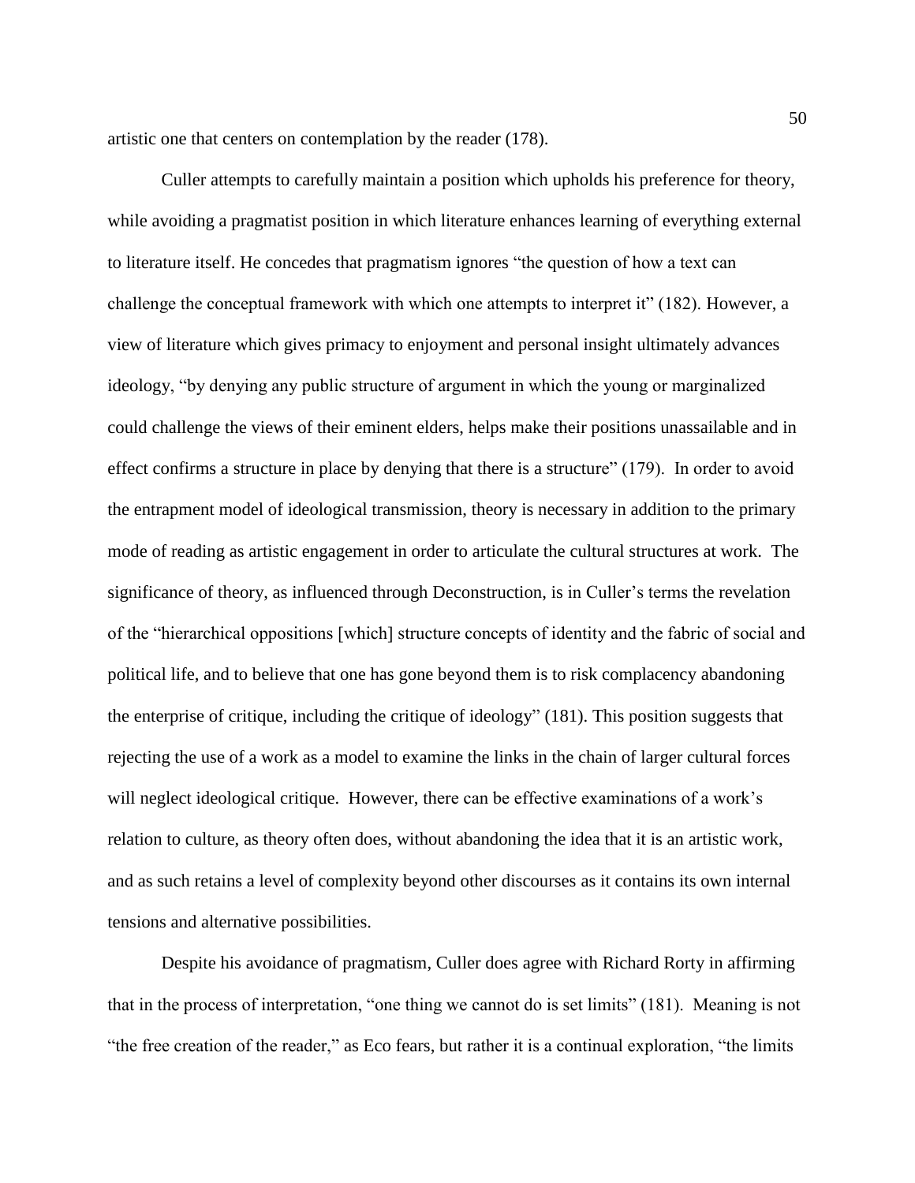artistic one that centers on contemplation by the reader (178).

Culler attempts to carefully maintain a position which upholds his preference for theory, while avoiding a pragmatist position in which literature enhances learning of everything external to literature itself. He concedes that pragmatism ignores "the question of how a text can challenge the conceptual framework with which one attempts to interpret it" (182). However, a view of literature which gives primacy to enjoyment and personal insight ultimately advances ideology, "by denying any public structure of argument in which the young or marginalized could challenge the views of their eminent elders, helps make their positions unassailable and in effect confirms a structure in place by denying that there is a structure" (179). In order to avoid the entrapment model of ideological transmission, theory is necessary in addition to the primary mode of reading as artistic engagement in order to articulate the cultural structures at work. The significance of theory, as influenced through Deconstruction, is in Culler's terms the revelation of the "hierarchical oppositions [which] structure concepts of identity and the fabric of social and political life, and to believe that one has gone beyond them is to risk complacency abandoning the enterprise of critique, including the critique of ideology" (181). This position suggests that rejecting the use of a work as a model to examine the links in the chain of larger cultural forces will neglect ideological critique. However, there can be effective examinations of a work's relation to culture, as theory often does, without abandoning the idea that it is an artistic work, and as such retains a level of complexity beyond other discourses as it contains its own internal tensions and alternative possibilities.

Despite his avoidance of pragmatism, Culler does agree with Richard Rorty in affirming that in the process of interpretation, "one thing we cannot do is set limits" (181). Meaning is not "the free creation of the reader," as Eco fears, but rather it is a continual exploration, "the limits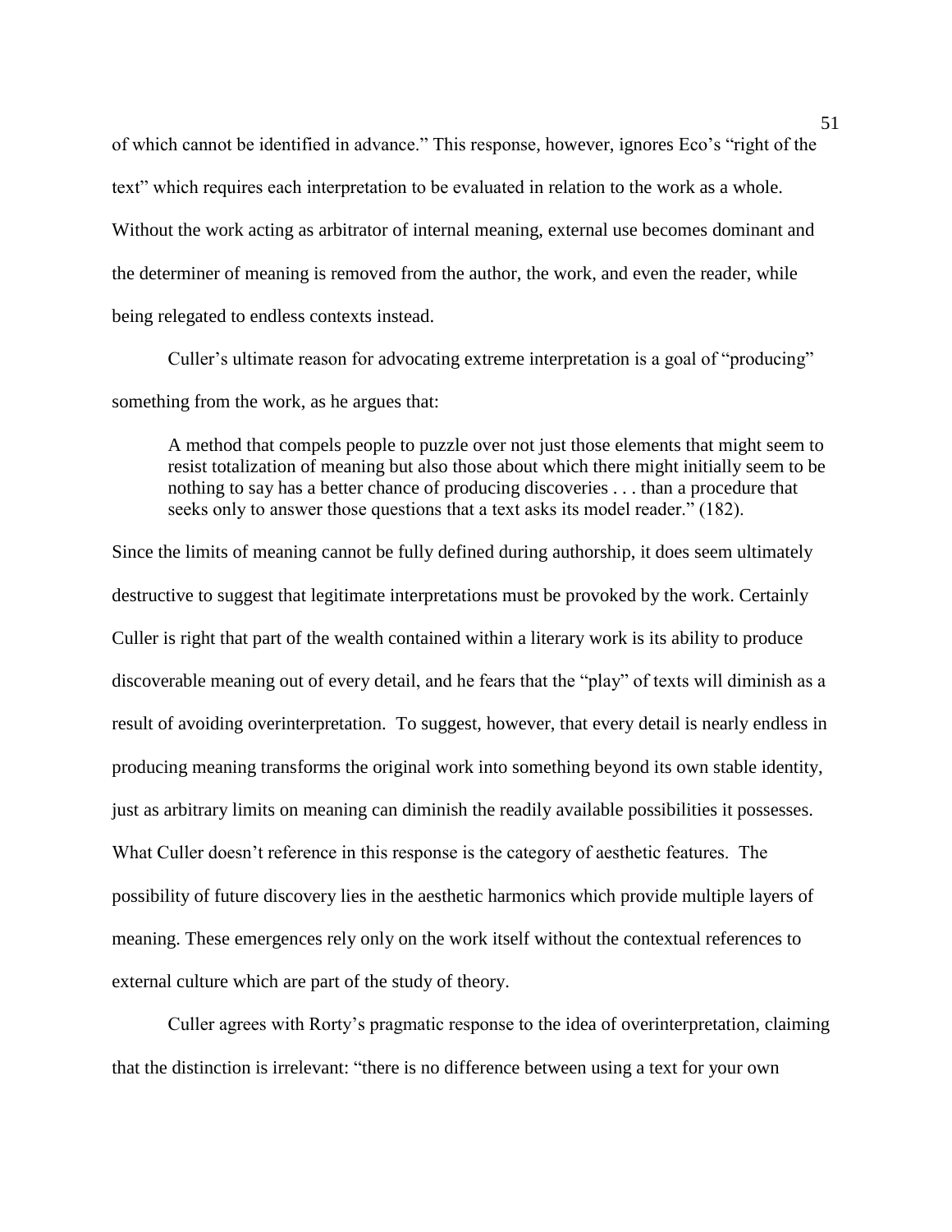of which cannot be identified in advance." This response, however, ignores Eco's "right of the text" which requires each interpretation to be evaluated in relation to the work as a whole. Without the work acting as arbitrator of internal meaning, external use becomes dominant and the determiner of meaning is removed from the author, the work, and even the reader, while being relegated to endless contexts instead.

Culler's ultimate reason for advocating extreme interpretation is a goal of "producing" something from the work, as he argues that:

> A method that compels people to puzzle over not just those elements that might seem to resist totalization of meaning but also those about which there might initially seem to be nothing to say has a better chance of producing discoveries . . . than a procedure that seeks only to answer those questions that a text asks its model reader." (182).

Since the limits of meaning cannot be fully defined during authorship, it does seem ultimately destructive to suggest that legitimate interpretations must be provoked by the work. Certainly Culler is right that part of the wealth contained within a literary work is its ability to produce discoverable meaning out of every detail, and he fears that the "play" of texts will diminish as a result of avoiding overinterpretation. To suggest, however, that every detail is nearly endless in producing meaning transforms the original work into something beyond its own stable identity, just as arbitrary limits on meaning can diminish the readily available possibilities it possesses. What Culler doesn't reference in this response is the category of aesthetic features. The possibility of future discovery lies in the aesthetic harmonics which provide multiple layers of meaning. These emergences rely only on the work itself without the contextual references to external culture which are part of the study of theory.

Culler agrees with Rorty's pragmatic response to the idea of overinterpretation, claiming that the distinction is irrelevant: "there is no difference between using a text for your own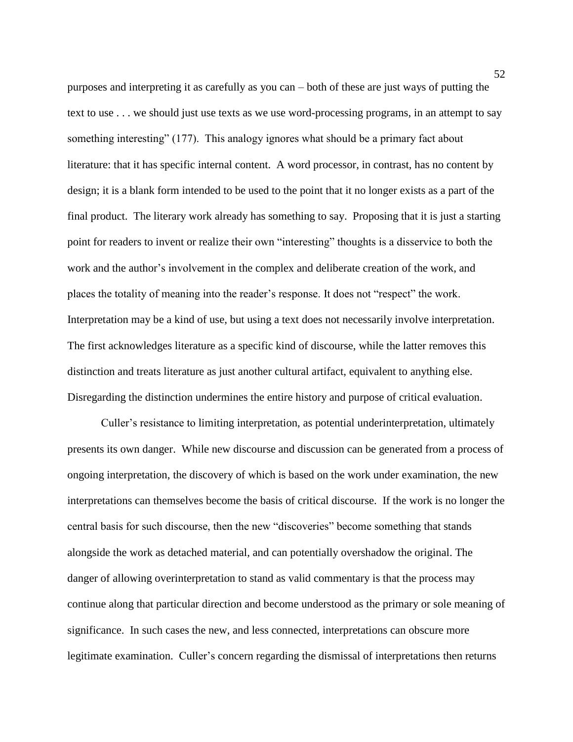purposes and interpreting it as carefully as you can – both of these are just ways of putting the text to use . . . we should just use texts as we use word-processing programs, in an attempt to say something interesting" (177). This analogy ignores what should be a primary fact about literature: that it has specific internal content. A word processor, in contrast, has no content by design; it is a blank form intended to be used to the point that it no longer exists as a part of the final product. The literary work already has something to say. Proposing that it is just a starting point for readers to invent or realize their own "interesting" thoughts is a disservice to both the work and the author's involvement in the complex and deliberate creation of the work, and places the totality of meaning into the reader's response. It does not "respect" the work. Interpretation may be a kind of use, but using a text does not necessarily involve interpretation. The first acknowledges literature as a specific kind of discourse, while the latter removes this distinction and treats literature as just another cultural artifact, equivalent to anything else. Disregarding the distinction undermines the entire history and purpose of critical evaluation.

Culler's resistance to limiting interpretation, as potential underinterpretation, ultimately presents its own danger. While new discourse and discussion can be generated from a process of ongoing interpretation, the discovery of which is based on the work under examination, the new interpretations can themselves become the basis of critical discourse. If the work is no longer the central basis for such discourse, then the new "discoveries" become something that stands alongside the work as detached material, and can potentially overshadow the original. The danger of allowing overinterpretation to stand as valid commentary is that the process may continue along that particular direction and become understood as the primary or sole meaning of significance. In such cases the new, and less connected, interpretations can obscure more legitimate examination. Culler's concern regarding the dismissal of interpretations then returns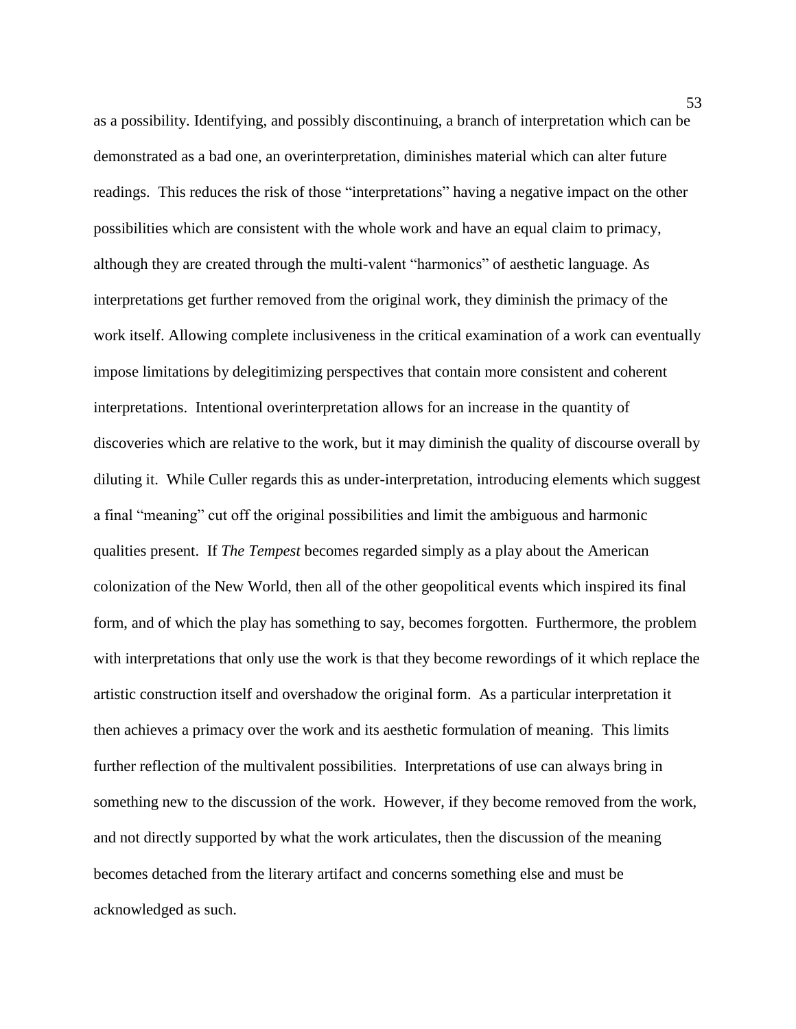as a possibility. Identifying, and possibly discontinuing, a branch of interpretation which can be demonstrated as a bad one, an overinterpretation, diminishes material which can alter future readings. This reduces the risk of those "interpretations" having a negative impact on the other possibilities which are consistent with the whole work and have an equal claim to primacy, although they are created through the multi-valent "harmonics" of aesthetic language. As interpretations get further removed from the original work, they diminish the primacy of the work itself. Allowing complete inclusiveness in the critical examination of a work can eventually impose limitations by delegitimizing perspectives that contain more consistent and coherent interpretations. Intentional overinterpretation allows for an increase in the quantity of discoveries which are relative to the work, but it may diminish the quality of discourse overall by diluting it. While Culler regards this as under-interpretation, introducing elements which suggest a final "meaning" cut off the original possibilities and limit the ambiguous and harmonic qualities present. If *The Tempest* becomes regarded simply as a play about the American colonization of the New World, then all of the other geopolitical events which inspired its final form, and of which the play has something to say, becomes forgotten. Furthermore, the problem with interpretations that only use the work is that they become rewordings of it which replace the artistic construction itself and overshadow the original form. As a particular interpretation it then achieves a primacy over the work and its aesthetic formulation of meaning. This limits further reflection of the multivalent possibilities. Interpretations of use can always bring in something new to the discussion of the work. However, if they become removed from the work, and not directly supported by what the work articulates, then the discussion of the meaning becomes detached from the literary artifact and concerns something else and must be acknowledged as such.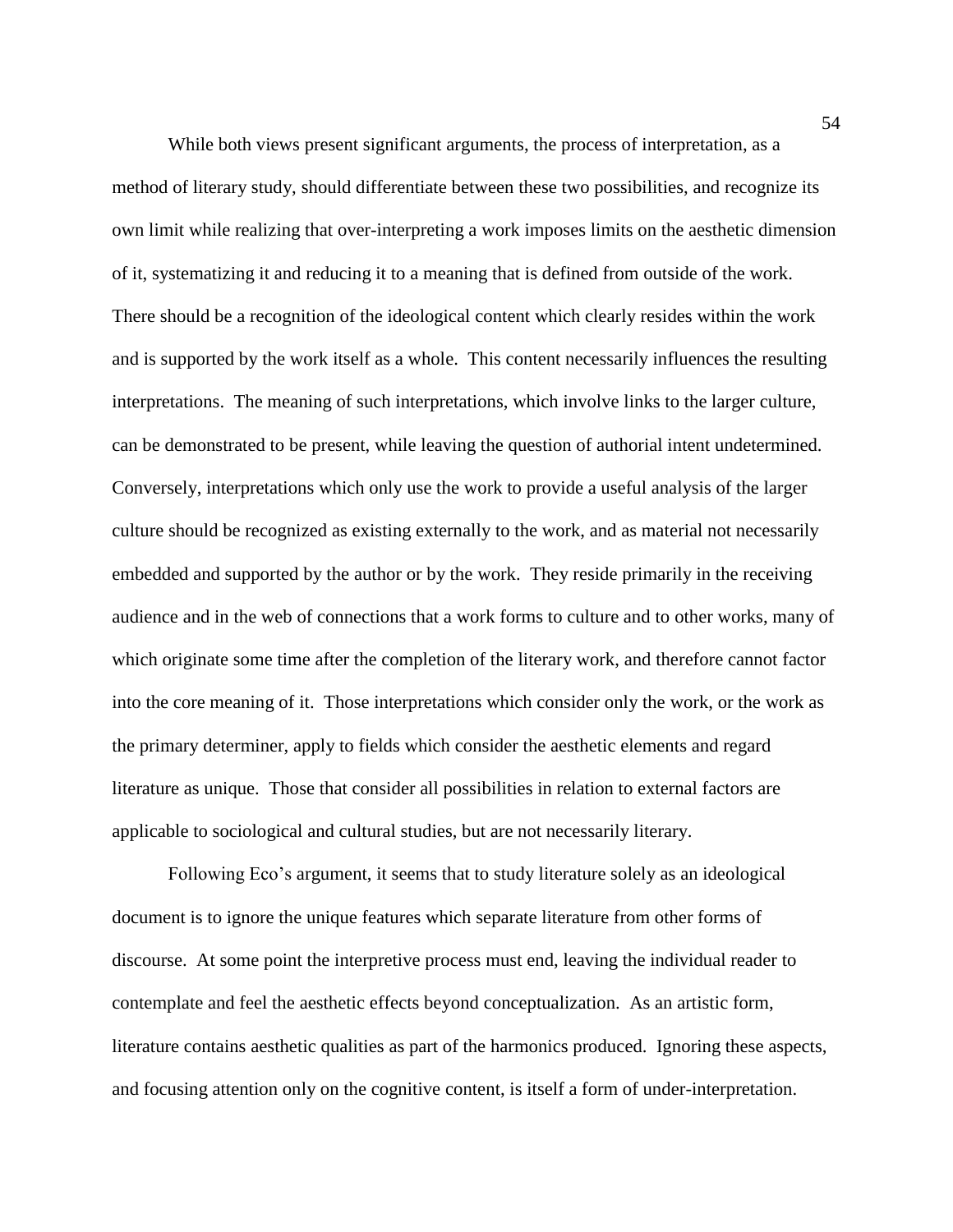While both views present significant arguments, the process of interpretation, as a method of literary study, should differentiate between these two possibilities, and recognize its own limit while realizing that over-interpreting a work imposes limits on the aesthetic dimension of it, systematizing it and reducing it to a meaning that is defined from outside of the work. There should be a recognition of the ideological content which clearly resides within the work and is supported by the work itself as a whole. This content necessarily influences the resulting interpretations. The meaning of such interpretations, which involve links to the larger culture, can be demonstrated to be present, while leaving the question of authorial intent undetermined. Conversely, interpretations which only use the work to provide a useful analysis of the larger culture should be recognized as existing externally to the work, and as material not necessarily embedded and supported by the author or by the work. They reside primarily in the receiving audience and in the web of connections that a work forms to culture and to other works, many of which originate some time after the completion of the literary work, and therefore cannot factor into the core meaning of it. Those interpretations which consider only the work, or the work as the primary determiner, apply to fields which consider the aesthetic elements and regard literature as unique. Those that consider all possibilities in relation to external factors are applicable to sociological and cultural studies, but are not necessarily literary.

Following Eco's argument, it seems that to study literature solely as an ideological document is to ignore the unique features which separate literature from other forms of discourse. At some point the interpretive process must end, leaving the individual reader to contemplate and feel the aesthetic effects beyond conceptualization. As an artistic form, literature contains aesthetic qualities as part of the harmonics produced. Ignoring these aspects, and focusing attention only on the cognitive content, is itself a form of under-interpretation.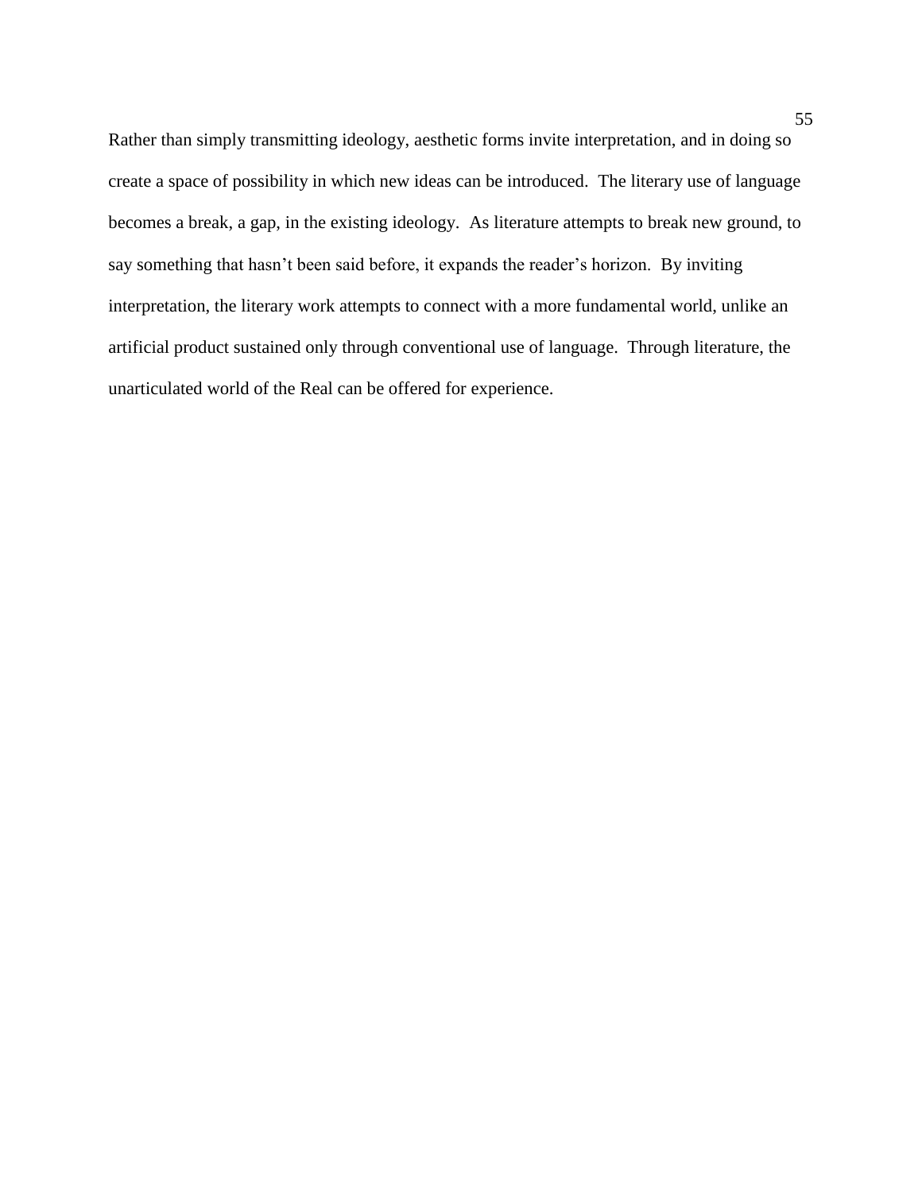Rather than simply transmitting ideology, aesthetic forms invite interpretation, and in doing so create a space of possibility in which new ideas can be introduced. The literary use of language becomes a break, a gap, in the existing ideology. As literature attempts to break new ground, to say something that hasn't been said before, it expands the reader's horizon. By inviting interpretation, the literary work attempts to connect with a more fundamental world, unlike an artificial product sustained only through conventional use of language. Through literature, the unarticulated world of the Real can be offered for experience.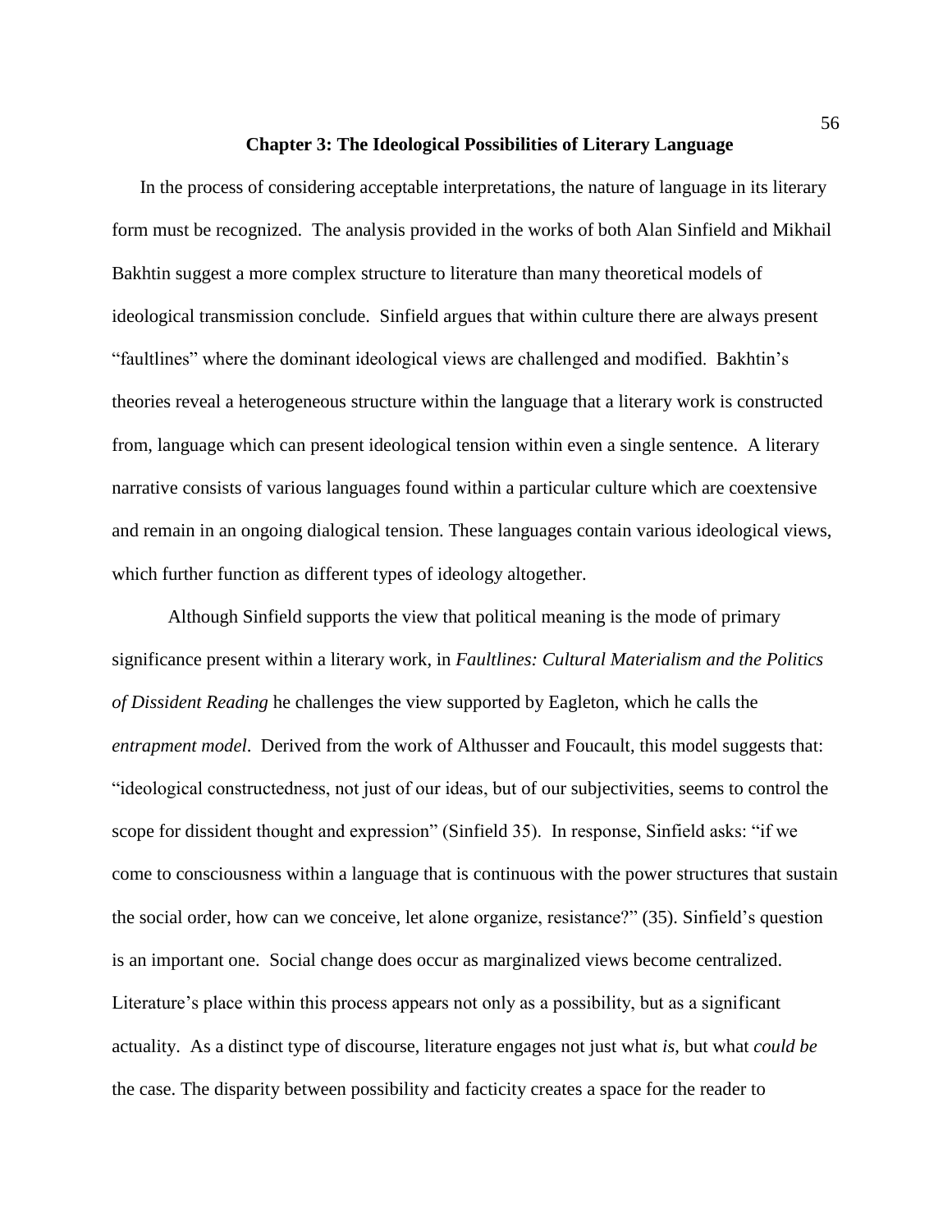## Chapter 3: The Ideological Possibilities of Literary Language

In the process of considering acceptable interpretations, the nature of language in its literary form must be recognized. The analysis provided in the works of both Alan Sinfield and Mikhail Bakhtin suggest a more complex structure to literature than many theoretical models of ideological transmission conclude. Sinfield argues that within culture there are always present "faultlines" where the dominant ideological views are challenged and modified. Bakhtin's theories reveal a heterogeneous structure within the language that a literary work is constructed from, language which can present ideological tension within even a single sentence. A literary narrative consists of various languages found within a particular culture which are coextensive and remain in an ongoing dialogical tension. These languages contain various ideological views, which further function as different types of ideology altogether.

Although Sinfield supports the view that political meaning is the mode of primary significance present within a literary work, in *Faultlines: Cultural Materialism and the Politics of Dissident Reading* he challenges the view supported by Eagleton, which he calls the *entrapment model*. Derived from the work of Althusser and Foucault, this model suggests that: "ideological constructedness, not just of our ideas, but of our subjectivities, seems to control the scope for dissident thought and expression" (Sinfield 35). In response, Sinfield asks: "if we come to consciousness within a language that is continuous with the power structures that sustain the social order, how can we conceive, let alone organize, resistance?" (35). Sinfield's question is an important one. Social change does occur as marginalized views become centralized. Literature's place within this process appears not only as a possibility, but as a significant actuality. As a distinct type of discourse, literature engages not just what *is*, but what *could be* the case. The disparity between possibility and facticity creates a space for the reader to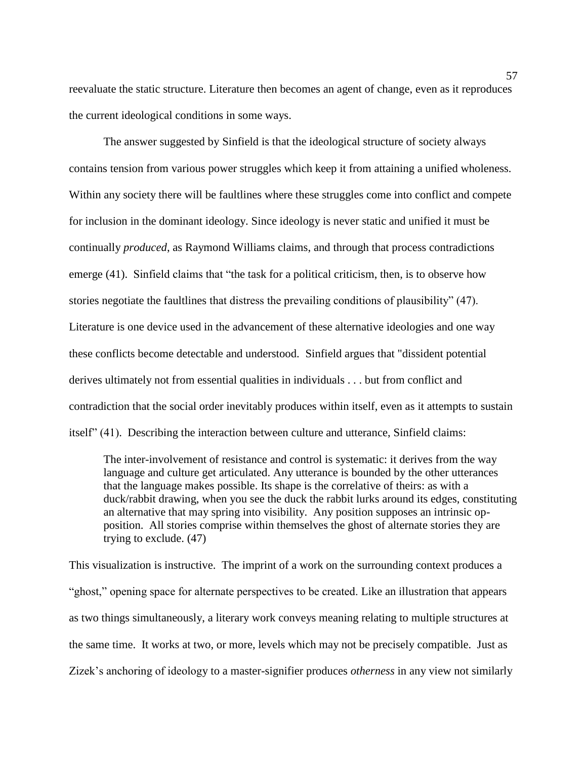reevaluate the static structure. Literature then becomes an agent of change, even as it reproduces the current ideological conditions in some ways.

The answer suggested by Sinfield is that the ideological structure of society always contains tension from various power struggles which keep it from attaining a unified wholeness. Within any society there will be faultlines where these struggles come into conflict and compete for inclusion in the dominant ideology. Since ideology is never static and unified it must be continually *produced*, as Raymond Williams claims, and through that process contradictions emerge (41). Sinfield claims that "the task for a political criticism, then, is to observe how stories negotiate the faultlines that distress the prevailing conditions of plausibility" (47). Literature is one device used in the advancement of these alternative ideologies and one way these conflicts become detectable and understood. Sinfield argues that "dissident potential derives ultimately not from essential qualities in individuals . . . but from conflict and contradiction that the social order inevitably produces within itself, even as it attempts to sustain itself" (41). Describing the interaction between culture and utterance, Sinfield claims:

> The inter-involvement of resistance and control is systematic: it derives from the way language and culture get articulated. Any utterance is bounded by the other utterances that the language makes possible. Its shape is the correlative of theirs: as with a duck/rabbit drawing, when you see the duck the rabbit lurks around its edges, constituting an alternative that may spring into visibility. Any position supposes an intrinsic op-position. All stories comprise within themselves the ghost of alternate stories they are trying to exclude. (47)

This visualization is instructive. The imprint of a work on the surrounding context produces a "ghost," opening space for alternate perspectives to be created. Like an illustration that appears as two things simultaneously, a literary work conveys meaning relating to multiple structures at the same time. It works at two, or more, levels which may not be precisely compatible. Just as Zizek's anchoring of ideology to a master-signifier produces *otherness* in any view not similarly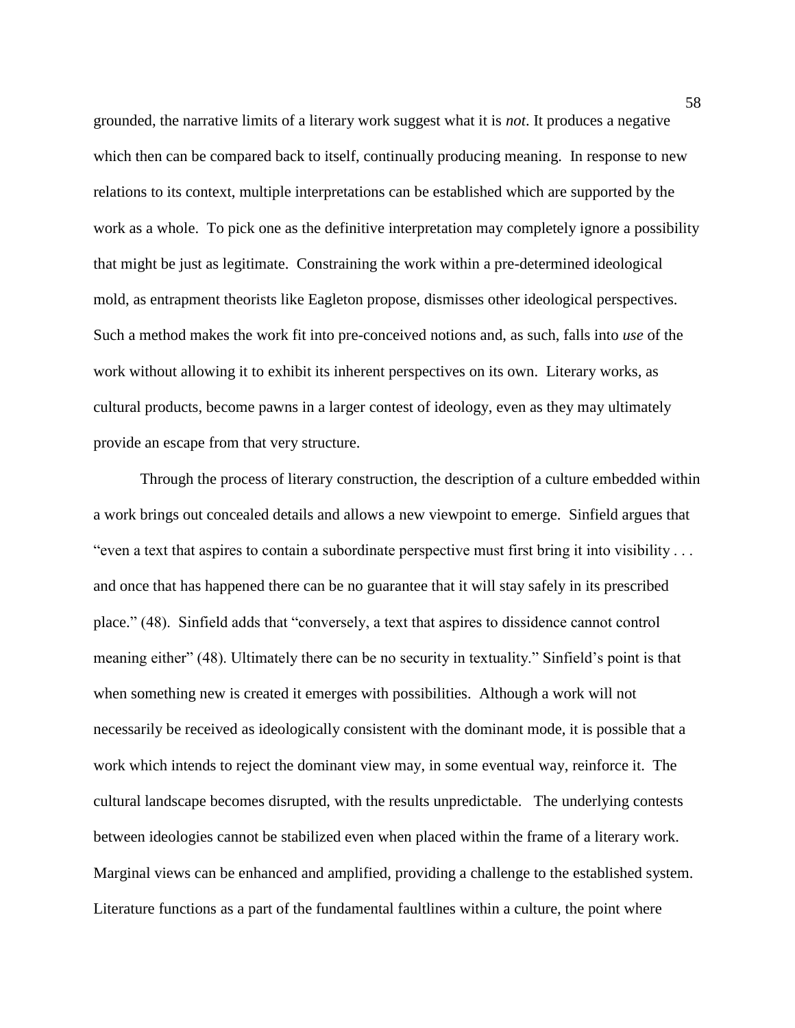grounded, the narrative limits of a literary work suggest what it is *not*. It produces a negative which then can be compared back to itself, continually producing meaning. In response to new relations to its context, multiple interpretations can be established which are supported by the work as a whole. To pick one as the definitive interpretation may completely ignore a possibility that might be just as legitimate. Constraining the work within a pre-determined ideological mold, as entrapment theorists like Eagleton propose, dismisses other ideological perspectives. Such a method makes the work fit into pre-conceived notions and, as such, falls into *use* of the work without allowing it to exhibit its inherent perspectives on its own. Literary works, as cultural products, become pawns in a larger contest of ideology, even as they may ultimately provide an escape from that very structure.

Through the process of literary construction, the description of a culture embedded within a work brings out concealed details and allows a new viewpoint to emerge. Sinfield argues that "even a text that aspires to contain a subordinate perspective must first bring it into visibility . . . and once that has happened there can be no guarantee that it will stay safely in its prescribed place." (48). Sinfield adds that "conversely, a text that aspires to dissidence cannot control meaning either" (48). Ultimately there can be no security in textuality." Sinfield's point is that when something new is created it emerges with possibilities. Although a work will not necessarily be received as ideologically consistent with the dominant mode, it is possible that a work which intends to reject the dominant view may, in some eventual way, reinforce it. The cultural landscape becomes disrupted, with the results unpredictable. The underlying contests between ideologies cannot be stabilized even when placed within the frame of a literary work. Marginal views can be enhanced and amplified, providing a challenge to the established system. Literature functions as a part of the fundamental faultlines within a culture, the point where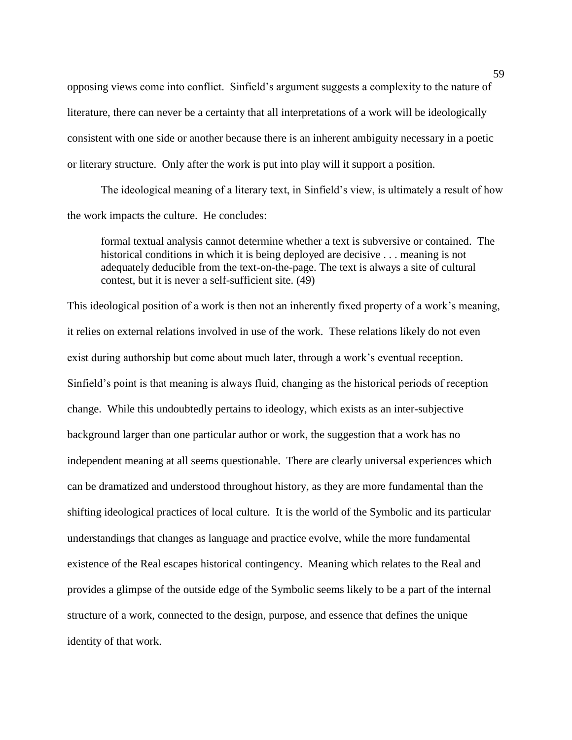opposing views come into conflict. Sinfield's argument suggests a complexity to the nature of literature, there can never be a certainty that all interpretations of a work will be ideologically consistent with one side or another because there is an inherent ambiguity necessary in a poetic or literary structure. Only after the work is put into play will it support a position.

The ideological meaning of a literary text, in Sinfield's view, is ultimately a result of how the work impacts the culture. He concludes:

> formal textual analysis cannot determine whether a text is subversive or contained. The historical conditions in which it is being deployed are decisive . . . meaning is not adequately deducible from the text-on-the-page. The text is always a site of cultural contest, but it is never a self-sufficient site. (49)

This ideological position of a work is then not an inherently fixed property of a work's meaning, it relies on external relations involved in use of the work. These relations likely do not even exist during authorship but come about much later, through a work's eventual reception. Sinfield's point is that meaning is always fluid, changing as the historical periods of reception change. While this undoubtedly pertains to ideology, which exists as an inter-subjective background larger than one particular author or work, the suggestion that a work has no independent meaning at all seems questionable. There are clearly universal experiences which can be dramatized and understood throughout history, as they are more fundamental than the shifting ideological practices of local culture. It is the world of the Symbolic and its particular understandings that changes as language and practice evolve, while the more fundamental existence of the Real escapes historical contingency. Meaning which relates to the Real and provides a glimpse of the outside edge of the Symbolic seems likely to be a part of the internal structure of a work, connected to the design, purpose, and essence that defines the unique identity of that work.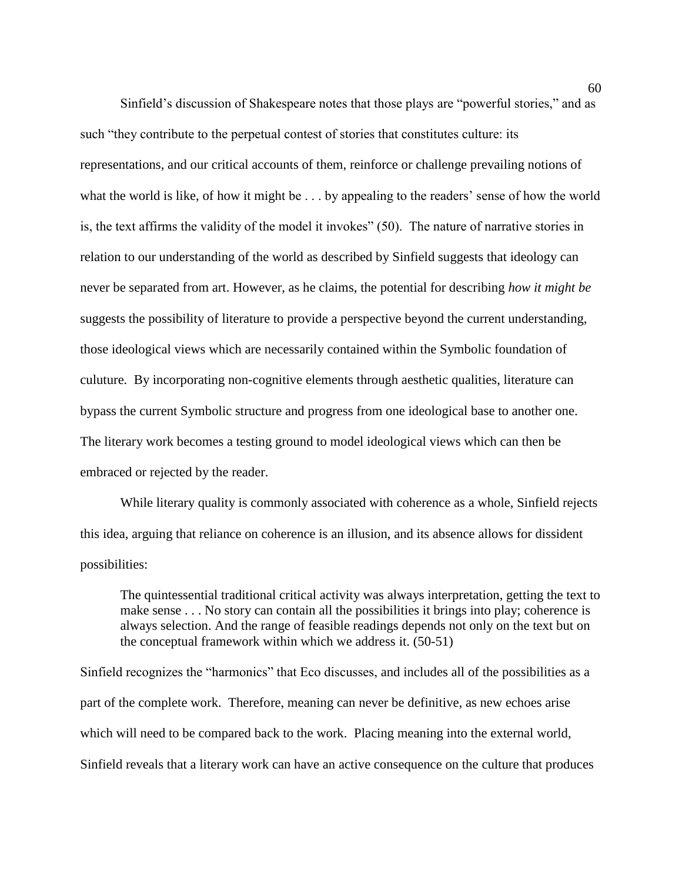Sinfield's discussion of Shakespeare notes that those plays are "powerful stories," and as such "they contribute to the perpetual contest of stories that constitutes culture: its representations, and our critical accounts of them, reinforce or challenge prevailing notions of what the world is like, of how it might be . . . by appealing to the readers' sense of how the world is, the text affirms the validity of the model it invokes" (50). The nature of narrative stories in relation to our understanding of the world as described by Sinfield suggests that ideology can never be separated from art. However, as he claims, the potential for describing *how it might be* suggests the possibility of literature to provide a perspective beyond the current understanding, those ideological views which are necessarily contained within the Symbolic foundation of culuture. By incorporating non-cognitive elements through aesthetic qualities, literature can bypass the current Symbolic structure and progress from one ideological base to another one. The literary work becomes a testing ground to model ideological views which can then be embraced or rejected by the reader.

While literary quality is commonly associated with coherence as a whole, Sinfield rejects this idea, arguing that reliance on coherence is an illusion, and its absence allows for dissident possibilities:

> The quintessential traditional critical activity was always interpretation, getting the text to make sense . . . No story can contain all the possibilities it brings into play; coherence is always selection. And the range of feasible readings depends not only on the text but on the conceptual framework within which we address it. (50-51)

Sinfield recognizes the "harmonics" that Eco discusses, and includes all of the possibilities as a part of the complete work. Therefore, meaning can never be definitive, as new echoes arise which will need to be compared back to the work. Placing meaning into the external world, Sinfield reveals that a literary work can have an active consequence on the culture that produces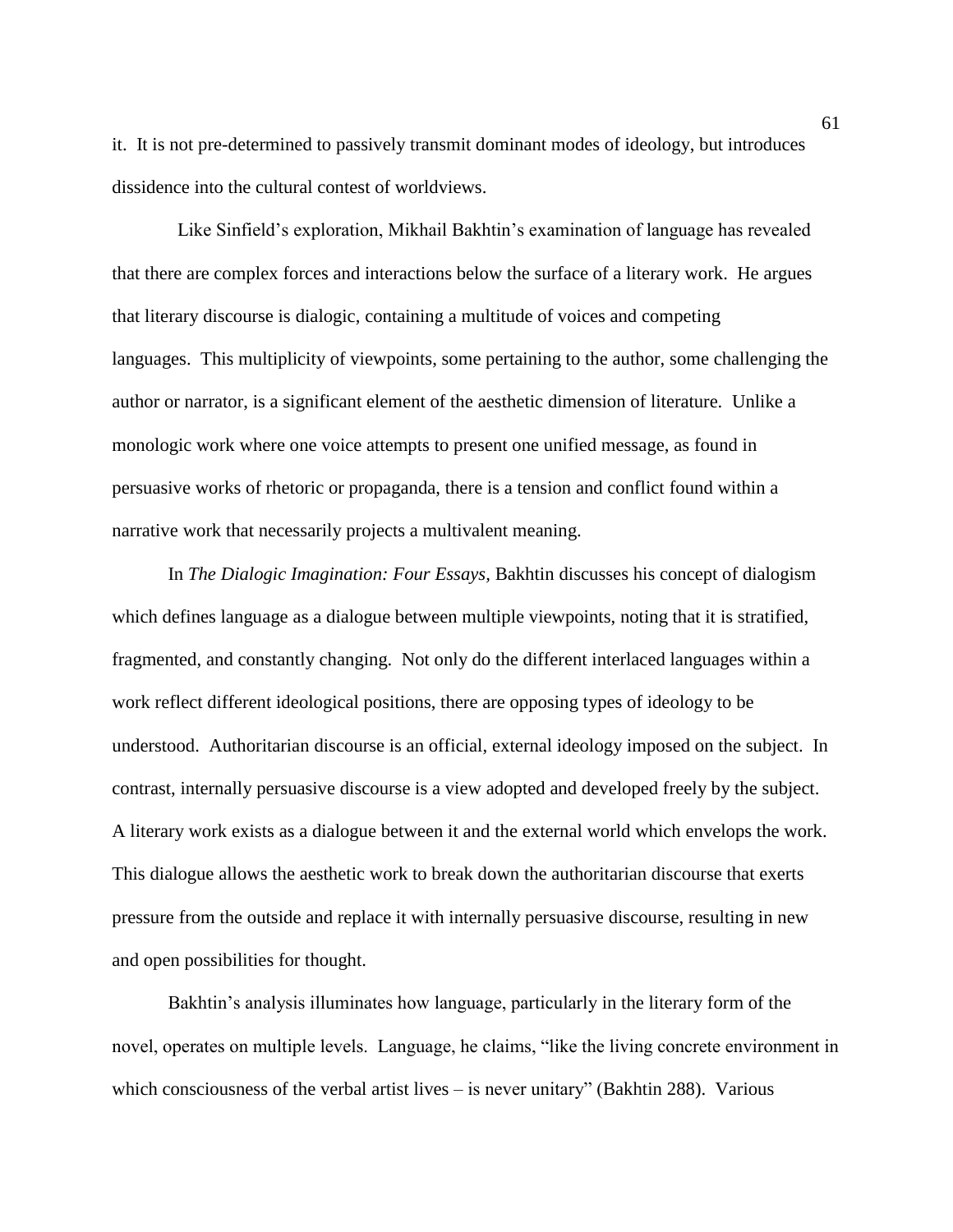it. It is not pre-determined to passively transmit dominant modes of ideology, but introduces dissidence into the cultural contest of worldviews.

Like Sinfield's exploration, Mikhail Bakhtin's examination of language has revealed that there are complex forces and interactions below the surface of a literary work. He argues that literary discourse is dialogic, containing a multitude of voices and competing languages. This multiplicity of viewpoints, some pertaining to the author, some challenging the author or narrator, is a significant element of the aesthetic dimension of literature. Unlike a monologic work where one voice attempts to present one unified message, as found in persuasive works of rhetoric or propaganda, there is a tension and conflict found within a narrative work that necessarily projects a multivalent meaning.

In *The Dialogic Imagination: Four Essays,* Bakhtin discusses his concept of dialogism which defines language as a dialogue between multiple viewpoints, noting that it is stratified, fragmented, and constantly changing. Not only do the different interlaced languages within a work reflect different ideological positions, there are opposing types of ideology to be understood. Authoritarian discourse is an official, external ideology imposed on the subject. In contrast, internally persuasive discourse is a view adopted and developed freely by the subject. A literary work exists as a dialogue between it and the external world which envelops the work. This dialogue allows the aesthetic work to break down the authoritarian discourse that exerts pressure from the outside and replace it with internally persuasive discourse, resulting in new and open possibilities for thought.

Bakhtin's analysis illuminates how language, particularly in the literary form of the novel, operates on multiple levels. Language, he claims, "like the living concrete environment in which consciousness of the verbal artist lives – is never unitary" (Bakhtin 288). Various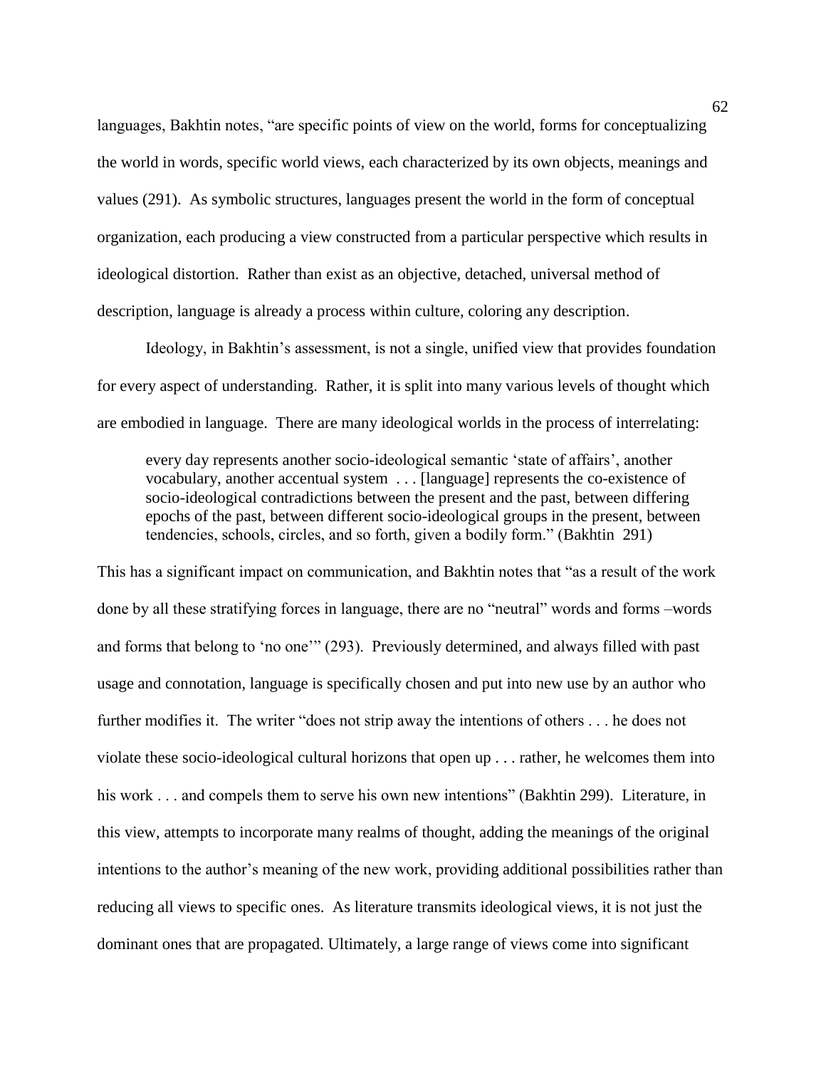languages, Bakhtin notes, "are specific points of view on the world, forms for conceptualizing the world in words, specific world views, each characterized by its own objects, meanings and values (291). As symbolic structures, languages present the world in the form of conceptual organization, each producing a view constructed from a particular perspective which results in ideological distortion. Rather than exist as an objective, detached, universal method of description, language is already a process within culture, coloring any description.

Ideology, in Bakhtin's assessment, is not a single, unified view that provides foundation for every aspect of understanding. Rather, it is split into many various levels of thought which are embodied in language. There are many ideological worlds in the process of interrelating:

> every day represents another socio-ideological semantic 'state of affairs', another vocabulary, another accentual system . . . [language] represents the co-existence of socio-ideological contradictions between the present and the past, between differing epochs of the past, between different socio-ideological groups in the present, between tendencies, schools, circles, and so forth, given a bodily form." (Bakhtin 291)

This has a significant impact on communication, and Bakhtin notes that "as a result of the work done by all these stratifying forces in language, there are no "neutral" words and forms –words and forms that belong to 'no one'" (293). Previously determined, and always filled with past usage and connotation, language is specifically chosen and put into new use by an author who further modifies it. The writer "does not strip away the intentions of others . . . he does not violate these socio-ideological cultural horizons that open up . . . rather, he welcomes them into his work . . . and compels them to serve his own new intentions" (Bakhtin 299). Literature, in this view, attempts to incorporate many realms of thought, adding the meanings of the original intentions to the author's meaning of the new work, providing additional possibilities rather than reducing all views to specific ones. As literature transmits ideological views, it is not just the dominant ones that are propagated. Ultimately, a large range of views come into significant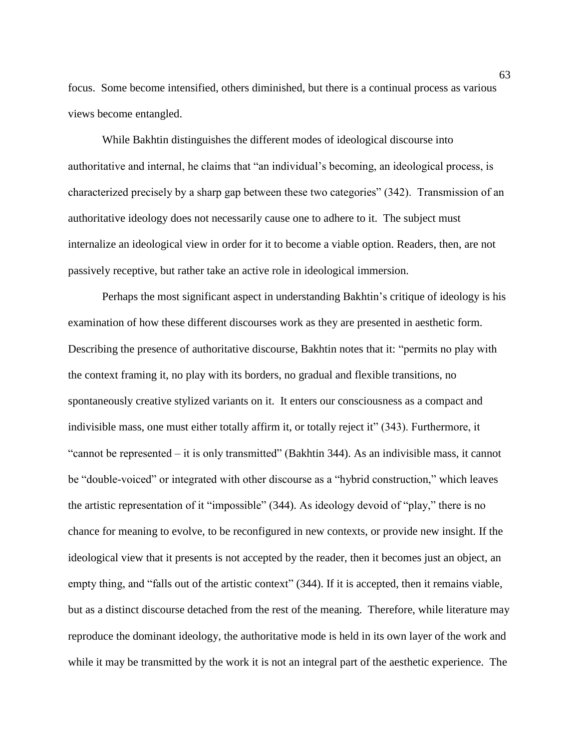focus. Some become intensified, others diminished, but there is a continual process as various views become entangled.

While Bakhtin distinguishes the different modes of ideological discourse into authoritative and internal, he claims that "an individual's becoming, an ideological process, is characterized precisely by a sharp gap between these two categories" (342). Transmission of an authoritative ideology does not necessarily cause one to adhere to it. The subject must internalize an ideological view in order for it to become a viable option. Readers, then, are not passively receptive, but rather take an active role in ideological immersion.

Perhaps the most significant aspect in understanding Bakhtin's critique of ideology is his examination of how these different discourses work as they are presented in aesthetic form. Describing the presence of authoritative discourse, Bakhtin notes that it: "permits no play with the context framing it, no play with its borders, no gradual and flexible transitions, no spontaneously creative stylized variants on it. It enters our consciousness as a compact and indivisible mass, one must either totally affirm it, or totally reject it" (343). Furthermore, it "cannot be represented – it is only transmitted" (Bakhtin 344). As an indivisible mass, it cannot be "double-voiced" or integrated with other discourse as a "hybrid construction," which leaves the artistic representation of it "impossible" (344). As ideology devoid of "play," there is no chance for meaning to evolve, to be reconfigured in new contexts, or provide new insight. If the ideological view that it presents is not accepted by the reader, then it becomes just an object, an empty thing, and "falls out of the artistic context" (344). If it is accepted, then it remains viable, but as a distinct discourse detached from the rest of the meaning. Therefore, while literature may reproduce the dominant ideology, the authoritative mode is held in its own layer of the work and while it may be transmitted by the work it is not an integral part of the aesthetic experience. The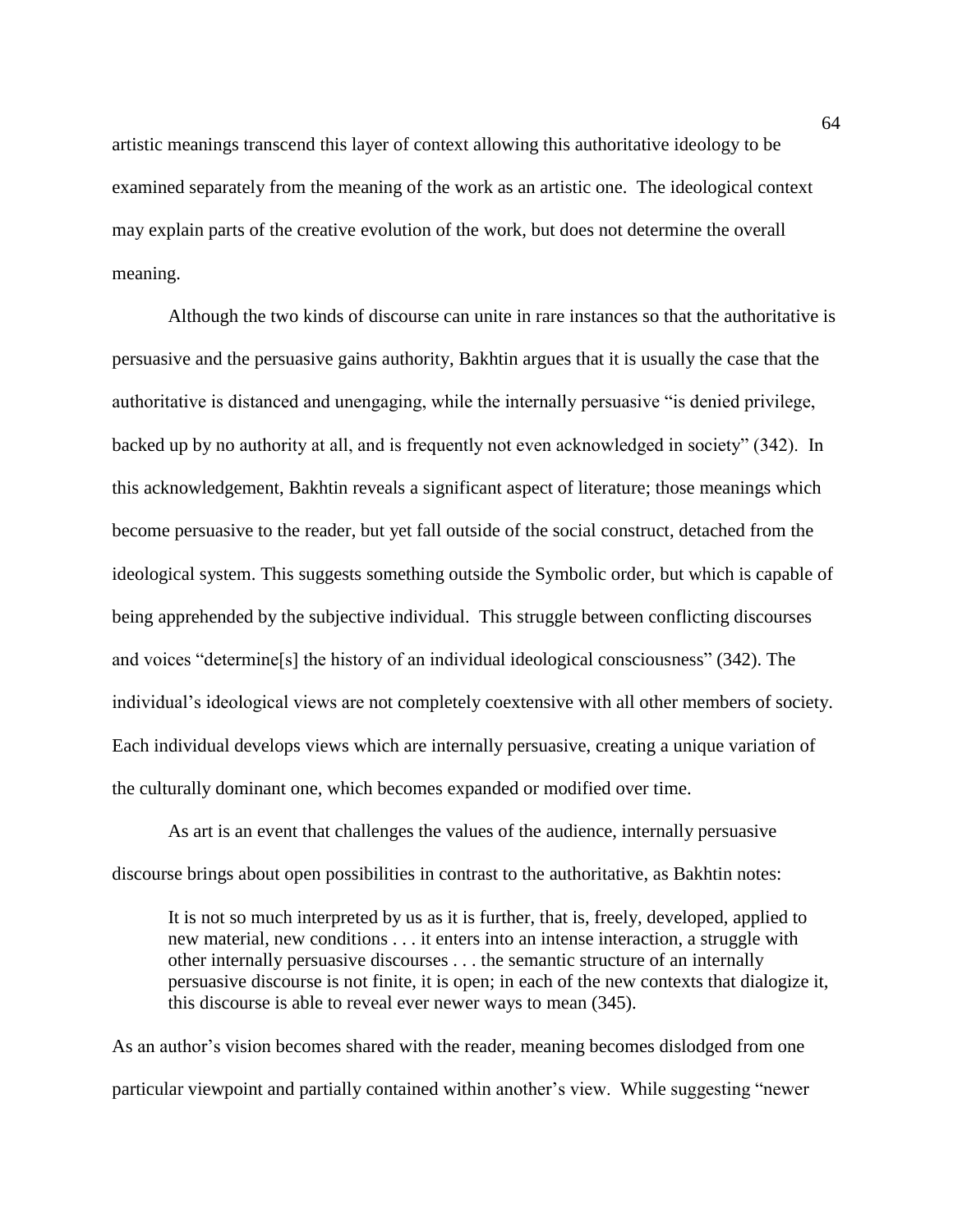artistic meanings transcend this layer of context allowing this authoritative ideology to be examined separately from the meaning of the work as an artistic one. The ideological context may explain parts of the creative evolution of the work, but does not determine the overall meaning.

Although the two kinds of discourse can unite in rare instances so that the authoritative is persuasive and the persuasive gains authority, Bakhtin argues that it is usually the case that the authoritative is distanced and unengaging, while the internally persuasive "is denied privilege, backed up by no authority at all, and is frequently not even acknowledged in society" (342). In this acknowledgement, Bakhtin reveals a significant aspect of literature; those meanings which become persuasive to the reader, but yet fall outside of the social construct, detached from the ideological system. This suggests something outside the Symbolic order, but which is capable of being apprehended by the subjective individual. This struggle between conflicting discourses and voices "determine[s] the history of an individual ideological consciousness" (342). The individual's ideological views are not completely coextensive with all other members of society. Each individual develops views which are internally persuasive, creating a unique variation of the culturally dominant one, which becomes expanded or modified over time.

As art is an event that challenges the values of the audience, internally persuasive discourse brings about open possibilities in contrast to the authoritative, as Bakhtin notes:

> It is not so much interpreted by us as it is further, that is, freely, developed, applied to new material, new conditions . . . it enters into an intense interaction, a struggle with other internally persuasive discourses . . . the semantic structure of an internally persuasive discourse is not finite, it is open; in each of the new contexts that dialogize it, this discourse is able to reveal ever newer ways to mean (345).

As an author's vision becomes shared with the reader, meaning becomes dislodged from one particular viewpoint and partially contained within another's view. While suggesting "newer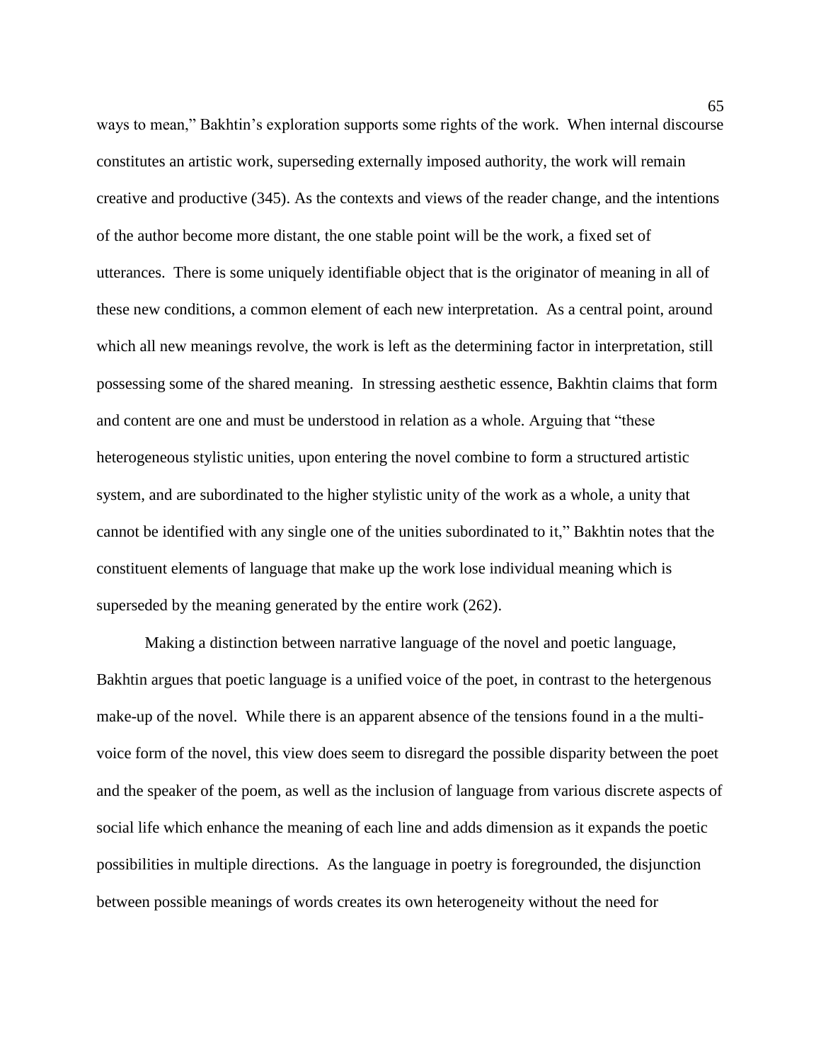ways to mean," Bakhtin's exploration supports some rights of the work. When internal discourse constitutes an artistic work, superseding externally imposed authority, the work will remain creative and productive (345). As the contexts and views of the reader change, and the intentions of the author become more distant, the one stable point will be the work, a fixed set of utterances. There is some uniquely identifiable object that is the originator of meaning in all of these new conditions, a common element of each new interpretation. As a central point, around which all new meanings revolve, the work is left as the determining factor in interpretation, still possessing some of the shared meaning. In stressing aesthetic essence, Bakhtin claims that form and content are one and must be understood in relation as a whole. Arguing that "these heterogeneous stylistic unities, upon entering the novel combine to form a structured artistic system, and are subordinated to the higher stylistic unity of the work as a whole, a unity that cannot be identified with any single one of the unities subordinated to it," Bakhtin notes that the constituent elements of language that make up the work lose individual meaning which is superseded by the meaning generated by the entire work (262).

Making a distinction between narrative language of the novel and poetic language, Bakhtin argues that poetic language is a unified voice of the poet, in contrast to the hetergenous make-up of the novel. While there is an apparent absence of the tensions found in a the multi-voice form of the novel, this view does seem to disregard the possible disparity between the poet and the speaker of the poem, as well as the inclusion of language from various discrete aspects of social life which enhance the meaning of each line and adds dimension as it expands the poetic possibilities in multiple directions. As the language in poetry is foregrounded, the disjunction between possible meanings of words creates its own heterogeneity without the need for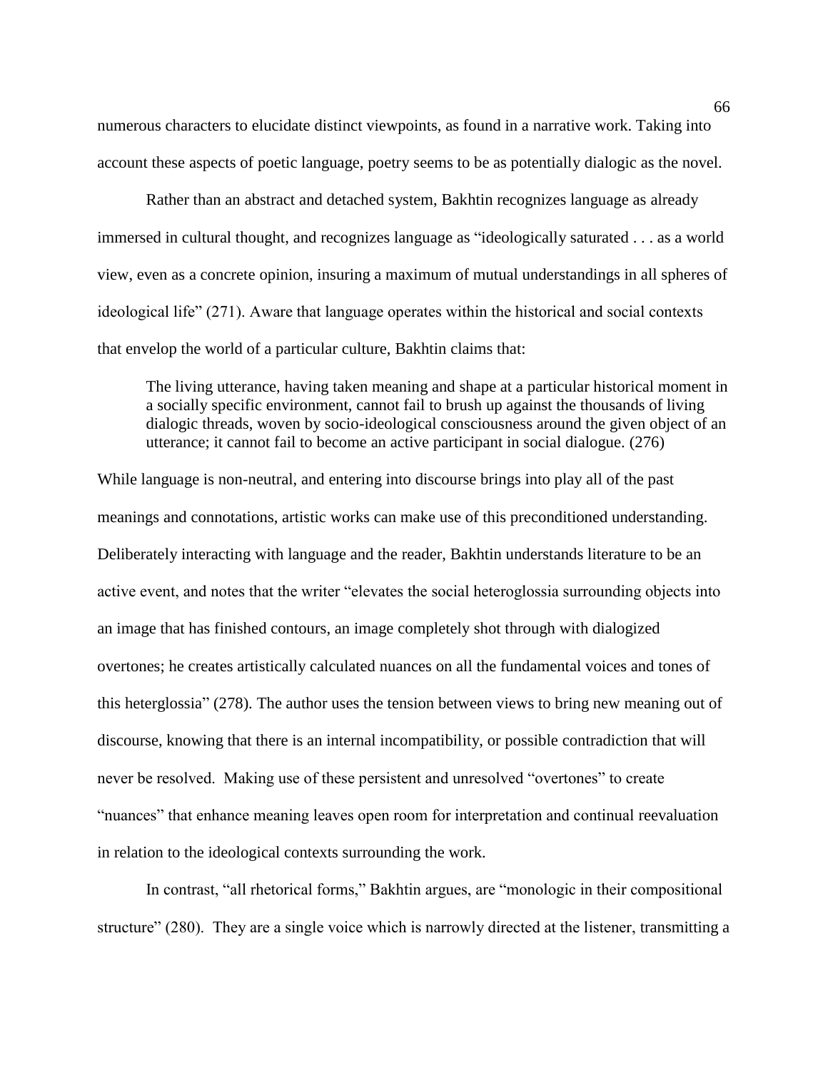numerous characters to elucidate distinct viewpoints, as found in a narrative work. Taking into account these aspects of poetic language, poetry seems to be as potentially dialogic as the novel.

Rather than an abstract and detached system, Bakhtin recognizes language as already immersed in cultural thought, and recognizes language as "ideologically saturated . . . as a world view, even as a concrete opinion, insuring a maximum of mutual understandings in all spheres of ideological life" (271). Aware that language operates within the historical and social contexts that envelop the world of a particular culture, Bakhtin claims that:

> The living utterance, having taken meaning and shape at a particular historical moment in a socially specific environment, cannot fail to brush up against the thousands of living dialogic threads, woven by socio-ideological consciousness around the given object of an utterance; it cannot fail to become an active participant in social dialogue. (276)

While language is non-neutral, and entering into discourse brings into play all of the past meanings and connotations, artistic works can make use of this preconditioned understanding. Deliberately interacting with language and the reader, Bakhtin understands literature to be an active event, and notes that the writer "elevates the social heteroglossia surrounding objects into an image that has finished contours, an image completely shot through with dialogized overtones; he creates artistically calculated nuances on all the fundamental voices and tones of this heterglossia" (278). The author uses the tension between views to bring new meaning out of discourse, knowing that there is an internal incompatibility, or possible contradiction that will never be resolved. Making use of these persistent and unresolved "overtones" to create "nuances" that enhance meaning leaves open room for interpretation and continual reevaluation in relation to the ideological contexts surrounding the work.

In contrast, "all rhetorical forms," Bakhtin argues, are "monologic in their compositional structure" (280). They are a single voice which is narrowly directed at the listener, transmitting a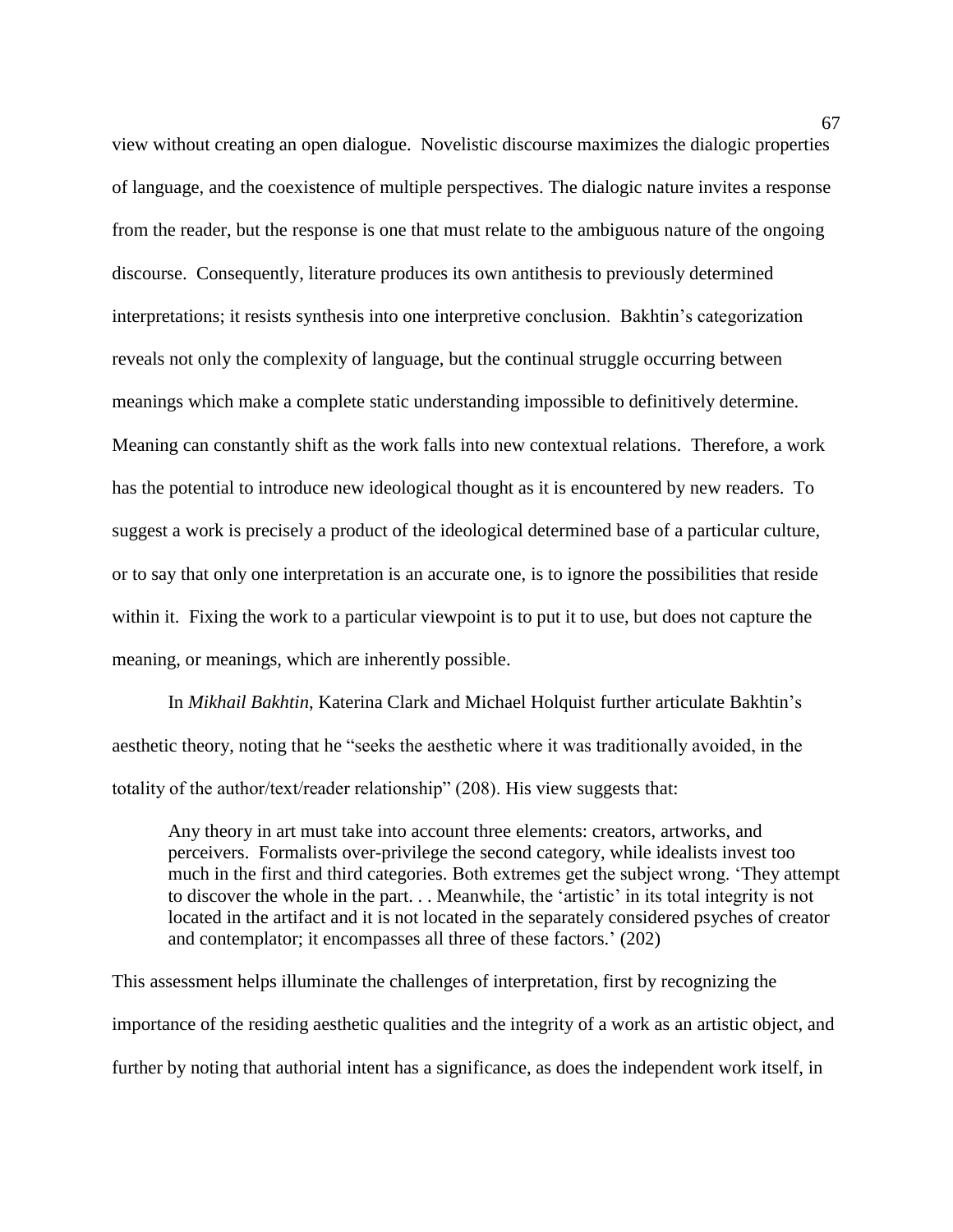view without creating an open dialogue. Novelistic discourse maximizes the dialogic properties of language, and the coexistence of multiple perspectives. The dialogic nature invites a response from the reader, but the response is one that must relate to the ambiguous nature of the ongoing discourse. Consequently, literature produces its own antithesis to previously determined interpretations; it resists synthesis into one interpretive conclusion. Bakhtin's categorization reveals not only the complexity of language, but the continual struggle occurring between meanings which make a complete static understanding impossible to definitively determine. Meaning can constantly shift as the work falls into new contextual relations. Therefore, a work has the potential to introduce new ideological thought as it is encountered by new readers. To suggest a work is precisely a product of the ideological determined base of a particular culture, or to say that only one interpretation is an accurate one, is to ignore the possibilities that reside within it. Fixing the work to a particular viewpoint is to put it to use, but does not capture the meaning, or meanings, which are inherently possible.

In *Mikhail Bakhtin*, Katerina Clark and Michael Holquist further articulate Bakhtin's aesthetic theory, noting that he "seeks the aesthetic where it was traditionally avoided, in the totality of the author/text/reader relationship" (208). His view suggests that:

> Any theory in art must take into account three elements: creators, artworks, and perceivers. Formalists over-privilege the second category, while idealists invest too much in the first and third categories. Both extremes get the subject wrong. 'They attempt to discover the whole in the part. . . Meanwhile, the 'artistic' in its total integrity is not located in the artifact and it is not located in the separately considered psyches of creator and contemplator; it encompasses all three of these factors.' (202)

This assessment helps illuminate the challenges of interpretation, first by recognizing the importance of the residing aesthetic qualities and the integrity of a work as an artistic object, and further by noting that authorial intent has a significance, as does the independent work itself, in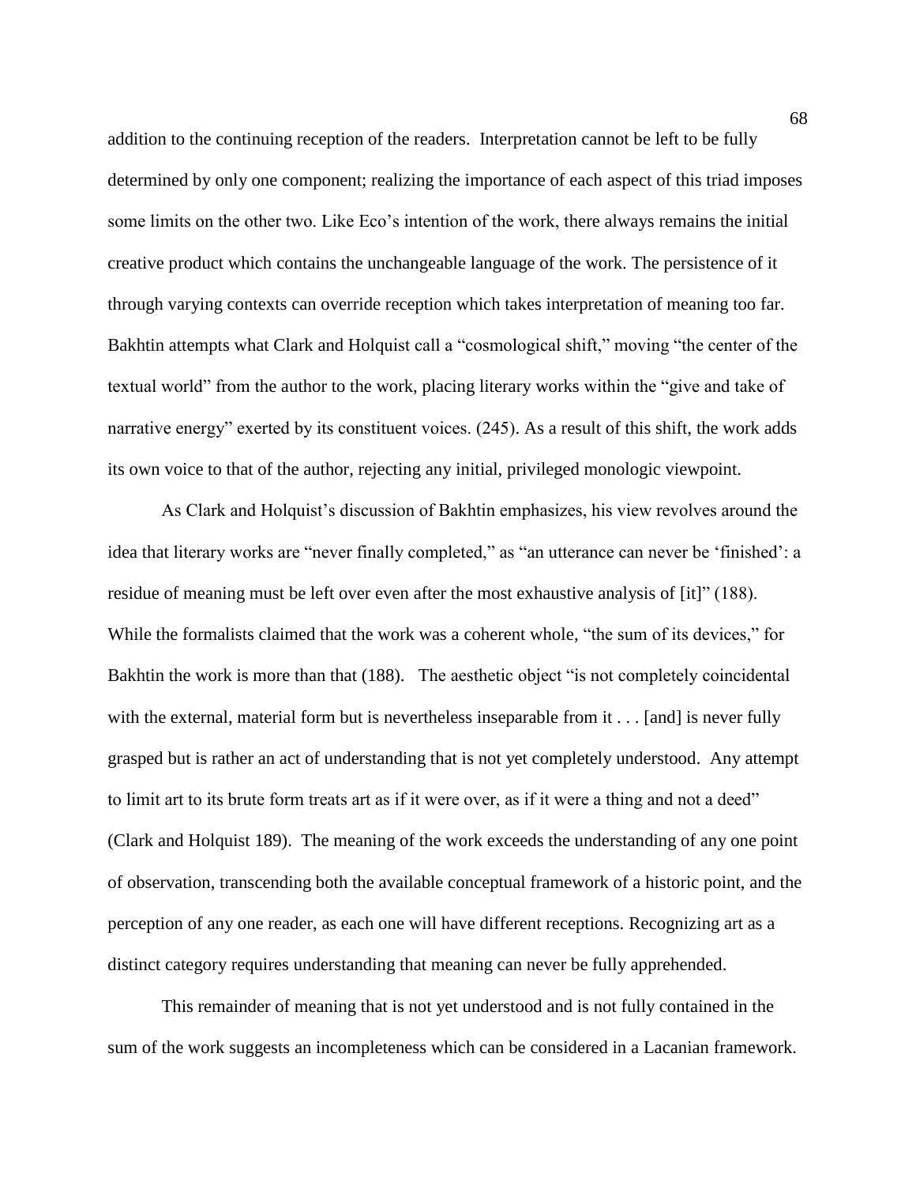addition to the continuing reception of the readers. Interpretation cannot be left to be fully determined by only one component; realizing the importance of each aspect of this triad imposes some limits on the other two. Like Eco's intention of the work, there always remains the initial creative product which contains the unchangeable language of the work. The persistence of it through varying contexts can override reception which takes interpretation of meaning too far. Bakhtin attempts what Clark and Holquist call a "cosmological shift," moving "the center of the textual world" from the author to the work, placing literary works within the "give and take of narrative energy" exerted by its constituent voices. (245). As a result of this shift, the work adds its own voice to that of the author, rejecting any initial, privileged monologic viewpoint.

As Clark and Holquist's discussion of Bakhtin emphasizes, his view revolves around the idea that literary works are "never finally completed," as "an utterance can never be 'finished': a residue of meaning must be left over even after the most exhaustive analysis of [it]" (188). While the formalists claimed that the work was a coherent whole, "the sum of its devices," for Bakhtin the work is more than that (188). The aesthetic object "is not completely coincidental with the external, material form but is nevertheless inseparable from it . . . [and] is never fully grasped but is rather an act of understanding that is not yet completely understood. Any attempt to limit art to its brute form treats art as if it were over, as if it were a thing and not a deed" (Clark and Holquist 189). The meaning of the work exceeds the understanding of any one point of observation, transcending both the available conceptual framework of a historic point, and the perception of any one reader, as each one will have different receptions. Recognizing art as a distinct category requires understanding that meaning can never be fully apprehended.

This remainder of meaning that is not yet understood and is not fully contained in the sum of the work suggests an incompleteness which can be considered in a Lacanian framework.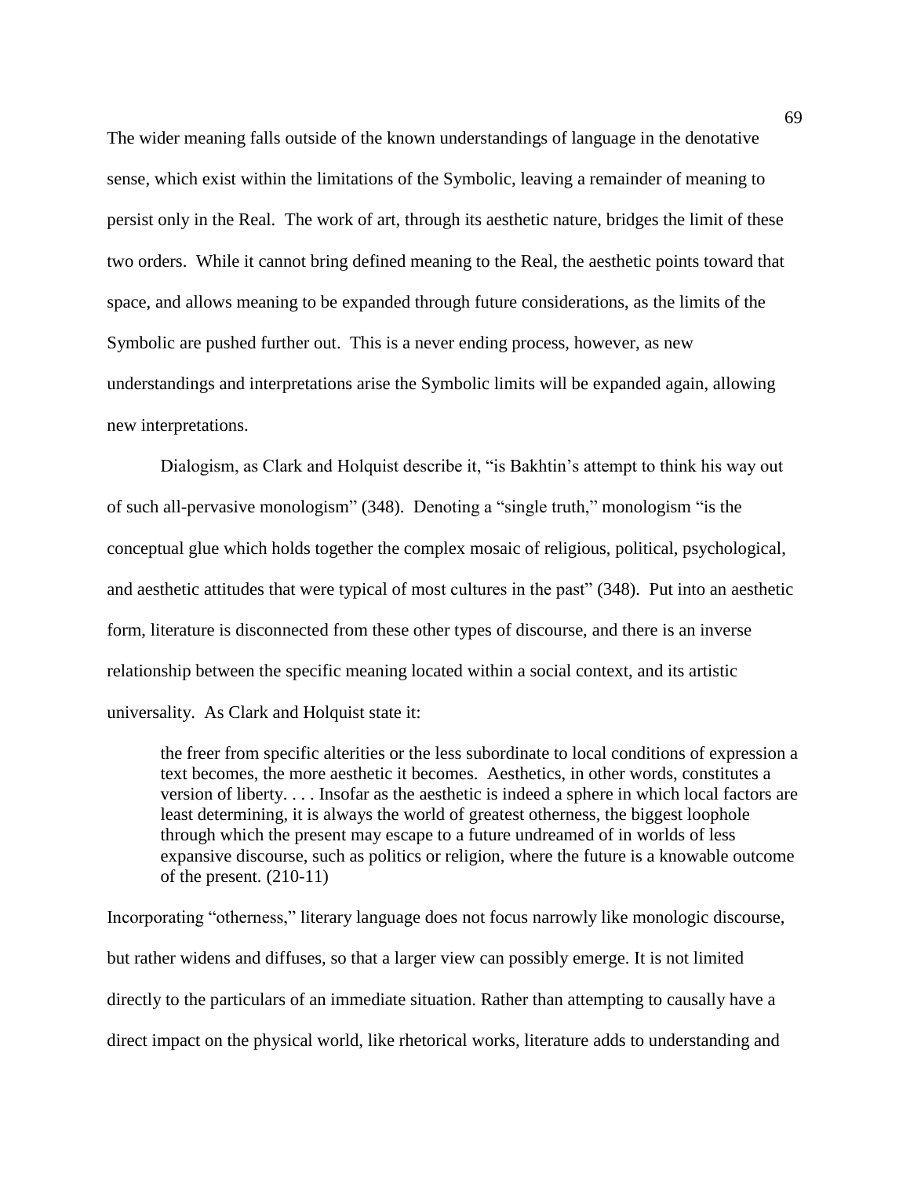The wider meaning falls outside of the known understandings of language in the denotative sense, which exist within the limitations of the Symbolic, leaving a remainder of meaning to persist only in the Real. The work of art, through its aesthetic nature, bridges the limit of these two orders. While it cannot bring defined meaning to the Real, the aesthetic points toward that space, and allows meaning to be expanded through future considerations, as the limits of the Symbolic are pushed further out. This is a never ending process, however, as new understandings and interpretations arise the Symbolic limits will be expanded again, allowing new interpretations.

Dialogism, as Clark and Holquist describe it, "is Bakhtin's attempt to think his way out of such all-pervasive monologism" (348). Denoting a "single truth," monologism "is the conceptual glue which holds together the complex mosaic of religious, political, psychological, and aesthetic attitudes that were typical of most cultures in the past" (348). Put into an aesthetic form, literature is disconnected from these other types of discourse, and there is an inverse relationship between the specific meaning located within a social context, and its artistic universality. As Clark and Holquist state it:

> the freer from specific alterities or the less subordinate to local conditions of expression a text becomes, the more aesthetic it becomes. Aesthetics, in other words, constitutes a version of liberty. . . . Insofar as the aesthetic is indeed a sphere in which local factors are least determining, it is always the world of greatest otherness, the biggest loophole through which the present may escape to a future undreamed of in worlds of less expansive discourse, such as politics or religion, where the future is a knowable outcome of the present. (210-11)

Incorporating "otherness," literary language does not focus narrowly like monologic discourse, but rather widens and diffuses, so that a larger view can possibly emerge. It is not limited directly to the particulars of an immediate situation. Rather than attempting to causally have a direct impact on the physical world, like rhetorical works, literature adds to understanding and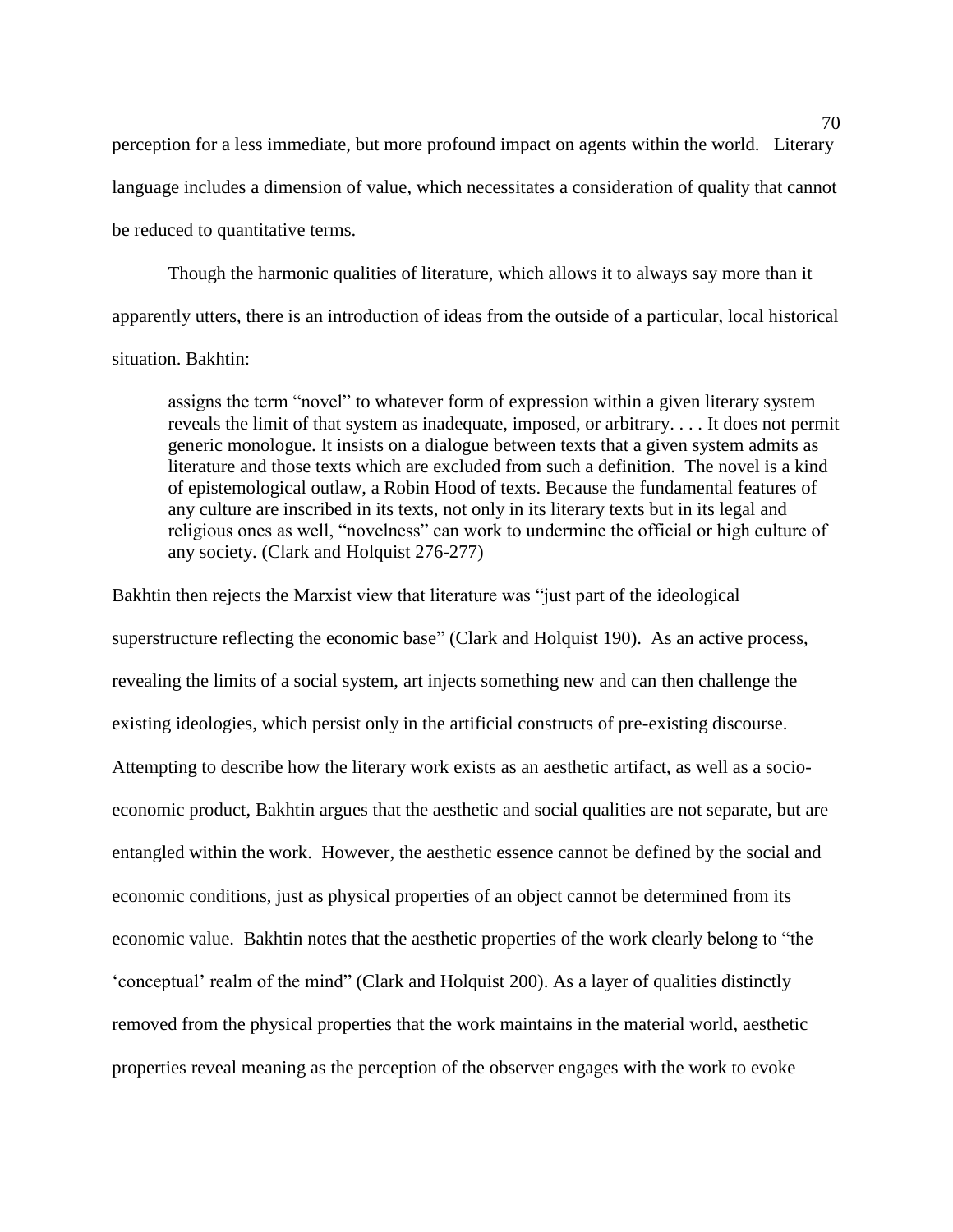perception for a less immediate, but more profound impact on agents within the world. Literary language includes a dimension of value, which necessitates a consideration of quality that cannot be reduced to quantitative terms.

Though the harmonic qualities of literature, which allows it to always say more than it apparently utters, there is an introduction of ideas from the outside of a particular, local historical situation. Bakhtin:

> assigns the term "novel" to whatever form of expression within a given literary system reveals the limit of that system as inadequate, imposed, or arbitrary. . . . It does not permit generic monologue. It insists on a dialogue between texts that a given system admits as literature and those texts which are excluded from such a definition. The novel is a kind of epistemological outlaw, a Robin Hood of texts. Because the fundamental features of any culture are inscribed in its texts, not only in its literary texts but in its legal and religious ones as well, "novelness" can work to undermine the official or high culture of any society. (Clark and Holquist 276-277)

Bakhtin then rejects the Marxist view that literature was "just part of the ideological superstructure reflecting the economic base" (Clark and Holquist 190). As an active process, revealing the limits of a social system, art injects something new and can then challenge the existing ideologies, which persist only in the artificial constructs of pre-existing discourse. Attempting to describe how the literary work exists as an aesthetic artifact, as well as a socio-economic product, Bakhtin argues that the aesthetic and social qualities are not separate, but are entangled within the work. However, the aesthetic essence cannot be defined by the social and economic conditions, just as physical properties of an object cannot be determined from its economic value. Bakhtin notes that the aesthetic properties of the work clearly belong to "the 'conceptual' realm of the mind" (Clark and Holquist 200). As a layer of qualities distinctly removed from the physical properties that the work maintains in the material world, aesthetic properties reveal meaning as the perception of the observer engages with the work to evoke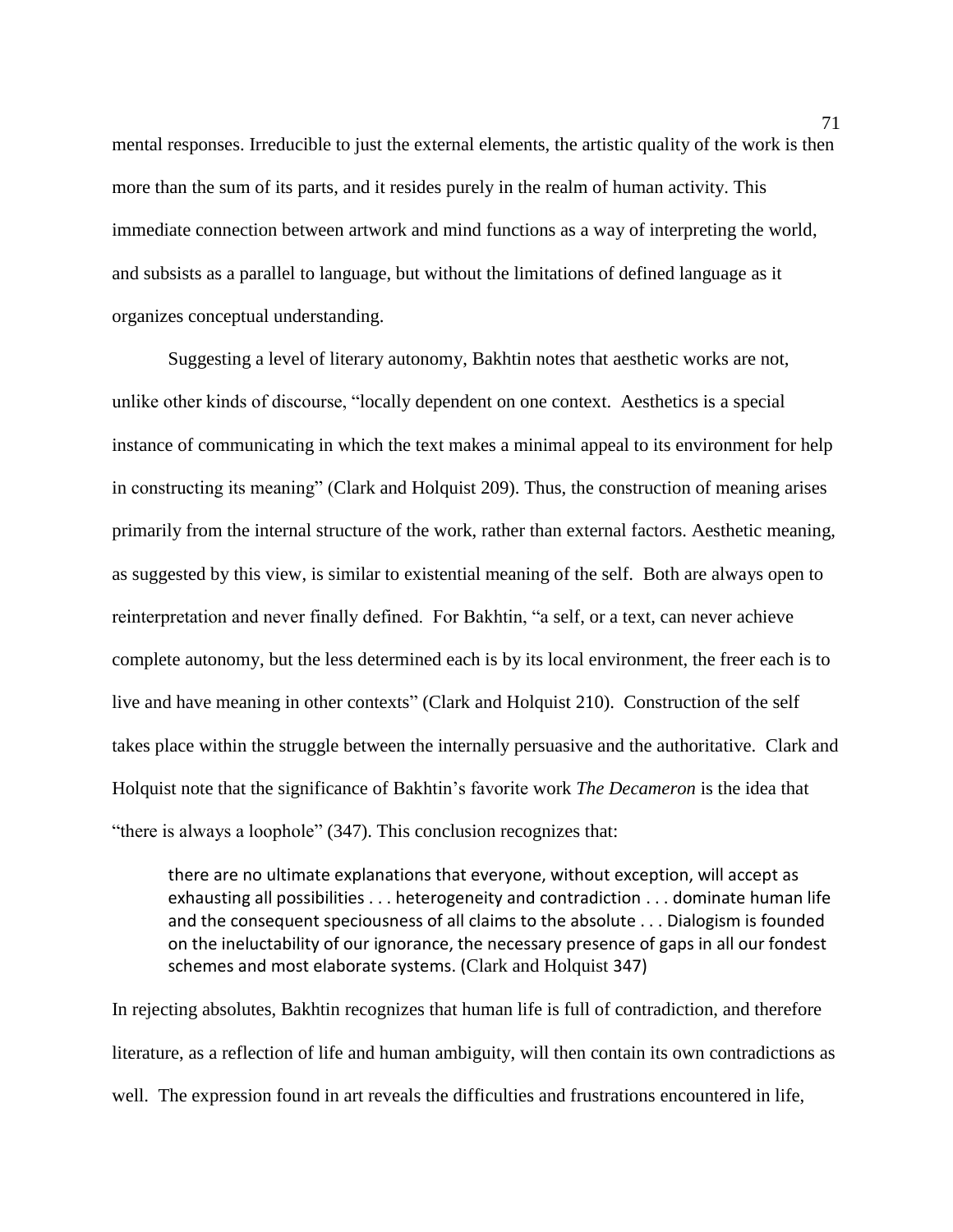mental responses. Irreducible to just the external elements, the artistic quality of the work is then more than the sum of its parts, and it resides purely in the realm of human activity. This immediate connection between artwork and mind functions as a way of interpreting the world, and subsists as a parallel to language, but without the limitations of defined language as it organizes conceptual understanding.

Suggesting a level of literary autonomy, Bakhtin notes that aesthetic works are not, unlike other kinds of discourse, "locally dependent on one context. Aesthetics is a special instance of communicating in which the text makes a minimal appeal to its environment for help in constructing its meaning" (Clark and Holquist 209). Thus, the construction of meaning arises primarily from the internal structure of the work, rather than external factors. Aesthetic meaning, as suggested by this view, is similar to existential meaning of the self. Both are always open to reinterpretation and never finally defined. For Bakhtin, "a self, or a text, can never achieve complete autonomy, but the less determined each is by its local environment, the freer each is to live and have meaning in other contexts" (Clark and Holquist 210). Construction of the self takes place within the struggle between the internally persuasive and the authoritative. Clark and Holquist note that the significance of Bakhtin's favorite work *The Decameron* is the idea that "there is always a loophole" (347). This conclusion recognizes that:

> there are no ultimate explanations that everyone, without exception, will accept as exhausting all possibilities . . . heterogeneity and contradiction . . . dominate human life and the consequent speciousness of all claims to the absolute . . . Dialogism is founded on the ineluctability of our ignorance, the necessary presence of gaps in all our fondest schemes and most elaborate systems. (Clark and Holquist 347)

In rejecting absolutes, Bakhtin recognizes that human life is full of contradiction, and therefore literature, as a reflection of life and human ambiguity, will then contain its own contradictions as well. The expression found in art reveals the difficulties and frustrations encountered in life,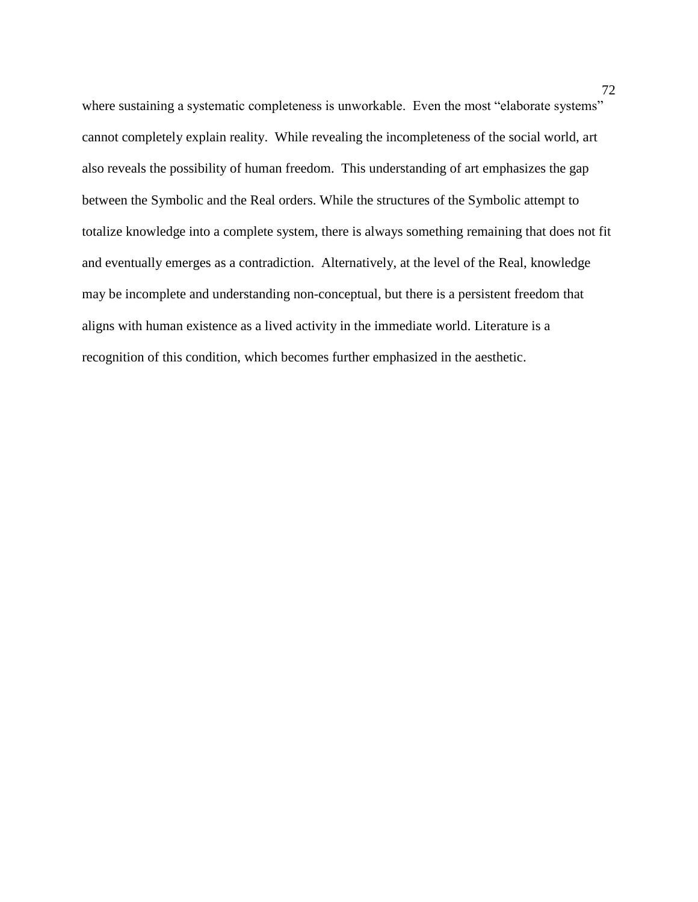where sustaining a systematic completeness is unworkable. Even the most “elaborate systems” cannot completely explain reality. While revealing the incompleteness of the social world, art also reveals the possibility of human freedom. This understanding of art emphasizes the gap between the Symbolic and the Real orders. While the structures of the Symbolic attempt to totalize knowledge into a complete system, there is always something remaining that does not fit and eventually emerges as a contradiction. Alternatively, at the level of the Real, knowledge may be incomplete and understanding non-conceptual, but there is a persistent freedom that aligns with human existence as a lived activity in the immediate world. Literature is a recognition of this condition, which becomes further emphasized in the aesthetic.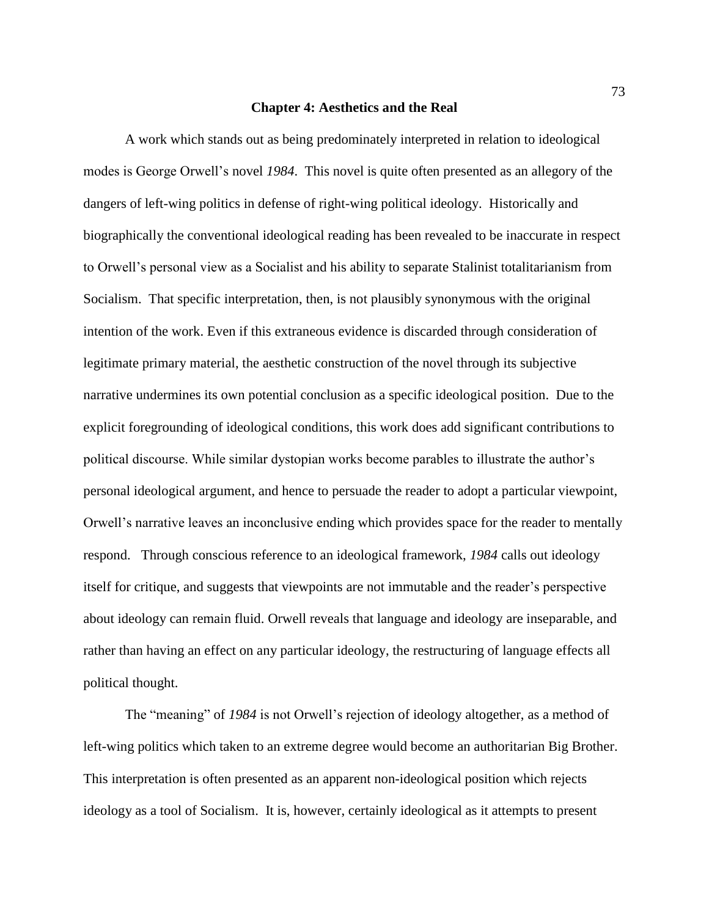## Chapter 4: Aesthetics and the Real

A work which stands out as being predominately interpreted in relation to ideological modes is George Orwell's novel *1984*. This novel is quite often presented as an allegory of the dangers of left-wing politics in defense of right-wing political ideology. Historically and biographically the conventional ideological reading has been revealed to be inaccurate in respect to Orwell's personal view as a Socialist and his ability to separate Stalinist totalitarianism from Socialism. That specific interpretation, then, is not plausibly synonymous with the original intention of the work. Even if this extraneous evidence is discarded through consideration of legitimate primary material, the aesthetic construction of the novel through its subjective narrative undermines its own potential conclusion as a specific ideological position. Due to the explicit foregrounding of ideological conditions, this work does add significant contributions to political discourse. While similar dystopian works become parables to illustrate the author's personal ideological argument, and hence to persuade the reader to adopt a particular viewpoint, Orwell's narrative leaves an inconclusive ending which provides space for the reader to mentally respond. Through conscious reference to an ideological framework, *1984* calls out ideology itself for critique, and suggests that viewpoints are not immutable and the reader's perspective about ideology can remain fluid. Orwell reveals that language and ideology are inseparable, and rather than having an effect on any particular ideology, the restructuring of language effects all political thought.

The "meaning" of *1984* is not Orwell's rejection of ideology altogether, as a method of left-wing politics which taken to an extreme degree would become an authoritarian Big Brother. This interpretation is often presented as an apparent non-ideological position which rejects ideology as a tool of Socialism. It is, however, certainly ideological as it attempts to present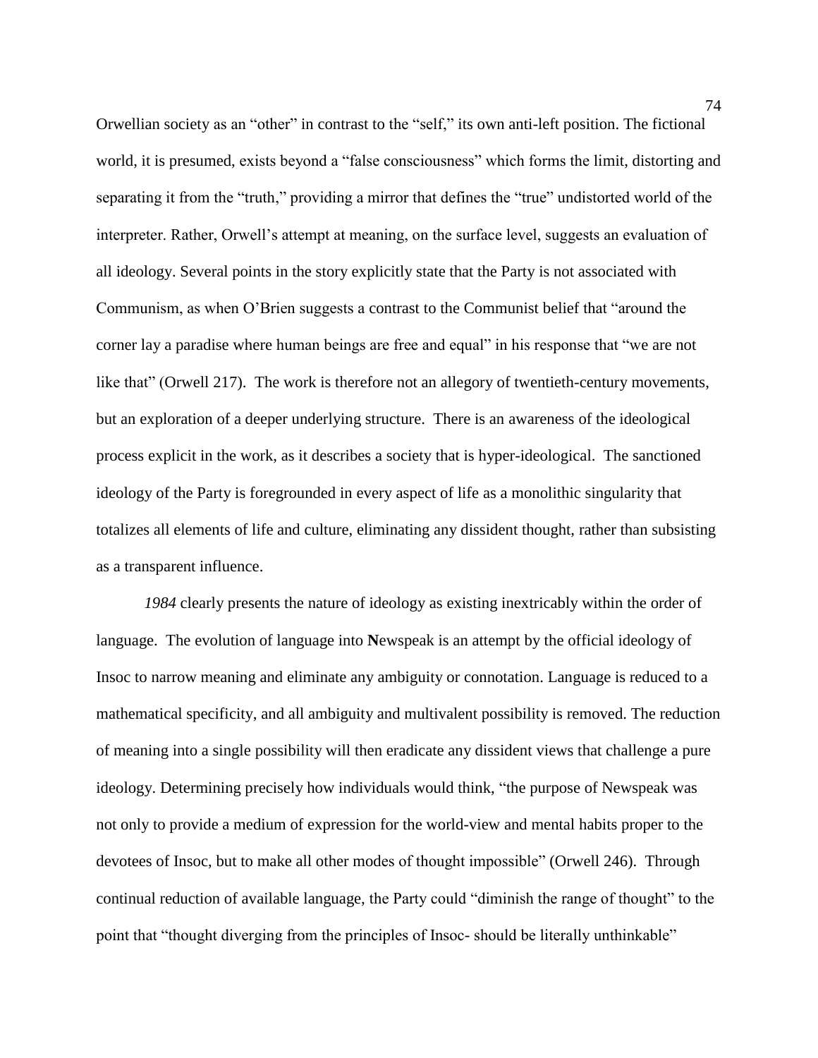Orwellian society as an "other" in contrast to the "self," its own anti-left position. The fictional world, it is presumed, exists beyond a "false consciousness" which forms the limit, distorting and separating it from the "truth," providing a mirror that defines the "true" undistorted world of the interpreter. Rather, Orwell's attempt at meaning, on the surface level, suggests an evaluation of all ideology. Several points in the story explicitly state that the Party is not associated with Communism, as when O'Brien suggests a contrast to the Communist belief that "around the corner lay a paradise where human beings are free and equal" in his response that "we are not like that" (Orwell 217). The work is therefore not an allegory of twentieth-century movements, but an exploration of a deeper underlying structure. There is an awareness of the ideological process explicit in the work, as it describes a society that is hyper-ideological. The sanctioned ideology of the Party is foregrounded in every aspect of life as a monolithic singularity that totalizes all elements of life and culture, eliminating any dissident thought, rather than subsisting as a transparent influence.

*1984* clearly presents the nature of ideology as existing inextricably within the order of language. The evolution of language into **N**ewspeak is an attempt by the official ideology of Insoc to narrow meaning and eliminate any ambiguity or connotation. Language is reduced to a mathematical specificity, and all ambiguity and multivalent possibility is removed. The reduction of meaning into a single possibility will then eradicate any dissident views that challenge a pure ideology. Determining precisely how individuals would think, "the purpose of Newspeak was not only to provide a medium of expression for the world-view and mental habits proper to the devotees of Insoc, but to make all other modes of thought impossible" (Orwell 246). Through continual reduction of available language, the Party could "diminish the range of thought" to the point that "thought diverging from the principles of Insoc- should be literally unthinkable"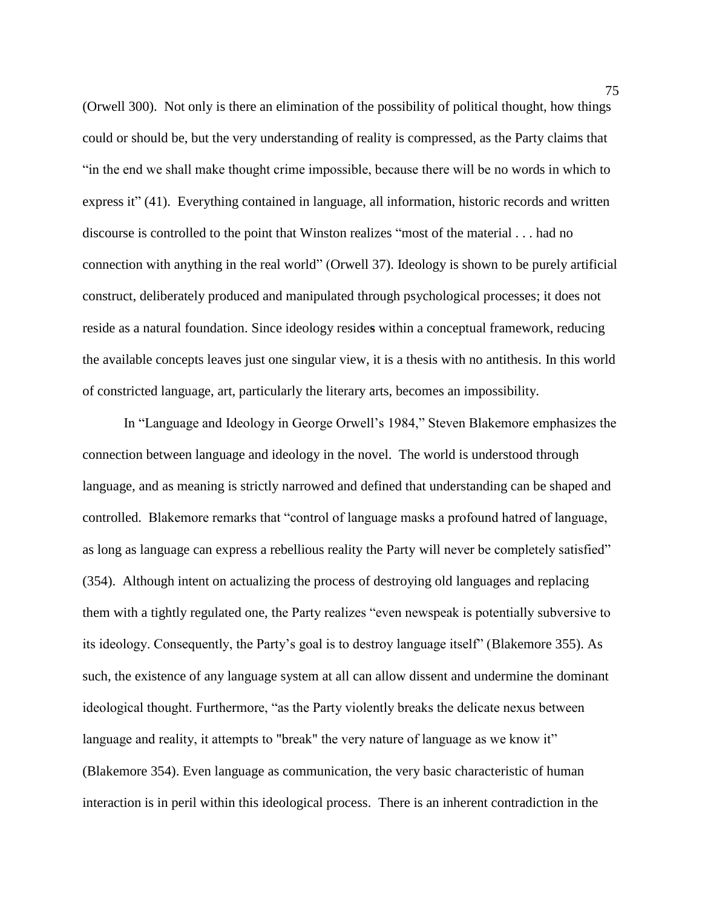(Orwell 300). Not only is there an elimination of the possibility of political thought, how things could or should be, but the very understanding of reality is compressed, as the Party claims that "in the end we shall make thought crime impossible, because there will be no words in which to express it" (41). Everything contained in language, all information, historic records and written discourse is controlled to the point that Winston realizes "most of the material . . . had no connection with anything in the real world" (Orwell 37). Ideology is shown to be purely artificial construct, deliberately produced and manipulated through psychological processes; it does not reside as a natural foundation. Since ideology reside**s** within a conceptual framework, reducing the available concepts leaves just one singular view, it is a thesis with no antithesis. In this world of constricted language, art, particularly the literary arts, becomes an impossibility.

In "Language and Ideology in George Orwell's 1984," Steven Blakemore emphasizes the connection between language and ideology in the novel. The world is understood through language, and as meaning is strictly narrowed and defined that understanding can be shaped and controlled. Blakemore remarks that "control of language masks a profound hatred of language, as long as language can express a rebellious reality the Party will never be completely satisfied" (354). Although intent on actualizing the process of destroying old languages and replacing them with a tightly regulated one, the Party realizes "even newspeak is potentially subversive to its ideology. Consequently, the Party's goal is to destroy language itself" (Blakemore 355). As such, the existence of any language system at all can allow dissent and undermine the dominant ideological thought. Furthermore, "as the Party violently breaks the delicate nexus between language and reality, it attempts to "break" the very nature of language as we know it" (Blakemore 354). Even language as communication, the very basic characteristic of human interaction is in peril within this ideological process. There is an inherent contradiction in the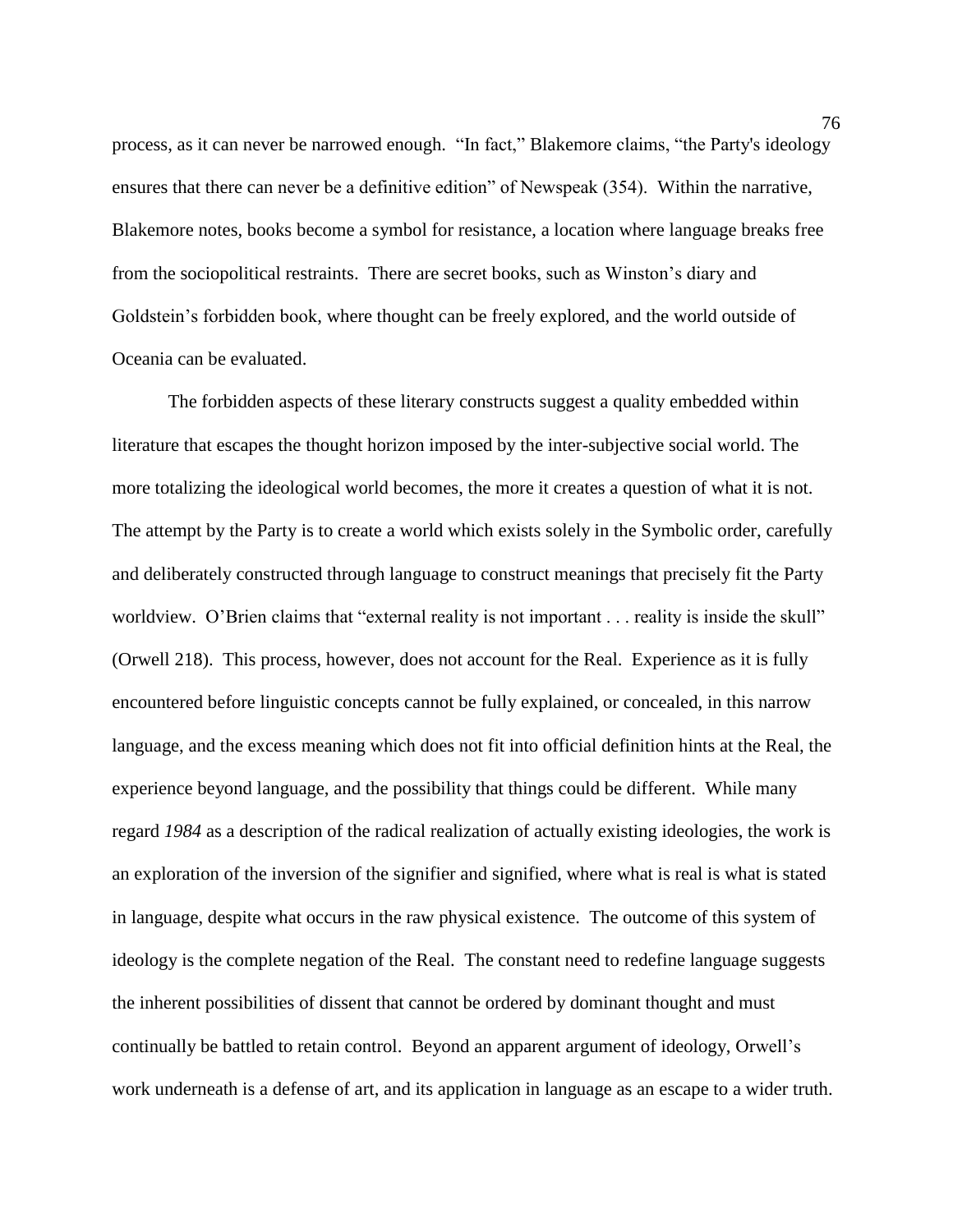process, as it can never be narrowed enough. "In fact," Blakemore claims, "the Party's ideology ensures that there can never be a definitive edition" of Newspeak (354). Within the narrative, Blakemore notes, books become a symbol for resistance, a location where language breaks free from the sociopolitical restraints. There are secret books, such as Winston's diary and Goldstein's forbidden book, where thought can be freely explored, and the world outside of Oceania can be evaluated.

The forbidden aspects of these literary constructs suggest a quality embedded within literature that escapes the thought horizon imposed by the inter-subjective social world. The more totalizing the ideological world becomes, the more it creates a question of what it is not. The attempt by the Party is to create a world which exists solely in the Symbolic order, carefully and deliberately constructed through language to construct meanings that precisely fit the Party worldview. O'Brien claims that "external reality is not important . . . reality is inside the skull" (Orwell 218). This process, however, does not account for the Real. Experience as it is fully encountered before linguistic concepts cannot be fully explained, or concealed, in this narrow language, and the excess meaning which does not fit into official definition hints at the Real, the experience beyond language, and the possibility that things could be different. While many regard *1984* as a description of the radical realization of actually existing ideologies, the work is an exploration of the inversion of the signifier and signified, where what is real is what is stated in language, despite what occurs in the raw physical existence. The outcome of this system of ideology is the complete negation of the Real. The constant need to redefine language suggests the inherent possibilities of dissent that cannot be ordered by dominant thought and must continually be battled to retain control. Beyond an apparent argument of ideology, Orwell's work underneath is a defense of art, and its application in language as an escape to a wider truth.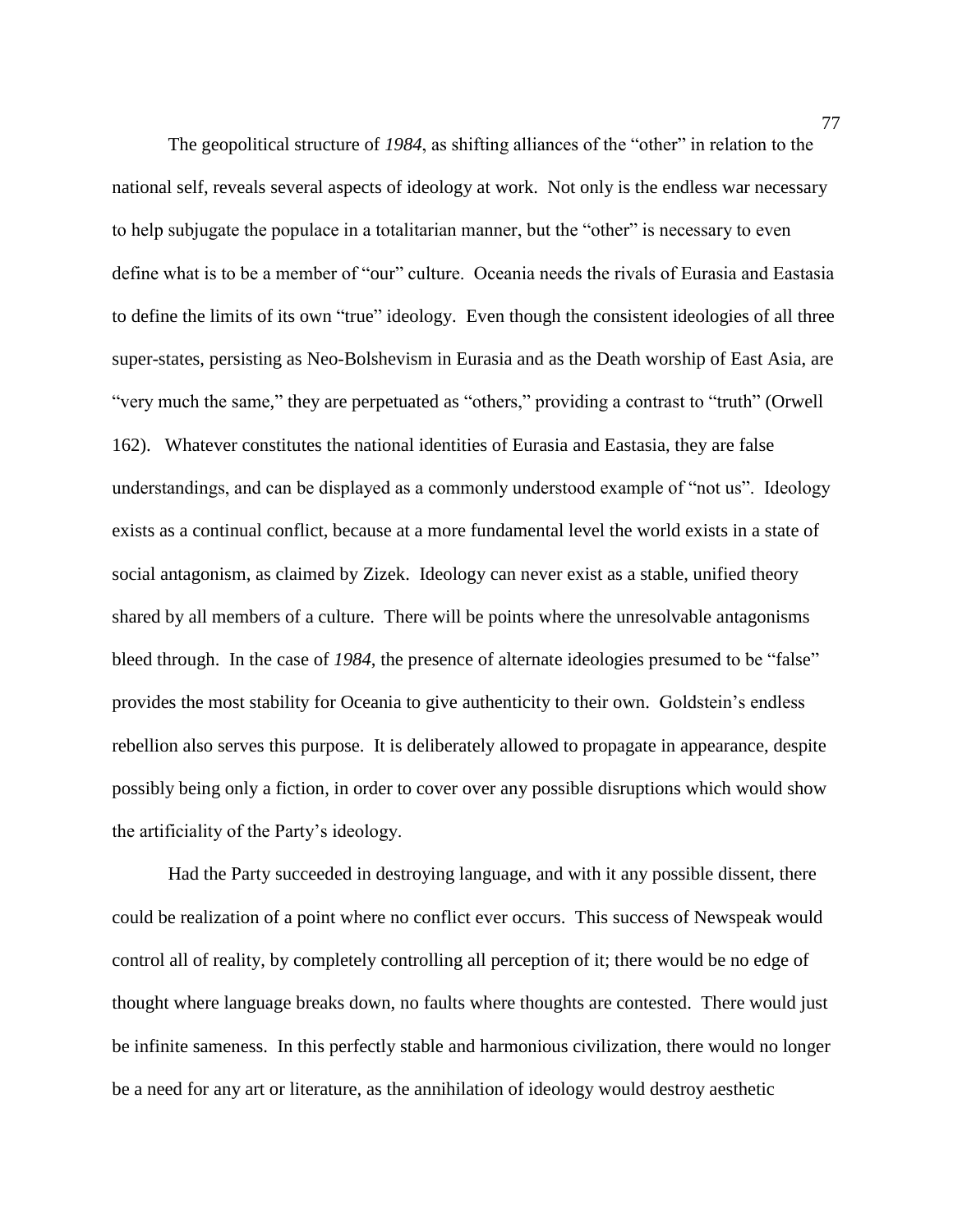The geopolitical structure of *1984*, as shifting alliances of the "other" in relation to the national self, reveals several aspects of ideology at work. Not only is the endless war necessary to help subjugate the populace in a totalitarian manner, but the "other" is necessary to even define what is to be a member of "our" culture. Oceania needs the rivals of Eurasia and Eastasia to define the limits of its own "true" ideology. Even though the consistent ideologies of all three super-states, persisting as Neo-Bolshevism in Eurasia and as the Death worship of East Asia, are "very much the same," they are perpetuated as "others," providing a contrast to "truth" (Orwell 162). Whatever constitutes the national identities of Eurasia and Eastasia, they are false understandings, and can be displayed as a commonly understood example of "not us". Ideology exists as a continual conflict, because at a more fundamental level the world exists in a state of social antagonism, as claimed by Zizek. Ideology can never exist as a stable, unified theory shared by all members of a culture. There will be points where the unresolvable antagonisms bleed through. In the case of *1984*, the presence of alternate ideologies presumed to be "false" provides the most stability for Oceania to give authenticity to their own. Goldstein's endless rebellion also serves this purpose. It is deliberately allowed to propagate in appearance, despite possibly being only a fiction, in order to cover over any possible disruptions which would show the artificiality of the Party's ideology.

Had the Party succeeded in destroying language, and with it any possible dissent, there could be realization of a point where no conflict ever occurs. This success of Newspeak would control all of reality, by completely controlling all perception of it; there would be no edge of thought where language breaks down, no faults where thoughts are contested. There would just be infinite sameness. In this perfectly stable and harmonious civilization, there would no longer be a need for any art or literature, as the annihilation of ideology would destroy aesthetic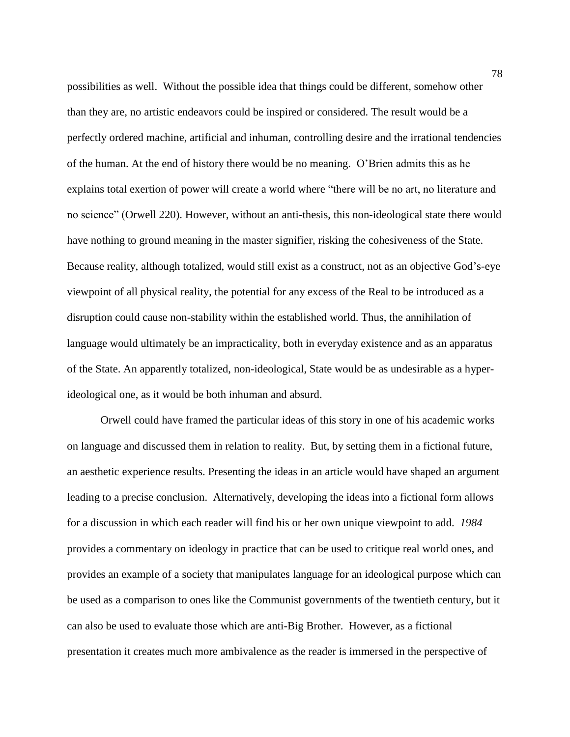possibilities as well. Without the possible idea that things could be different, somehow other than they are, no artistic endeavors could be inspired or considered. The result would be a perfectly ordered machine, artificial and inhuman, controlling desire and the irrational tendencies of the human. At the end of history there would be no meaning. O'Brien admits this as he explains total exertion of power will create a world where "there will be no art, no literature and no science" (Orwell 220). However, without an anti-thesis, this non-ideological state there would have nothing to ground meaning in the master signifier, risking the cohesiveness of the State. Because reality, although totalized, would still exist as a construct, not as an objective God's-eye viewpoint of all physical reality, the potential for any excess of the Real to be introduced as a disruption could cause non-stability within the established world. Thus, the annihilation of language would ultimately be an impracticality, both in everyday existence and as an apparatus of the State. An apparently totalized, non-ideological, State would be as undesirable as a hyper-ideological one, as it would be both inhuman and absurd.

Orwell could have framed the particular ideas of this story in one of his academic works on language and discussed them in relation to reality. But, by setting them in a fictional future, an aesthetic experience results. Presenting the ideas in an article would have shaped an argument leading to a precise conclusion. Alternatively, developing the ideas into a fictional form allows for a discussion in which each reader will find his or her own unique viewpoint to add. *1984* provides a commentary on ideology in practice that can be used to critique real world ones, and provides an example of a society that manipulates language for an ideological purpose which can be used as a comparison to ones like the Communist governments of the twentieth century, but it can also be used to evaluate those which are anti-Big Brother. However, as a fictional presentation it creates much more ambivalence as the reader is immersed in the perspective of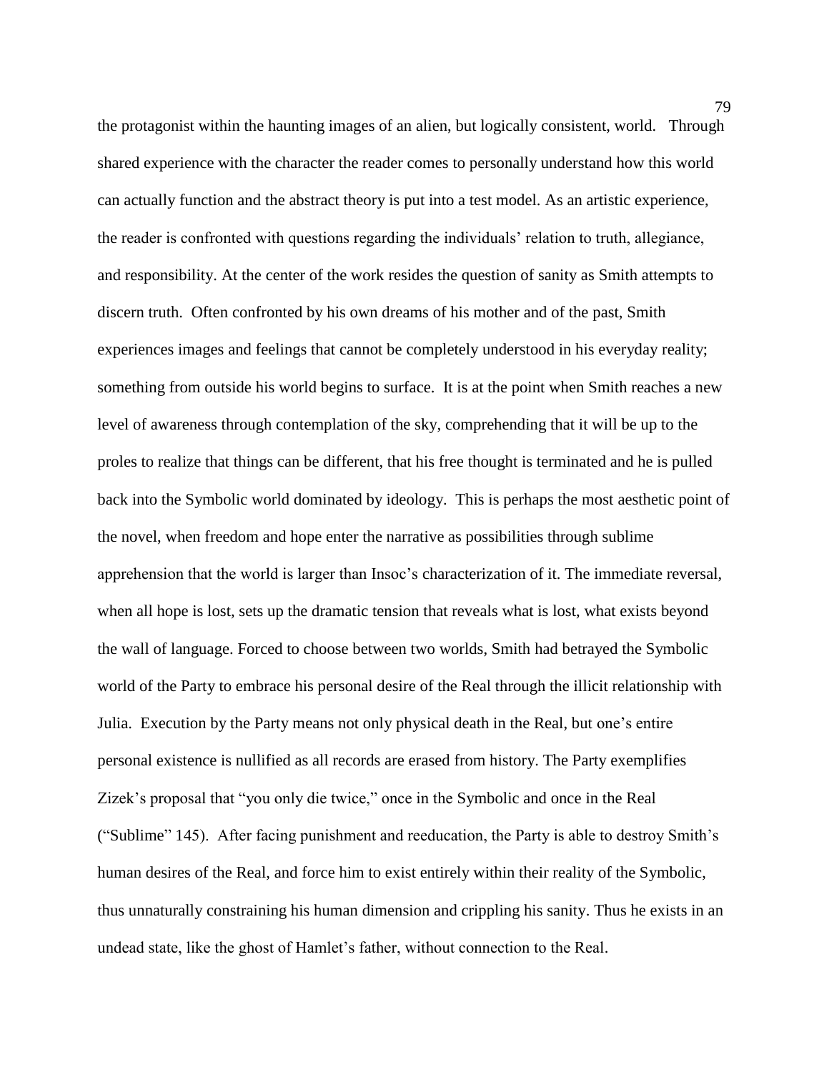the protagonist within the haunting images of an alien, but logically consistent, world. Through shared experience with the character the reader comes to personally understand how this world can actually function and the abstract theory is put into a test model. As an artistic experience, the reader is confronted with questions regarding the individuals' relation to truth, allegiance, and responsibility. At the center of the work resides the question of sanity as Smith attempts to discern truth. Often confronted by his own dreams of his mother and of the past, Smith experiences images and feelings that cannot be completely understood in his everyday reality; something from outside his world begins to surface. It is at the point when Smith reaches a new level of awareness through contemplation of the sky, comprehending that it will be up to the proles to realize that things can be different, that his free thought is terminated and he is pulled back into the Symbolic world dominated by ideology. This is perhaps the most aesthetic point of the novel, when freedom and hope enter the narrative as possibilities through sublime apprehension that the world is larger than Insoc's characterization of it. The immediate reversal, when all hope is lost, sets up the dramatic tension that reveals what is lost, what exists beyond the wall of language. Forced to choose between two worlds, Smith had betrayed the Symbolic world of the Party to embrace his personal desire of the Real through the illicit relationship with Julia. Execution by the Party means not only physical death in the Real, but one's entire personal existence is nullified as all records are erased from history. The Party exemplifies Zizek's proposal that "you only die twice," once in the Symbolic and once in the Real ("Sublime" 145). After facing punishment and reeducation, the Party is able to destroy Smith's human desires of the Real, and force him to exist entirely within their reality of the Symbolic, thus unnaturally constraining his human dimension and crippling his sanity. Thus he exists in an undead state, like the ghost of Hamlet's father, without connection to the Real.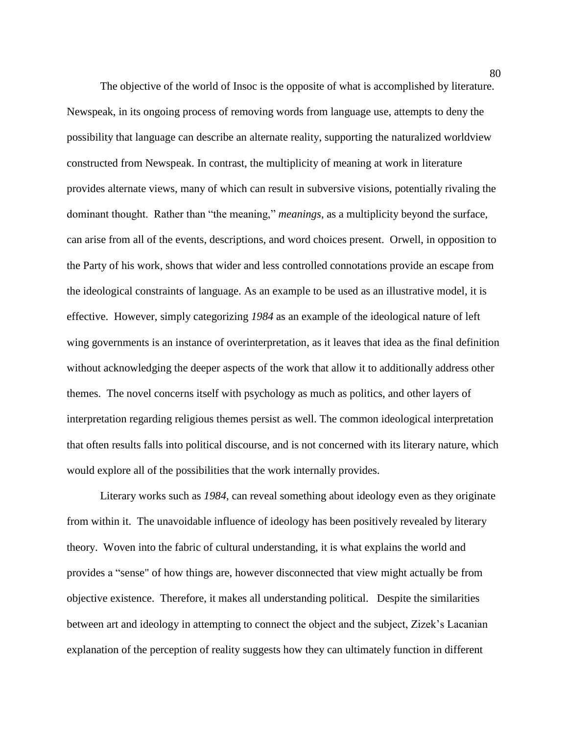The objective of the world of Insoc is the opposite of what is accomplished by literature. Newspeak, in its ongoing process of removing words from language use, attempts to deny the possibility that language can describe an alternate reality, supporting the naturalized worldview constructed from Newspeak. In contrast, the multiplicity of meaning at work in literature provides alternate views, many of which can result in subversive visions, potentially rivaling the dominant thought. Rather than "the meaning," *meanings*, as a multiplicity beyond the surface, can arise from all of the events, descriptions, and word choices present. Orwell, in opposition to the Party of his work, shows that wider and less controlled connotations provide an escape from the ideological constraints of language. As an example to be used as an illustrative model, it is effective. However, simply categorizing *1984* as an example of the ideological nature of left wing governments is an instance of overinterpretation, as it leaves that idea as the final definition without acknowledging the deeper aspects of the work that allow it to additionally address other themes. The novel concerns itself with psychology as much as politics, and other layers of interpretation regarding religious themes persist as well. The common ideological interpretation that often results falls into political discourse, and is not concerned with its literary nature, which would explore all of the possibilities that the work internally provides.

Literary works such as *1984*, can reveal something about ideology even as they originate from within it. The unavoidable influence of ideology has been positively revealed by literary theory. Woven into the fabric of cultural understanding, it is what explains the world and provides a "sense" of how things are, however disconnected that view might actually be from objective existence. Therefore, it makes all understanding political. Despite the similarities between art and ideology in attempting to connect the object and the subject, Zizek's Lacanian explanation of the perception of reality suggests how they can ultimately function in different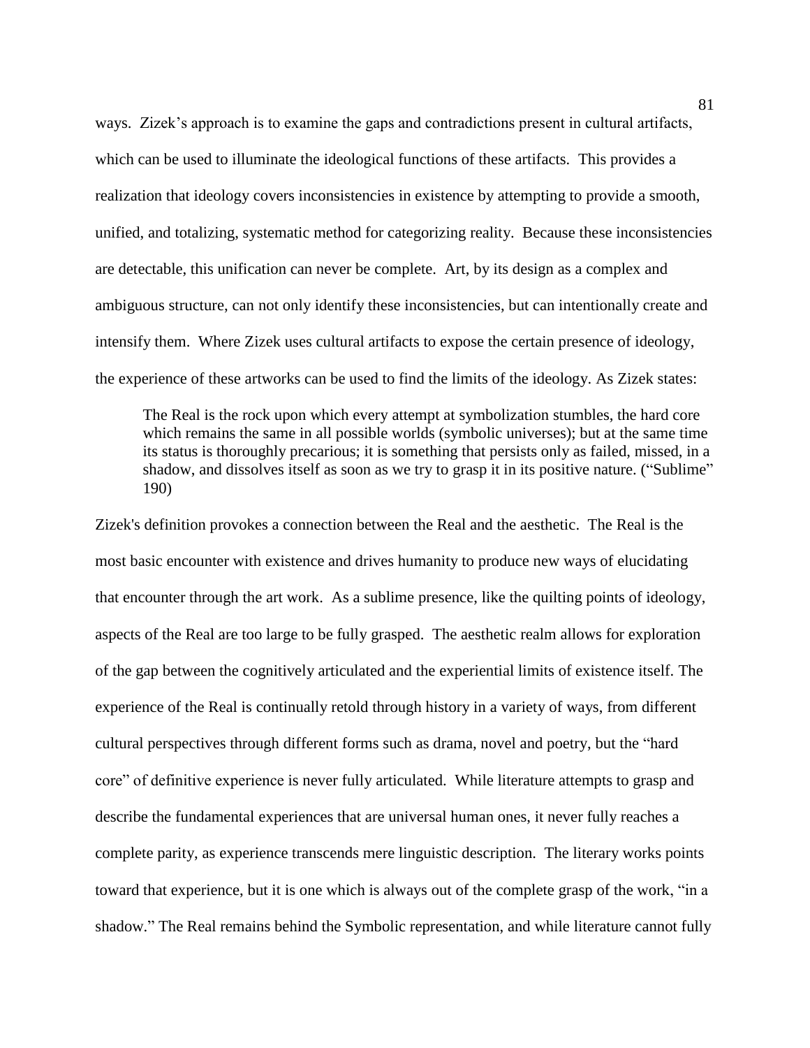ways. Zizek's approach is to examine the gaps and contradictions present in cultural artifacts, which can be used to illuminate the ideological functions of these artifacts. This provides a realization that ideology covers inconsistencies in existence by attempting to provide a smooth, unified, and totalizing, systematic method for categorizing reality. Because these inconsistencies are detectable, this unification can never be complete. Art, by its design as a complex and ambiguous structure, can not only identify these inconsistencies, but can intentionally create and intensify them. Where Zizek uses cultural artifacts to expose the certain presence of ideology, the experience of these artworks can be used to find the limits of the ideology. As Zizek states:

> The Real is the rock upon which every attempt at symbolization stumbles, the hard core which remains the same in all possible worlds (symbolic universes); but at the same time its status is thoroughly precarious; it is something that persists only as failed, missed, in a shadow, and dissolves itself as soon as we try to grasp it in its positive nature. ("Sublime" 190)

Zizek's definition provokes a connection between the Real and the aesthetic. The Real is the most basic encounter with existence and drives humanity to produce new ways of elucidating that encounter through the art work. As a sublime presence, like the quilting points of ideology, aspects of the Real are too large to be fully grasped. The aesthetic realm allows for exploration of the gap between the cognitively articulated and the experiential limits of existence itself. The experience of the Real is continually retold through history in a variety of ways, from different cultural perspectives through different forms such as drama, novel and poetry, but the "hard core" of definitive experience is never fully articulated. While literature attempts to grasp and describe the fundamental experiences that are universal human ones, it never fully reaches a complete parity, as experience transcends mere linguistic description. The literary works points toward that experience, but it is one which is always out of the complete grasp of the work, "in a shadow." The Real remains behind the Symbolic representation, and while literature cannot fully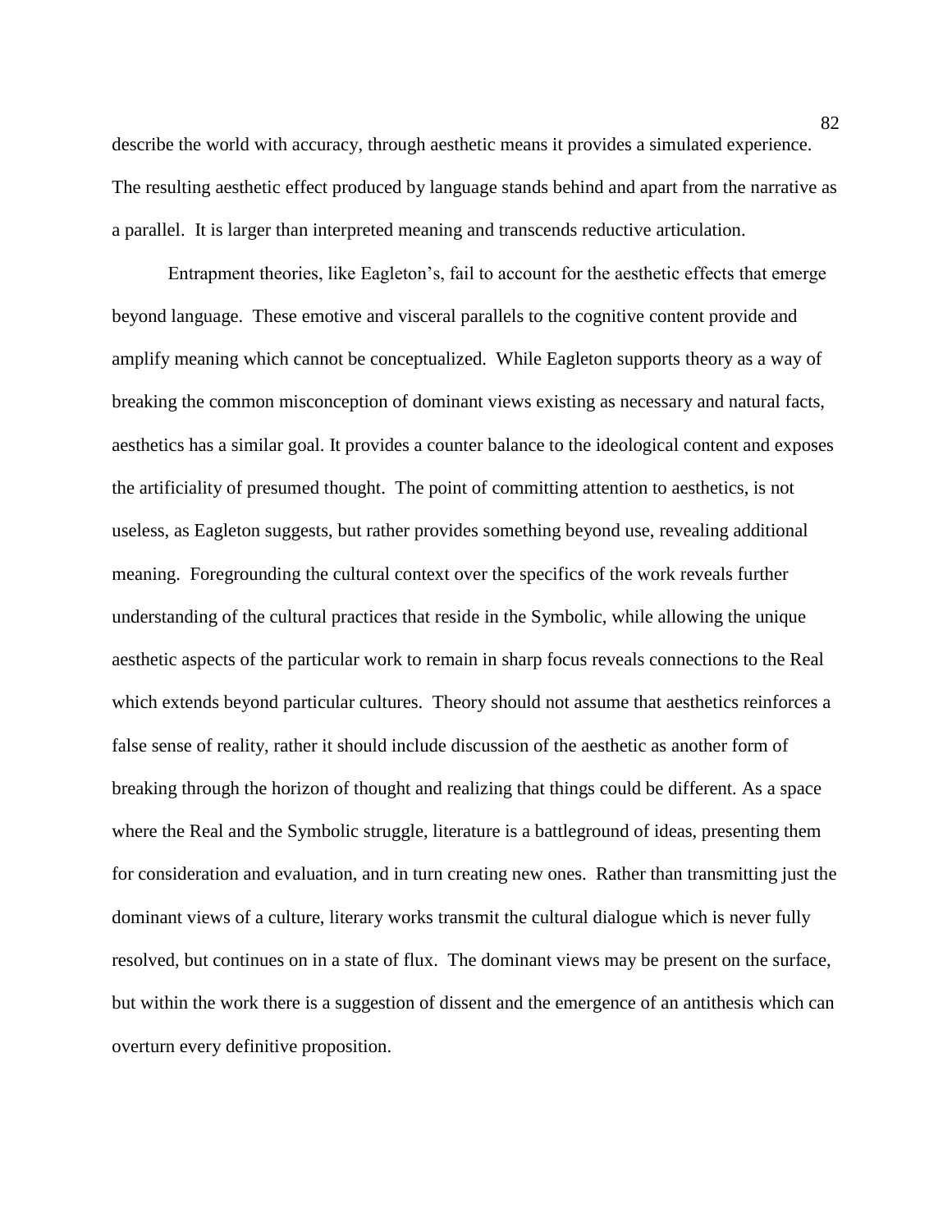describe the world with accuracy, through aesthetic means it provides a simulated experience. The resulting aesthetic effect produced by language stands behind and apart from the narrative as a parallel. It is larger than interpreted meaning and transcends reductive articulation.

Entrapment theories, like Eagleton's, fail to account for the aesthetic effects that emerge beyond language. These emotive and visceral parallels to the cognitive content provide and amplify meaning which cannot be conceptualized. While Eagleton supports theory as a way of breaking the common misconception of dominant views existing as necessary and natural facts, aesthetics has a similar goal. It provides a counter balance to the ideological content and exposes the artificiality of presumed thought. The point of committing attention to aesthetics, is not useless, as Eagleton suggests, but rather provides something beyond use, revealing additional meaning. Foregrounding the cultural context over the specifics of the work reveals further understanding of the cultural practices that reside in the Symbolic, while allowing the unique aesthetic aspects of the particular work to remain in sharp focus reveals connections to the Real which extends beyond particular cultures. Theory should not assume that aesthetics reinforces a false sense of reality, rather it should include discussion of the aesthetic as another form of breaking through the horizon of thought and realizing that things could be different. As a space where the Real and the Symbolic struggle, literature is a battleground of ideas, presenting them for consideration and evaluation, and in turn creating new ones. Rather than transmitting just the dominant views of a culture, literary works transmit the cultural dialogue which is never fully resolved, but continues on in a state of flux. The dominant views may be present on the surface, but within the work there is a suggestion of dissent and the emergence of an antithesis which can overturn every definitive proposition.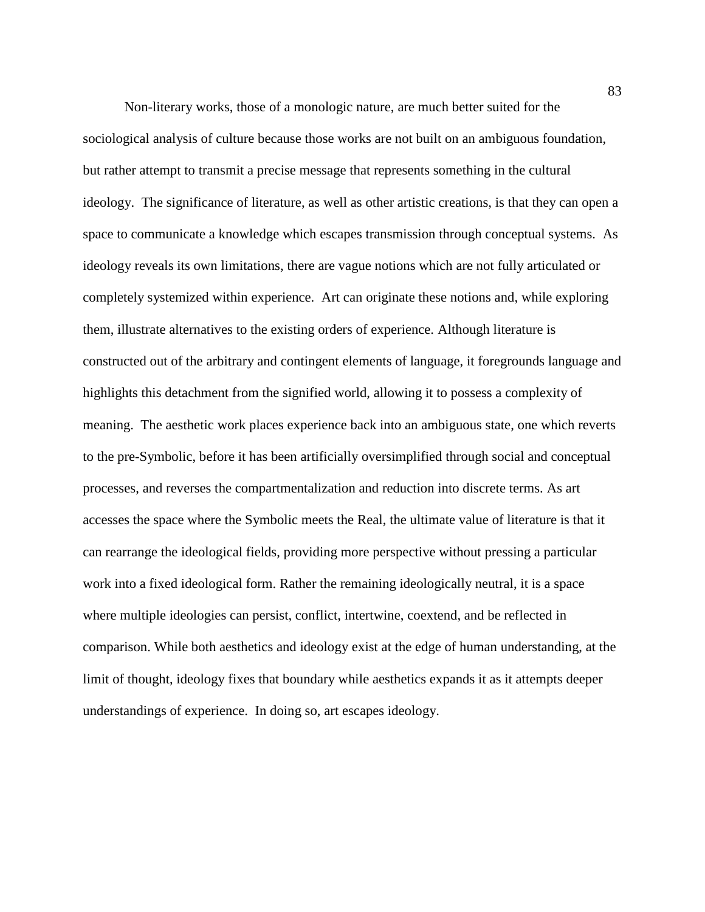Non-literary works, those of a monologic nature, are much better suited for the sociological analysis of culture because those works are not built on an ambiguous foundation, but rather attempt to transmit a precise message that represents something in the cultural ideology. The significance of literature, as well as other artistic creations, is that they can open a space to communicate a knowledge which escapes transmission through conceptual systems. As ideology reveals its own limitations, there are vague notions which are not fully articulated or completely systemized within experience. Art can originate these notions and, while exploring them, illustrate alternatives to the existing orders of experience. Although literature is constructed out of the arbitrary and contingent elements of language, it foregrounds language and highlights this detachment from the signified world, allowing it to possess a complexity of meaning. The aesthetic work places experience back into an ambiguous state, one which reverts to the pre-Symbolic, before it has been artificially oversimplified through social and conceptual processes, and reverses the compartmentalization and reduction into discrete terms. As art accesses the space where the Symbolic meets the Real, the ultimate value of literature is that it can rearrange the ideological fields, providing more perspective without pressing a particular work into a fixed ideological form. Rather the remaining ideologically neutral, it is a space where multiple ideologies can persist, conflict, intertwine, coextend, and be reflected in comparison. While both aesthetics and ideology exist at the edge of human understanding, at the limit of thought, ideology fixes that boundary while aesthetics expands it as it attempts deeper understandings of experience. In doing so, art escapes ideology.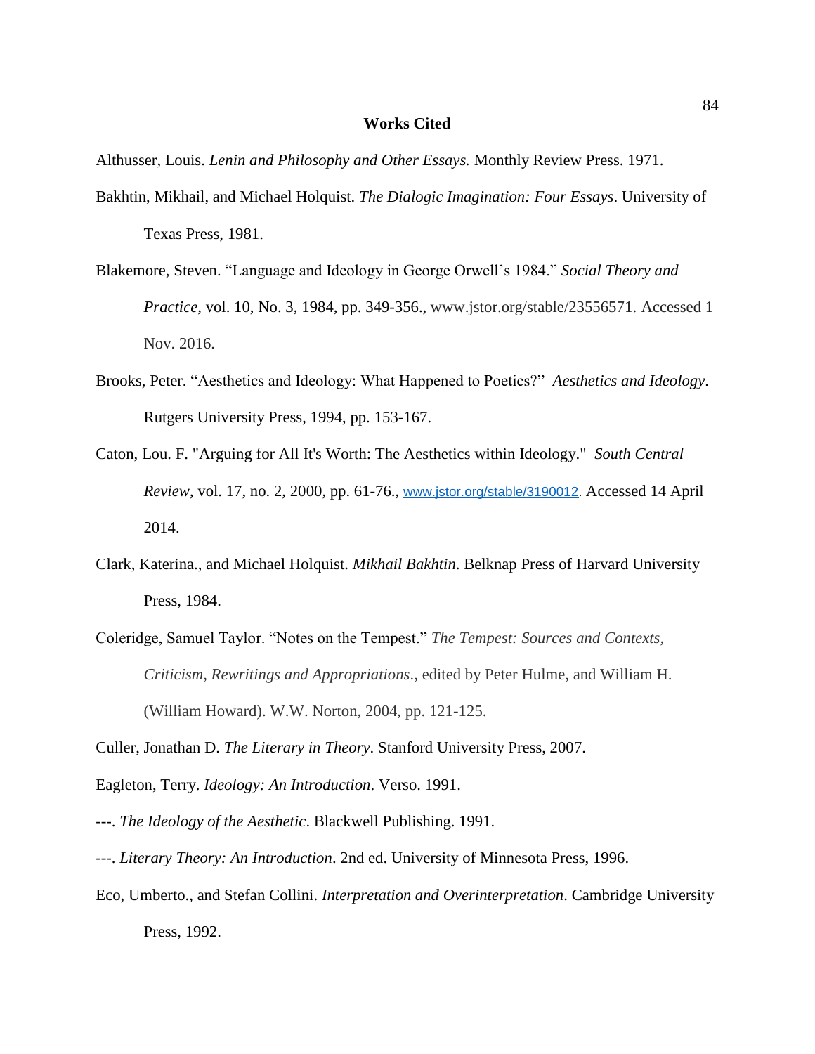# Works Cited

Althusser, Louis. *Lenin and Philosophy and Other Essays.* Monthly Review Press. 1971.

Bakhtin, Mikhail, and Michael Holquist. *The Dialogic Imagination: Four Essays*. University of Texas Press, 1981.

Blakemore, Steven. "Language and Ideology in George Orwell's 1984." *Social Theory and Practice*, vol. 10, No. 3, 1984, pp. 349-356., www.jstor.org/stable/23556571. Accessed 1 Nov. 2016.

Brooks, Peter. "Aesthetics and Ideology: What Happened to Poetics?" *Aesthetics and Ideology*. Rutgers University Press, 1994, pp. 153-167.

Caton, Lou. F. "Arguing for All It's Worth: The Aesthetics within Ideology." *South Central Review*, vol. 17, no. 2, 2000, pp. 61-76., www.jstor.org/stable/3190012. Accessed 14 April 2014.

Clark, Katerina., and Michael Holquist. *Mikhail Bakhtin*. Belknap Press of Harvard University Press, 1984.

Coleridge, Samuel Taylor. "Notes on the Tempest." *The Tempest: Sources and Contexts, Criticism, Rewritings and Appropriations*., edited by Peter Hulme, and William H. (William Howard). W.W. Norton, 2004, pp. 121-125.

Culler, Jonathan D. *The Literary in Theory*. Stanford University Press, 2007.

Eagleton, Terry. *Ideology: An Introduction*. Verso. 1991.

---. *The Ideology of the Aesthetic*. Blackwell Publishing. 1991.

---. *Literary Theory: An Introduction*. 2nd ed. University of Minnesota Press, 1996.

Eco, Umberto., and Stefan Collini. *Interpretation and Overinterpretation*. Cambridge University Press, 1992.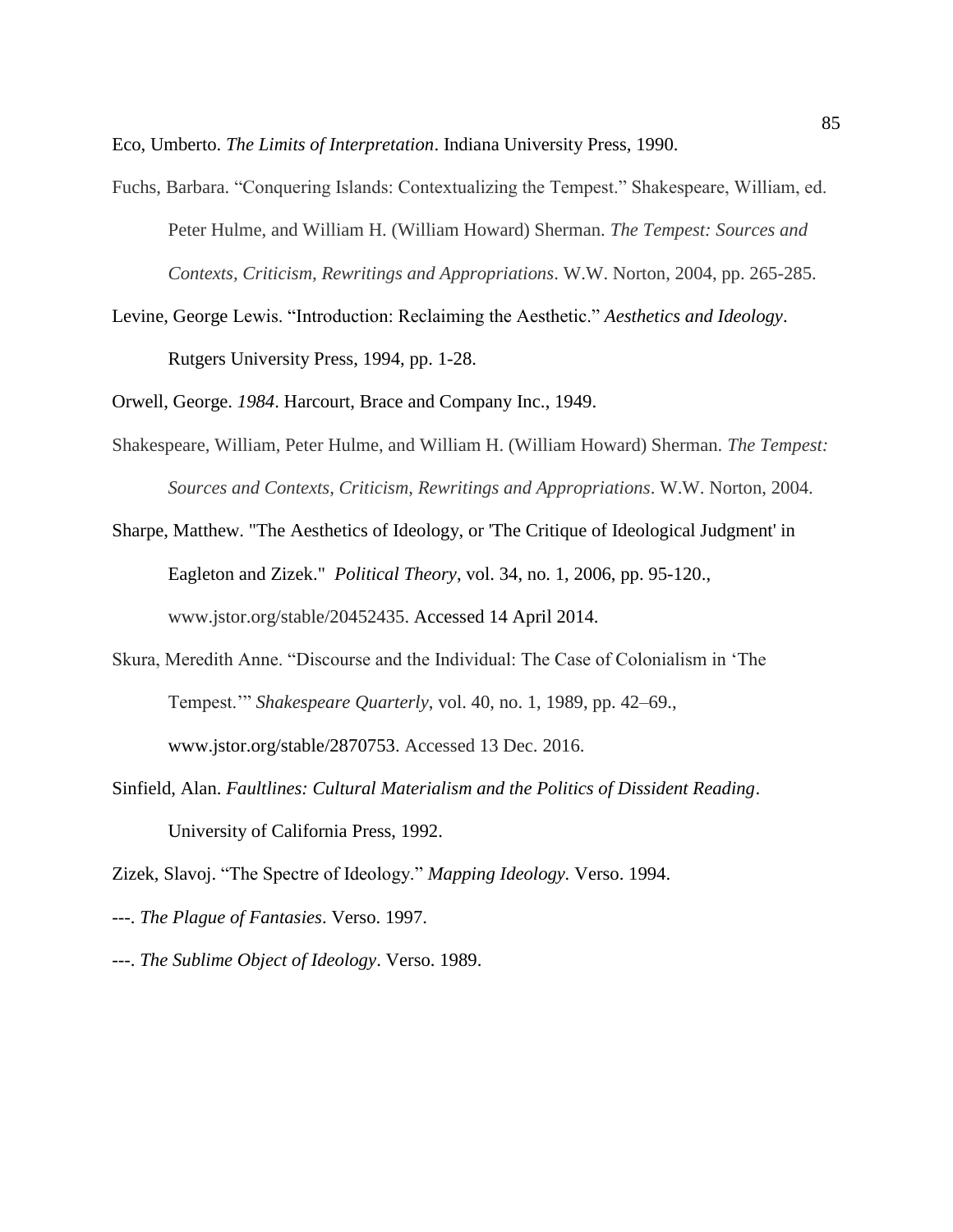Eco, Umberto. *The Limits of Interpretation*. Indiana University Press, 1990.

Fuchs, Barbara. "Conquering Islands: Contextualizing the Tempest." Shakespeare, William, ed. Peter Hulme, and William H. (William Howard) Sherman. *The Tempest: Sources and Contexts, Criticism, Rewritings and Appropriations*. W.W. Norton, 2004, pp. 265-285.

Levine, George Lewis. "Introduction: Reclaiming the Aesthetic." *Aesthetics and Ideology*. Rutgers University Press, 1994, pp. 1-28.

Orwell, George. *1984*. Harcourt, Brace and Company Inc., 1949.

Shakespeare, William, Peter Hulme, and William H. (William Howard) Sherman. *The Tempest: Sources and Contexts, Criticism, Rewritings and Appropriations*. W.W. Norton, 2004.

Sharpe, Matthew. "The Aesthetics of Ideology, or 'The Critique of Ideological Judgment' in Eagleton and Zizek." *Political Theory*, vol. 34, no. 1, 2006, pp. 95-120., www.jstor.org/stable/20452435. Accessed 14 April 2014.

Skura, Meredith Anne. "Discourse and the Individual: The Case of Colonialism in 'The Tempest.'" *Shakespeare Quarterly*, vol. 40, no. 1, 1989, pp. 42–69., www.jstor.org/stable/2870753. Accessed 13 Dec. 2016.

Sinfield, Alan. *Faultlines: Cultural Materialism and the Politics of Dissident Reading*. University of California Press, 1992.

Zizek, Slavoj. "The Spectre of Ideology." *Mapping Ideology.* Verso. 1994.

---. *The Plague of Fantasies*. Verso. 1997.

---. *The Sublime Object of Ideology*. Verso. 1989.